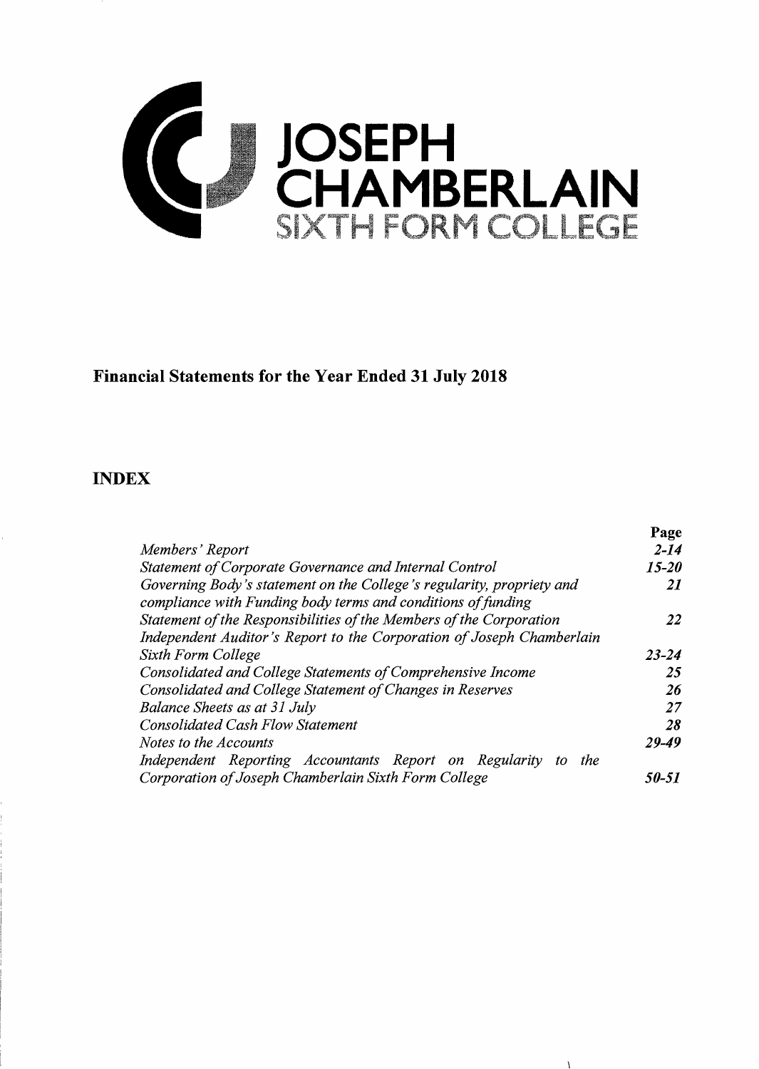# JOSEPH CHAMBERLAIN SIXTH FORM COLLEGE

**Financial Statements for the Year Ended 31 July 2018**

## INDEX

| | Page |
|---|---|
| *Members' Report* | *2-14* |
| *Statement of Corporate Governance and Internal Control* | *15-20* |
| *Governing Body's statement on the College's regularity, propriety and compliance with Funding body terms and conditions of funding* | *21* |
| *Statement of the Responsibilities of the Members of the Corporation* | *22* |
| *Independent Auditor's Report to the Corporation of Joseph Chamberlain Sixth Form College* | *23-24* |
| *Consolidated and College Statements of Comprehensive Income* | *25* |
| *Consolidated and College Statement of Changes in Reserves* | *26* |
| *Balance Sheets as at 31 July* | *27* |
| *Consolidated Cash Flow Statement* | *28* |
| *Notes to the Accounts* | *29-49* |
| *Independent Reporting Accountants Report on Regularity to the Corporation of Joseph Chamberlain Sixth Form College* | *50-51* |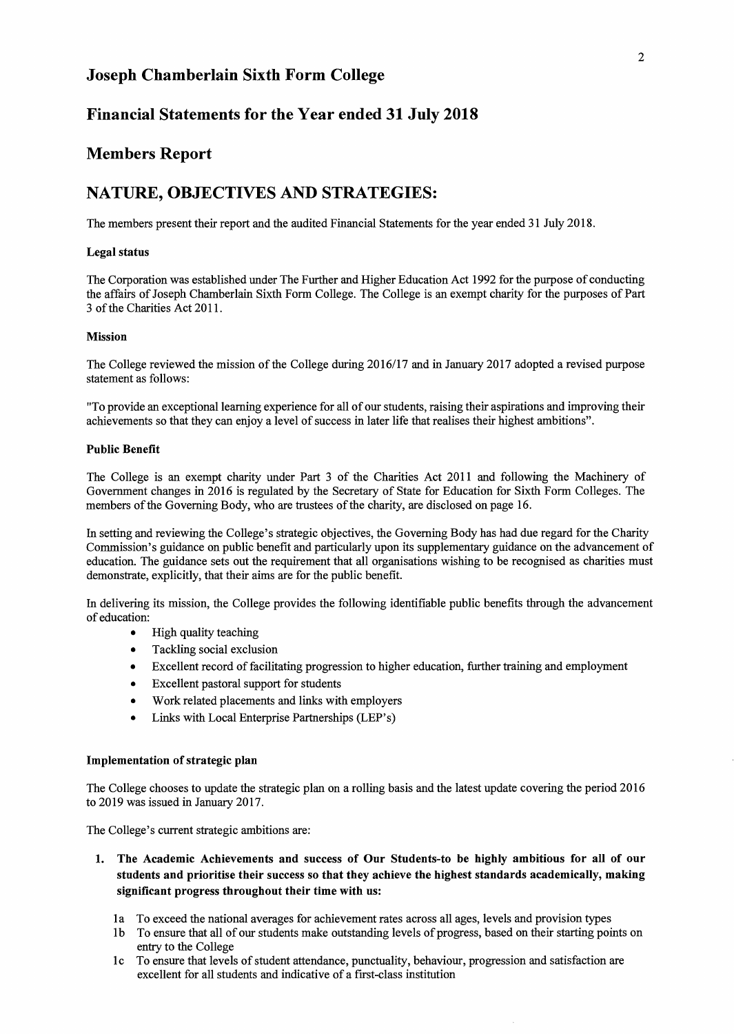# Joseph Chamberlain Sixth Form College

## Financial Statements for the Year ended 31 July 2018

## Members Report

## NATURE, OBJECTIVES AND STRATEGIES:

The members present their report and the audited Financial Statements for the year ended 31 July 2018.

**Legal status**

The Corporation was established under The Further and Higher Education Act 1992 for the purpose of conducting the affairs of Joseph Chamberlain Sixth Form College. The College is an exempt charity for the purposes of Part 3 of the Charities Act 2011.

**Mission**

The College reviewed the mission of the College during 2016/17 and in January 2017 adopted a revised purpose statement as follows:

"To provide an exceptional learning experience for all of our students, raising their aspirations and improving their achievements so that they can enjoy a level of success in later life that realises their highest ambitions".

**Public Benefit**

The College is an exempt charity under Part 3 of the Charities Act 2011 and following the Machinery of Government changes in 2016 is regulated by the Secretary of State for Education for Sixth Form Colleges. The members of the Governing Body, who are trustees of the charity, are disclosed on page 16.

In setting and reviewing the College's strategic objectives, the Governing Body has had due regard for the Charity Commission's guidance on public benefit and particularly upon its supplementary guidance on the advancement of education. The guidance sets out the requirement that all organisations wishing to be recognised as charities must demonstrate, explicitly, that their aims are for the public benefit.

In delivering its mission, the College provides the following identifiable public benefits through the advancement of education:

- High quality teaching
- Tackling social exclusion
- Excellent record of facilitating progression to higher education, further training and employment
- Excellent pastoral support for students
- Work related placements and links with employers
- Links with Local Enterprise Partnerships (LEP's)

**Implementation of strategic plan**

The College chooses to update the strategic plan on a rolling basis and the latest update covering the period 2016 to 2019 was issued in January 2017.

The College's current strategic ambitions are:

1. **The Academic Achievements and success of Our Students-to be highly ambitious for all of our students and prioritise their success so that they achieve the highest standards academically, making significant progress throughout their time with us:**

   1a To exceed the national averages for achievement rates across all ages, levels and provision types

   1b To ensure that all of our students make outstanding levels of progress, based on their starting points on entry to the College

   1c To ensure that levels of student attendance, punctuality, behaviour, progression and satisfaction are excellent for all students and indicative of a first-class institution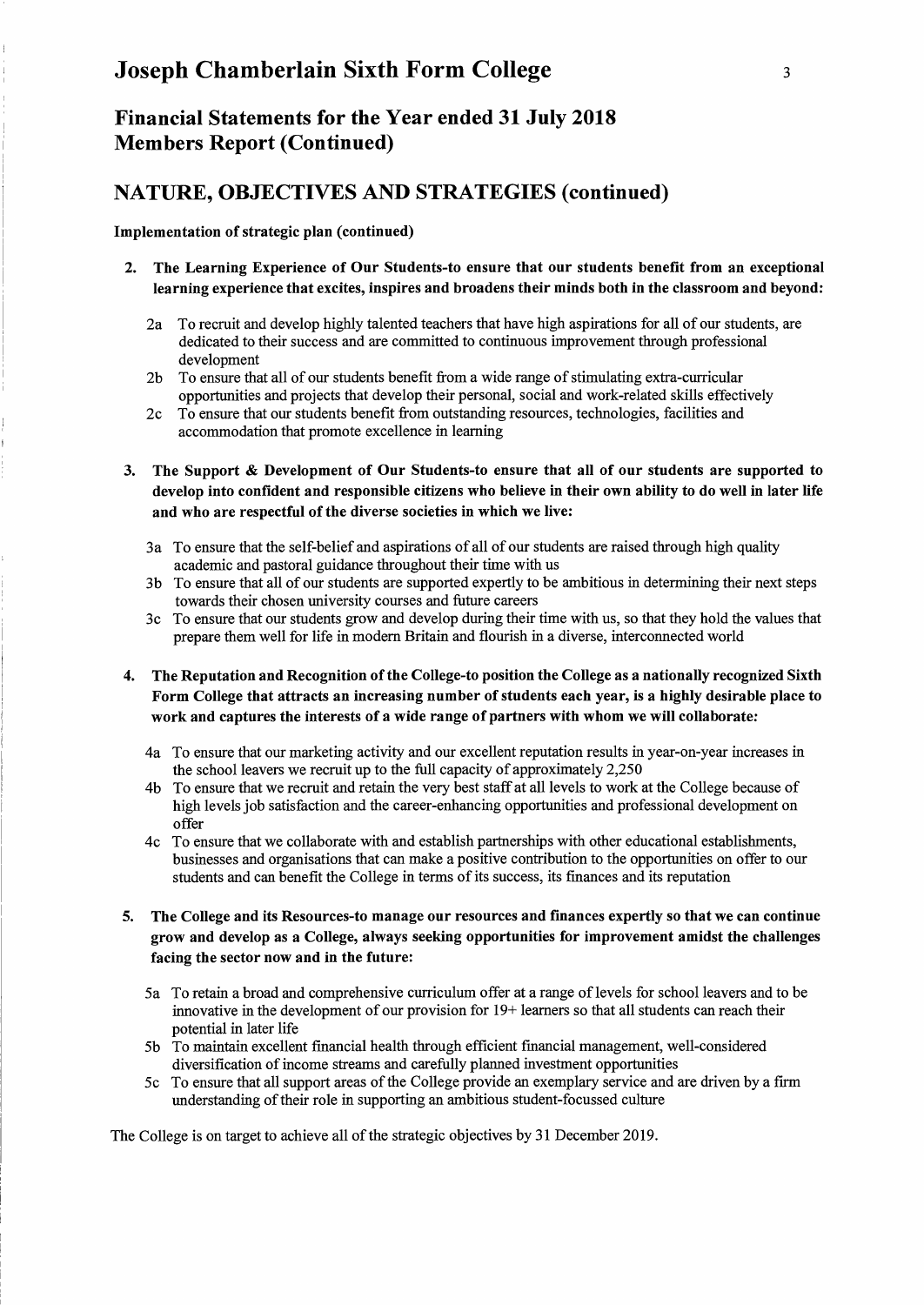# Joseph Chamberlain Sixth Form College

## Financial Statements for the Year ended 31 July 2018
## Members Report (Continued)

## NATURE, OBJECTIVES AND STRATEGIES (continued)

**Implementation of strategic plan (continued)**

2. **The Learning Experience of Our Students-to ensure that our students benefit from an exceptional learning experience that excites, inspires and broadens their minds both in the classroom and beyond:**

   2a To recruit and develop highly talented teachers that have high aspirations for all of our students, are dedicated to their success and are committed to continuous improvement through professional development

   2b To ensure that all of our students benefit from a wide range of stimulating extra-curricular opportunities and projects that develop their personal, social and work-related skills effectively

   2c To ensure that our students benefit from outstanding resources, technologies, facilities and accommodation that promote excellence in learning

3. **The Support & Development of Our Students-to ensure that all of our students are supported to develop into confident and responsible citizens who believe in their own ability to do well in later life and who are respectful of the diverse societies in which we live:**

   3a To ensure that the self-belief and aspirations of all of our students are raised through high quality academic and pastoral guidance throughout their time with us

   3b To ensure that all of our students are supported expertly to be ambitious in determining their next steps towards their chosen university courses and future careers

   3c To ensure that our students grow and develop during their time with us, so that they hold the values that prepare them well for life in modern Britain and flourish in a diverse, interconnected world

4. **The Reputation and Recognition of the College-to position the College as a nationally recognized Sixth Form College that attracts an increasing number of students each year, is a highly desirable place to work and captures the interests of a wide range of partners with whom we will collaborate:**

   4a To ensure that our marketing activity and our excellent reputation results in year-on-year increases in the school leavers we recruit up to the full capacity of approximately 2,250

   4b To ensure that we recruit and retain the very best staff at all levels to work at the College because of high levels job satisfaction and the career-enhancing opportunities and professional development on offer

   4c To ensure that we collaborate with and establish partnerships with other educational establishments, businesses and organisations that can make a positive contribution to the opportunities on offer to our students and can benefit the College in terms of its success, its finances and its reputation

5. **The College and its Resources-to manage our resources and finances expertly so that we can continue grow and develop as a College, always seeking opportunities for improvement amidst the challenges facing the sector now and in the future:**

   5a To retain a broad and comprehensive curriculum offer at a range of levels for school leavers and to be innovative in the development of our provision for 19+ learners so that all students can reach their potential in later life

   5b To maintain excellent financial health through efficient financial management, well-considered diversification of income streams and carefully planned investment opportunities

   5c To ensure that all support areas of the College provide an exemplary service and are driven by a firm understanding of their role in supporting an ambitious student-focussed culture

The College is on target to achieve all of the strategic objectives by 31 December 2019.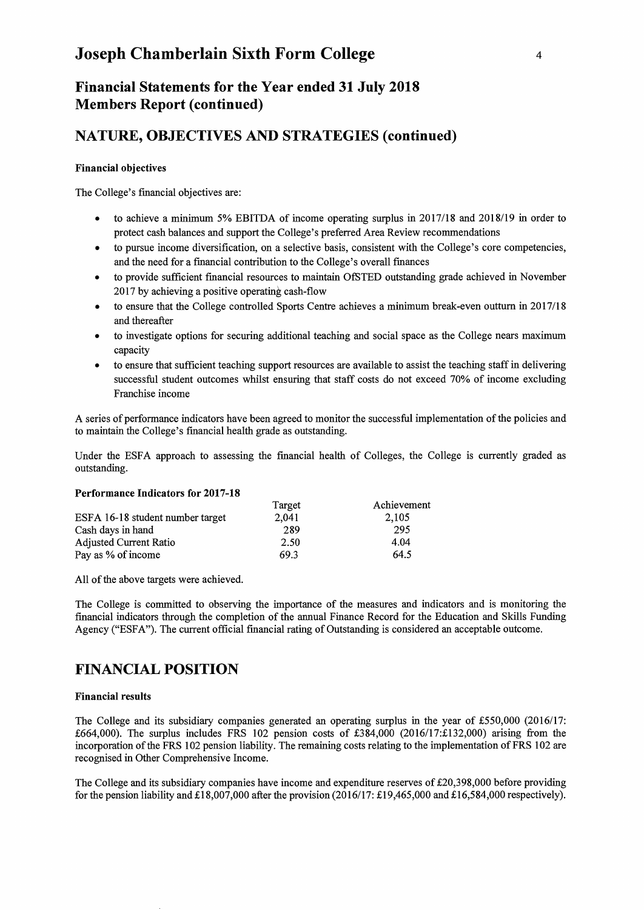# Joseph Chamberlain Sixth Form College

## Financial Statements for the Year ended 31 July 2018
## Members Report (continued)

## NATURE, OBJECTIVES AND STRATEGIES (continued)

### Financial objectives

The College's financial objectives are:

- to achieve a minimum 5% EBITDA of income operating surplus in 2017/18 and 2018/19 in order to protect cash balances and support the College's preferred Area Review recommendations
- to pursue income diversification, on a selective basis, consistent with the College's core competencies, and the need for a financial contribution to the College's overall finances
- to provide sufficient financial resources to maintain OfSTED outstanding grade achieved in November 2017 by achieving a positive operating cash-flow
- to ensure that the College controlled Sports Centre achieves a minimum break-even outturn in 2017/18 and thereafter
- to investigate options for securing additional teaching and social space as the College nears maximum capacity
- to ensure that sufficient teaching support resources are available to assist the teaching staff in delivering successful student outcomes whilst ensuring that staff costs do not exceed 70% of income excluding Franchise income

A series of performance indicators have been agreed to monitor the successful implementation of the policies and to maintain the College's financial health grade as outstanding.

Under the ESFA approach to assessing the financial health of Colleges, the College is currently graded as outstanding.

### Performance Indicators for 2017-18

| | Target | Achievement |
|---|---|---|
| ESFA 16-18 student number target | 2,041 | 2,105 |
| Cash days in hand | 289 | 295 |
| Adjusted Current Ratio | 2.50 | 4.04 |
| Pay as % of income | 69.3 | 64.5 |

All of the above targets were achieved.

The College is committed to observing the importance of the measures and indicators and is monitoring the financial indicators through the completion of the annual Finance Record for the Education and Skills Funding Agency ("ESFA"). The current official financial rating of Outstanding is considered an acceptable outcome.

## FINANCIAL POSITION

### Financial results

The College and its subsidiary companies generated an operating surplus in the year of £550,000 (2016/17: £664,000). The surplus includes FRS 102 pension costs of £384,000 (2016/17:£132,000) arising from the incorporation of the FRS 102 pension liability. The remaining costs relating to the implementation of FRS 102 are recognised in Other Comprehensive Income.

The College and its subsidiary companies have income and expenditure reserves of £20,398,000 before providing for the pension liability and £18,007,000 after the provision (2016/17: £19,465,000 and £16,584,000 respectively).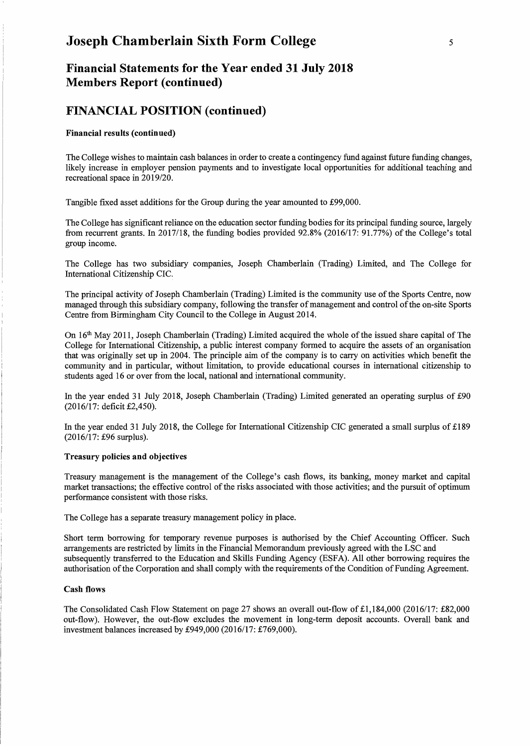# Joseph Chamberlain Sixth Form College

## Financial Statements for the Year ended 31 July 2018
## Members Report (continued)

## FINANCIAL POSITION (continued)

**Financial results (continued)**

The College wishes to maintain cash balances in order to create a contingency fund against future funding changes, likely increase in employer pension payments and to investigate local opportunities for additional teaching and recreational space in 2019/20.

Tangible fixed asset additions for the Group during the year amounted to £99,000.

The College has significant reliance on the education sector funding bodies for its principal funding source, largely from recurrent grants. In 2017/18, the funding bodies provided 92.8% (2016/17: 91.77%) of the College's total group income.

The College has two subsidiary companies, Joseph Chamberlain (Trading) Limited, and The College for International Citizenship CIC.

The principal activity of Joseph Chamberlain (Trading) Limited is the community use of the Sports Centre, now managed through this subsidiary company, following the transfer of management and control of the on-site Sports Centre from Birmingham City Council to the College in August 2014.

On 16th May 2011, Joseph Chamberlain (Trading) Limited acquired the whole of the issued share capital of The College for International Citizenship, a public interest company formed to acquire the assets of an organisation that was originally set up in 2004. The principle aim of the company is to carry on activities which benefit the community and in particular, without limitation, to provide educational courses in international citizenship to students aged 16 or over from the local, national and international community.

In the year ended 31 July 2018, Joseph Chamberlain (Trading) Limited generated an operating surplus of £90 (2016/17: deficit £2,450).

In the year ended 31 July 2018, the College for International Citizenship CIC generated a small surplus of £189 (2016/17: £96 surplus).

**Treasury policies and objectives**

Treasury management is the management of the College's cash flows, its banking, money market and capital market transactions; the effective control of the risks associated with those activities; and the pursuit of optimum performance consistent with those risks.

The College has a separate treasury management policy in place.

Short term borrowing for temporary revenue purposes is authorised by the Chief Accounting Officer. Such arrangements are restricted by limits in the Financial Memorandum previously agreed with the LSC and subsequently transferred to the Education and Skills Funding Agency (ESFA). All other borrowing requires the authorisation of the Corporation and shall comply with the requirements of the Condition of Funding Agreement.

**Cash flows**

The Consolidated Cash Flow Statement on page 27 shows an overall out-flow of £1,184,000 (2016/17: £82,000 out-flow). However, the out-flow excludes the movement in long-term deposit accounts. Overall bank and investment balances increased by £949,000 (2016/17: £769,000).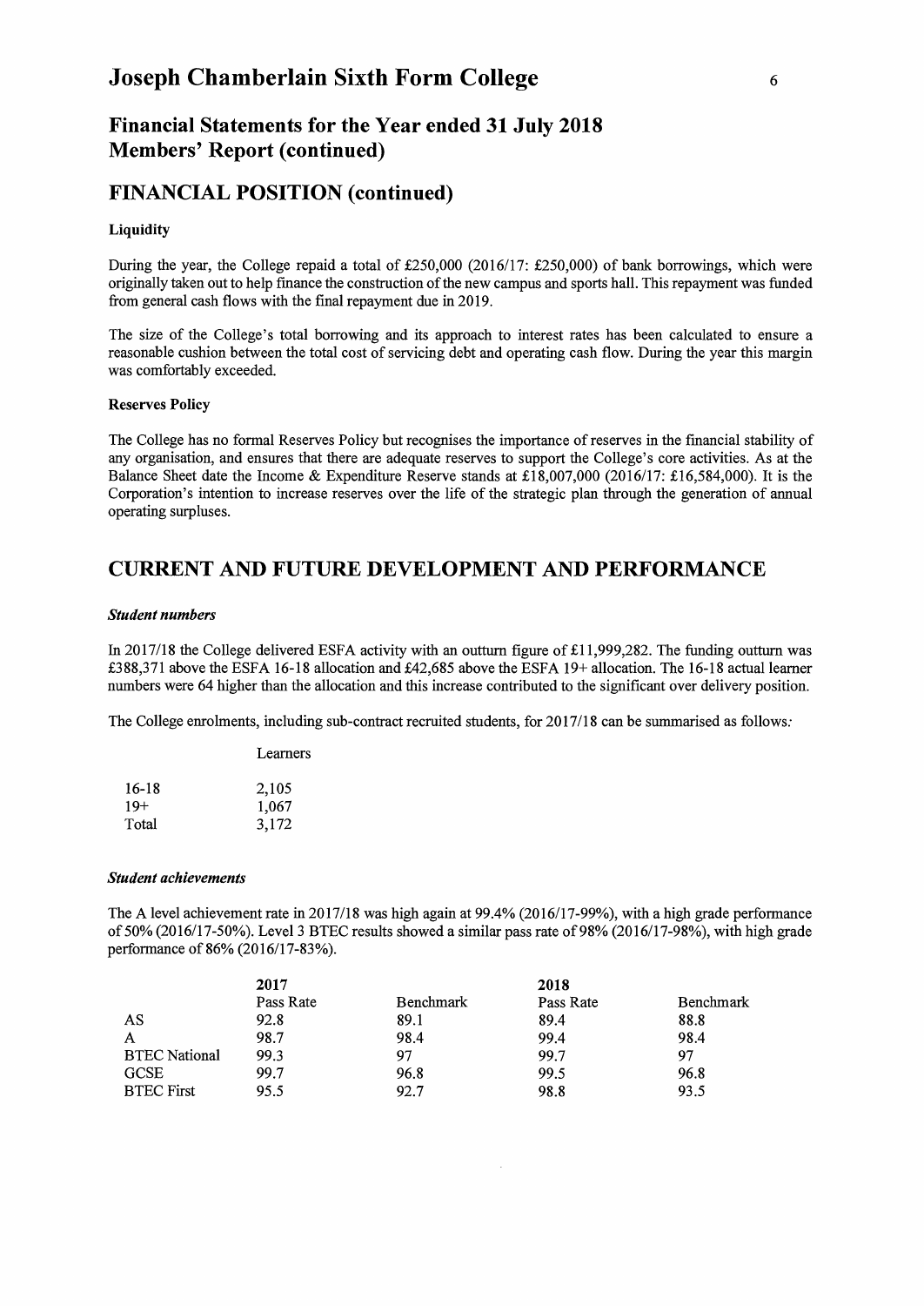## FINANCIAL POSITION (continued)

**Liquidity**

During the year, the College repaid a total of £250,000 (2016/17: £250,000) of bank borrowings, which were originally taken out to help finance the construction of the new campus and sports hall. This repayment was funded from general cash flows with the final repayment due in 2019.

The size of the College's total borrowing and its approach to interest rates has been calculated to ensure a reasonable cushion between the total cost of servicing debt and operating cash flow. During the year this margin was comfortably exceeded.

**Reserves Policy**

The College has no formal Reserves Policy but recognises the importance of reserves in the financial stability of any organisation, and ensures that there are adequate reserves to support the College's core activities. As at the Balance Sheet date the Income & Expenditure Reserve stands at £18,007,000 (2016/17: £16,584,000). It is the Corporation's intention to increase reserves over the life of the strategic plan through the generation of annual operating surpluses.

## CURRENT AND FUTURE DEVELOPMENT AND PERFORMANCE

***Student numbers***

In 2017/18 the College delivered ESFA activity with an outturn figure of £11,999,282. The funding outturn was £388,371 above the ESFA 16-18 allocation and £42,685 above the ESFA 19+ allocation. The 16-18 actual learner numbers were 64 higher than the allocation and this increase contributed to the significant over delivery position.

The College enrolments, including sub-contract recruited students, for 2017/18 can be summarised as follows:

| | Learners |
|---|---|
| 16-18 | 2,105 |
| 19+ | 1,067 |
| Total | 3,172 |

***Student achievements***

The A level achievement rate in 2017/18 was high again at 99.4% (2016/17-99%), with a high grade performance of 50% (2016/17-50%). Level 3 BTEC results showed a similar pass rate of 98% (2016/17-98%), with high grade performance of 86% (2016/17-83%).

| | 2017 | | 2018 | |
|---|---|---|---|---|
| | Pass Rate | Benchmark | Pass Rate | Benchmark |
| AS | 92.8 | 89.1 | 89.4 | 88.8 |
| A | 98.7 | 98.4 | 99.4 | 98.4 |
| BTEC National | 99.3 | 97 | 99.7 | 97 |
| GCSE | 99.7 | 96.8 | 99.5 | 96.8 |
| BTEC First | 95.5 | 92.7 | 98.8 | 93.5 |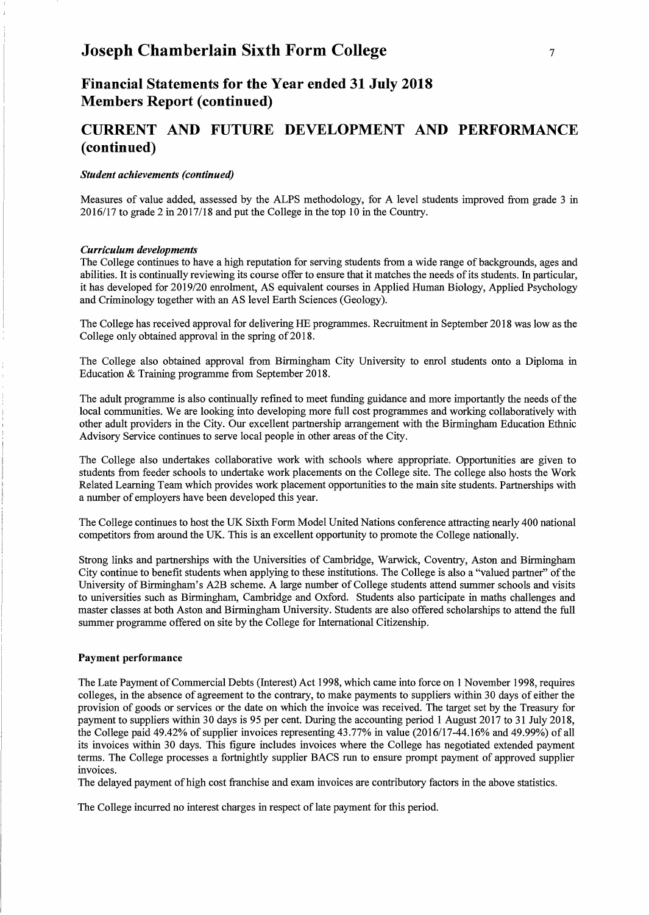# Financial Statements for the Year ended 31 July 2018
# Members Report (continued)

## CURRENT AND FUTURE DEVELOPMENT AND PERFORMANCE (continued)

***Student achievements (continued)***

Measures of value added, assessed by the ALPS methodology, for A level students improved from grade 3 in 2016/17 to grade 2 in 2017/18 and put the College in the top 10 in the Country.

***Curriculum developments***

The College continues to have a high reputation for serving students from a wide range of backgrounds, ages and abilities. It is continually reviewing its course offer to ensure that it matches the needs of its students. In particular, it has developed for 2019/20 enrolment, AS equivalent courses in Applied Human Biology, Applied Psychology and Criminology together with an AS level Earth Sciences (Geology).

The College has received approval for delivering HE programmes. Recruitment in September 2018 was low as the College only obtained approval in the spring of 2018.

The College also obtained approval from Birmingham City University to enrol students onto a Diploma in Education & Training programme from September 2018.

The adult programme is also continually refined to meet funding guidance and more importantly the needs of the local communities. We are looking into developing more full cost programmes and working collaboratively with other adult providers in the City. Our excellent partnership arrangement with the Birmingham Education Ethnic Advisory Service continues to serve local people in other areas of the City.

The College also undertakes collaborative work with schools where appropriate. Opportunities are given to students from feeder schools to undertake work placements on the College site. The college also hosts the Work Related Learning Team which provides work placement opportunities to the main site students. Partnerships with a number of employers have been developed this year.

The College continues to host the UK Sixth Form Model United Nations conference attracting nearly 400 national competitors from around the UK. This is an excellent opportunity to promote the College nationally.

Strong links and partnerships with the Universities of Cambridge, Warwick, Coventry, Aston and Birmingham City continue to benefit students when applying to these institutions. The College is also a "valued partner" of the University of Birmingham's A2B scheme. A large number of College students attend summer schools and visits to universities such as Birmingham, Cambridge and Oxford. Students also participate in maths challenges and master classes at both Aston and Birmingham University. Students are also offered scholarships to attend the full summer programme offered on site by the College for International Citizenship.

### Payment performance

The Late Payment of Commercial Debts (Interest) Act 1998, which came into force on 1 November 1998, requires colleges, in the absence of agreement to the contrary, to make payments to suppliers within 30 days of either the provision of goods or services or the date on which the invoice was received. The target set by the Treasury for payment to suppliers within 30 days is 95 per cent. During the accounting period 1 August 2017 to 31 July 2018, the College paid 49.42% of supplier invoices representing 43.77% in value (2016/17-44.16% and 49.99%) of all its invoices within 30 days. This figure includes invoices where the College has negotiated extended payment terms. The College processes a fortnightly supplier BACS run to ensure prompt payment of approved supplier invoices.
The delayed payment of high cost franchise and exam invoices are contributory factors in the above statistics.

The College incurred no interest charges in respect of late payment for this period.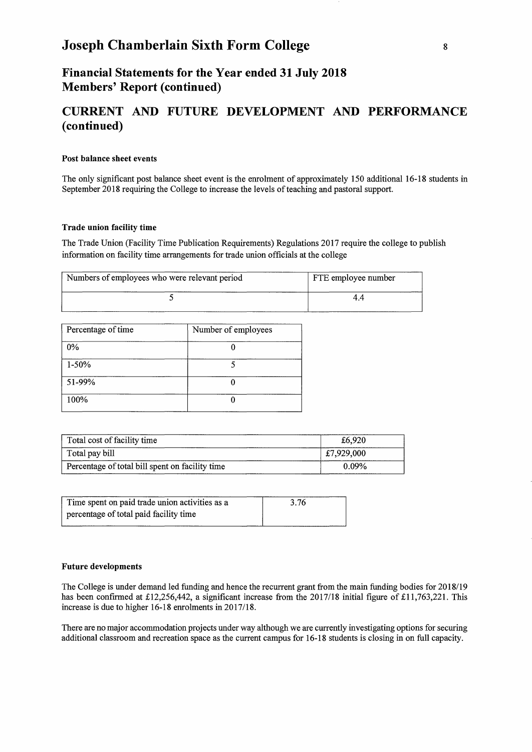# Joseph Chamberlain Sixth Form College

## Financial Statements for the Year ended 31 July 2018
## Members' Report (continued)

## CURRENT AND FUTURE DEVELOPMENT AND PERFORMANCE (continued)

### Post balance sheet events

The only significant post balance sheet event is the enrolment of approximately 150 additional 16-18 students in September 2018 requiring the College to increase the levels of teaching and pastoral support.

### Trade union facility time

The Trade Union (Facility Time Publication Requirements) Regulations 2017 require the college to publish information on facility time arrangements for trade union officials at the college

| Numbers of employees who were relevant period | FTE employee number |
|---|---|
| 5 | 4.4 |

| Percentage of time | Number of employees |
|---|---|
| 0% | 0 |
| 1-50% | 5 |
| 51-99% | 0 |
| 100% | 0 |

| | |
|---|---|
| Total cost of facility time | £6,920 |
| Total pay bill | £7,929,000 |
| Percentage of total bill spent on facility time | 0.09% |

| | |
|---|---|
| Time spent on paid trade union activities as a percentage of total paid facility time | 3.76 |

### Future developments

The College is under demand led funding and hence the recurrent grant from the main funding bodies for 2018/19 has been confirmed at £12,256,442, a significant increase from the 2017/18 initial figure of £11,763,221. This increase is due to higher 16-18 enrolments in 2017/18.

There are no major accommodation projects under way although we are currently investigating options for securing additional classroom and recreation space as the current campus for 16-18 students is closing in on full capacity.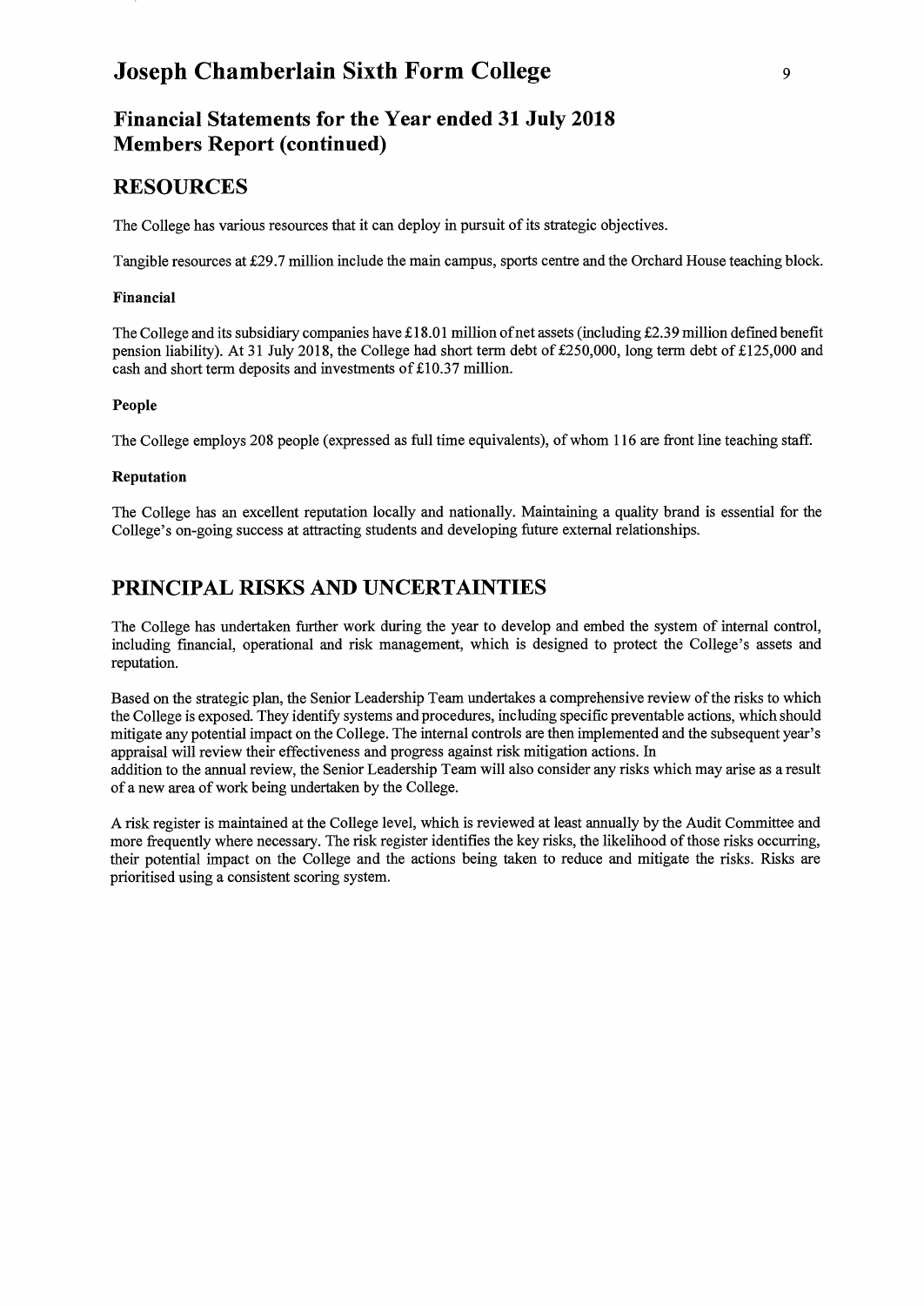# Joseph Chamberlain Sixth Form College

## Financial Statements for the Year ended 31 July 2018
## Members Report (continued)

## RESOURCES

The College has various resources that it can deploy in pursuit of its strategic objectives.

Tangible resources at £29.7 million include the main campus, sports centre and the Orchard House teaching block.

### Financial

The College and its subsidiary companies have £18.01 million of net assets (including £2.39 million defined benefit pension liability). At 31 July 2018, the College had short term debt of £250,000, long term debt of £125,000 and cash and short term deposits and investments of £10.37 million.

### People

The College employs 208 people (expressed as full time equivalents), of whom 116 are front line teaching staff.

### Reputation

The College has an excellent reputation locally and nationally. Maintaining a quality brand is essential for the College's on-going success at attracting students and developing future external relationships.

## PRINCIPAL RISKS AND UNCERTAINTIES

The College has undertaken further work during the year to develop and embed the system of internal control, including financial, operational and risk management, which is designed to protect the College's assets and reputation.

Based on the strategic plan, the Senior Leadership Team undertakes a comprehensive review of the risks to which the College is exposed. They identify systems and procedures, including specific preventable actions, which should mitigate any potential impact on the College. The internal controls are then implemented and the subsequent year's appraisal will review their effectiveness and progress against risk mitigation actions. In addition to the annual review, the Senior Leadership Team will also consider any risks which may arise as a result of a new area of work being undertaken by the College.

A risk register is maintained at the College level, which is reviewed at least annually by the Audit Committee and more frequently where necessary. The risk register identifies the key risks, the likelihood of those risks occurring, their potential impact on the College and the actions being taken to reduce and mitigate the risks. Risks are prioritised using a consistent scoring system.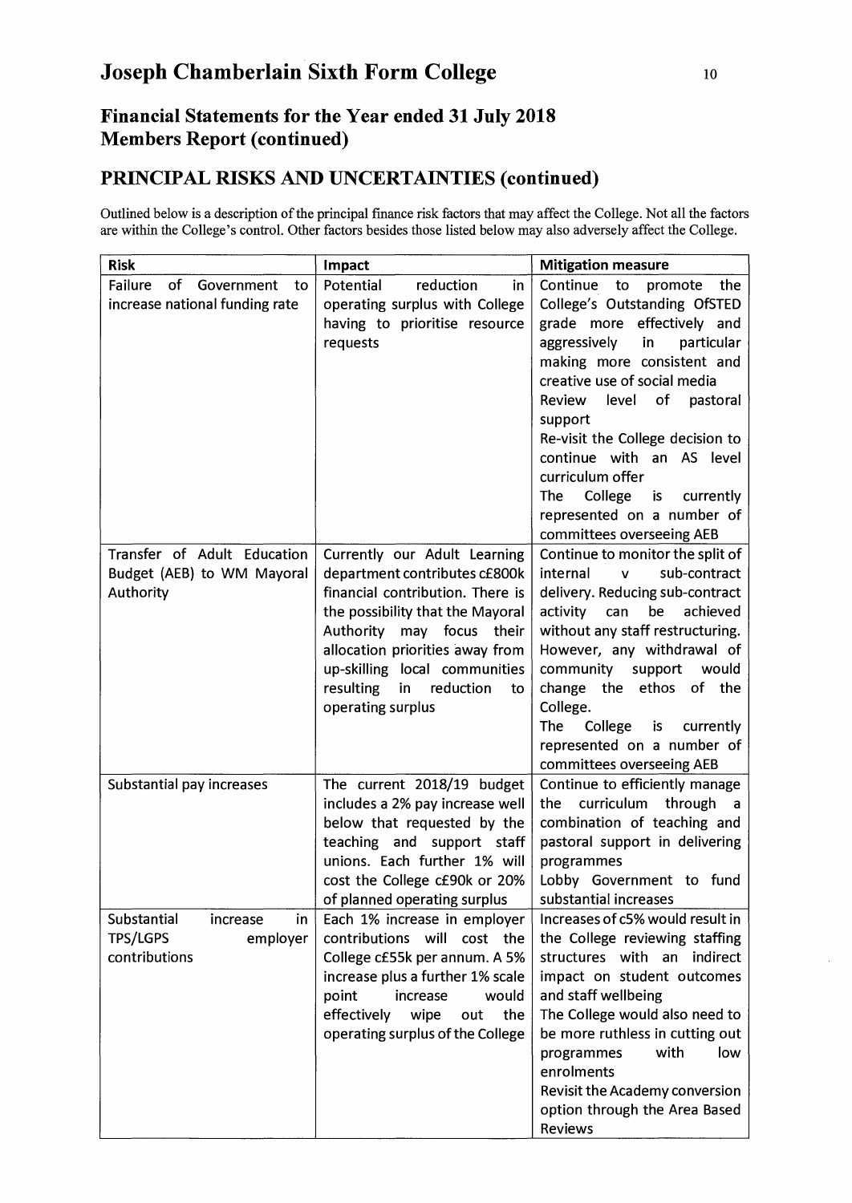# Joseph Chamberlain Sixth Form College

## Financial Statements for the Year ended 31 July 2018
## Members Report (continued)

## PRINCIPAL RISKS AND UNCERTAINTIES (continued)

Outlined below is a description of the principal finance risk factors that may affect the College. Not all the factors are within the College's control. Other factors besides those listed below may also adversely affect the College.

| Risk | Impact | Mitigation measure |
|---|---|---|
| Failure of Government to increase national funding rate | Potential reduction in operating surplus with College having to prioritise resource requests | Continue to promote the College's Outstanding OfSTED grade more effectively and aggressively in particular making more consistent and creative use of social media<br>Review level of pastoral support<br>Re-visit the College decision to continue with an AS level curriculum offer<br>The College is currently represented on a number of committees overseeing AEB |
| Transfer of Adult Education Budget (AEB) to WM Mayoral Authority | Currently our Adult Learning department contributes c£800k financial contribution. There is the possibility that the Mayoral Authority may focus their allocation priorities away from up-skilling local communities resulting in reduction to operating surplus | Continue to monitor the split of internal v sub-contract delivery. Reducing sub-contract activity can be achieved without any staff restructuring. However, any withdrawal of community support would change the ethos of the College.<br>The College is currently represented on a number of committees overseeing AEB |
| Substantial pay increases | The current 2018/19 budget includes a 2% pay increase well below that requested by the teaching and support staff unions. Each further 1% will cost the College c£90k or 20% of planned operating surplus | Continue to efficiently manage the curriculum through a combination of teaching and pastoral support in delivering programmes<br>Lobby Government to fund substantial increases |
| Substantial increase in TPS/LGPS employer contributions | Each 1% increase in employer contributions will cost the College c£55k per annum. A 5% increase plus a further 1% scale point increase would effectively wipe out the operating surplus of the College | Increases of c5% would result in the College reviewing staffing structures with an indirect impact on student outcomes and staff wellbeing<br>The College would also need to be more ruthless in cutting out programmes with low enrolments<br>Revisit the Academy conversion option through the Area Based Reviews |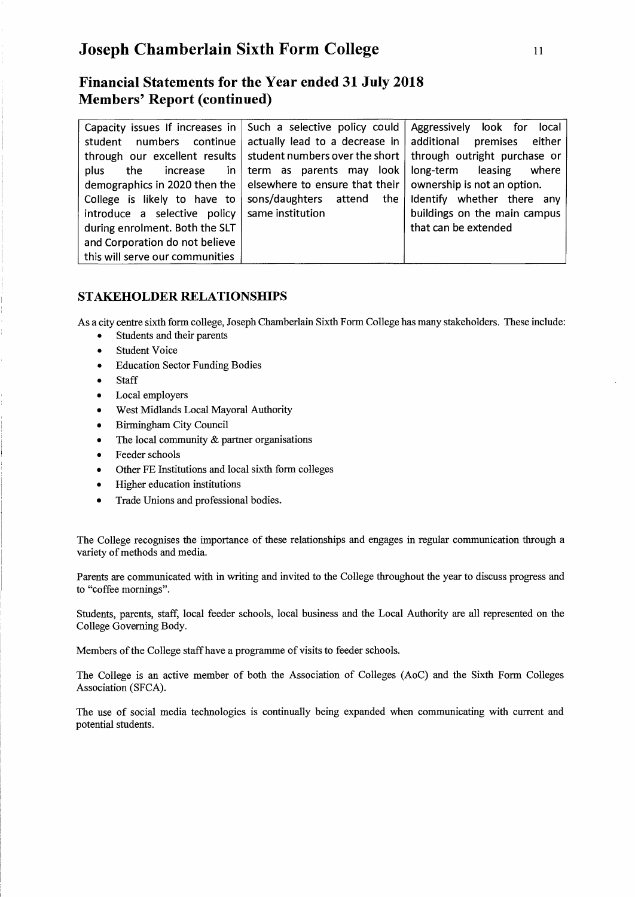## Financial Statements for the Year ended 31 July 2018
## Members' Report (continued)

| | | |
|---|---|---|
| Capacity issues If increases in student numbers continue through our excellent results plus the increase in demographics in 2020 then the College is likely to have to introduce a selective policy during enrolment. Both the SLT and Corporation do not believe this will serve our communities | Such a selective policy could actually lead to a decrease in student numbers over the short term as parents may look elsewhere to ensure that their sons/daughters attend the same institution | Aggressively look for local additional premises either through outright purchase or long-term leasing where ownership is not an option. Identify whether there any buildings on the main campus that can be extended |

### STAKEHOLDER RELATIONSHIPS

As a city centre sixth form college, Joseph Chamberlain Sixth Form College has many stakeholders. These include:

- Students and their parents
- Student Voice
- Education Sector Funding Bodies
- Staff
- Local employers
- West Midlands Local Mayoral Authority
- Birmingham City Council
- The local community & partner organisations
- Feeder schools
- Other FE Institutions and local sixth form colleges
- Higher education institutions
- Trade Unions and professional bodies.

The College recognises the importance of these relationships and engages in regular communication through a variety of methods and media.

Parents are communicated with in writing and invited to the College throughout the year to discuss progress and to "coffee mornings".

Students, parents, staff, local feeder schools, local business and the Local Authority are all represented on the College Governing Body.

Members of the College staff have a programme of visits to feeder schools.

The College is an active member of both the Association of Colleges (AoC) and the Sixth Form Colleges Association (SFCA).

The use of social media technologies is continually being expanded when communicating with current and potential students.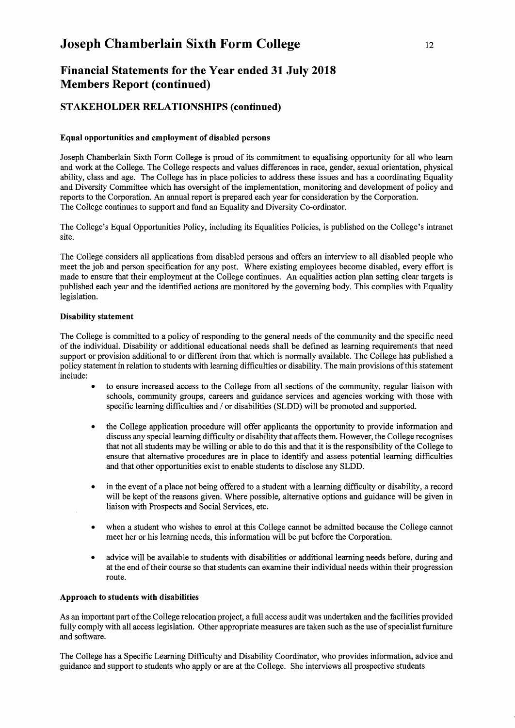# Joseph Chamberlain Sixth Form College

## Financial Statements for the Year ended 31 July 2018
## Members Report (continued)

### STAKEHOLDER RELATIONSHIPS (continued)

**Equal opportunities and employment of disabled persons**

Joseph Chamberlain Sixth Form College is proud of its commitment to equalising opportunity for all who learn and work at the College. The College respects and values differences in race, gender, sexual orientation, physical ability, class and age. The College has in place policies to address these issues and has a coordinating Equality and Diversity Committee which has oversight of the implementation, monitoring and development of policy and reports to the Corporation. An annual report is prepared each year for consideration by the Corporation.
The College continues to support and fund an Equality and Diversity Co-ordinator.

The College's Equal Opportunities Policy, including its Equalities Policies, is published on the College's intranet site.

The College considers all applications from disabled persons and offers an interview to all disabled people who meet the job and person specification for any post. Where existing employees become disabled, every effort is made to ensure that their employment at the College continues. An equalities action plan setting clear targets is published each year and the identified actions are monitored by the governing body. This complies with Equality legislation.

**Disability statement**

The College is committed to a policy of responding to the general needs of the community and the specific need of the individual. Disability or additional educational needs shall be defined as learning requirements that need support or provision additional to or different from that which is normally available. The College has published a policy statement in relation to students with learning difficulties or disability. The main provisions of this statement include:

- to ensure increased access to the College from all sections of the community, regular liaison with schools, community groups, careers and guidance services and agencies working with those with specific learning difficulties and / or disabilities (SLDD) will be promoted and supported.

- the College application procedure will offer applicants the opportunity to provide information and discuss any special learning difficulty or disability that affects them. However, the College recognises that not all students may be willing or able to do this and that it is the responsibility of the College to ensure that alternative procedures are in place to identify and assess potential learning difficulties and that other opportunities exist to enable students to disclose any SLDD.

- in the event of a place not being offered to a student with a learning difficulty or disability, a record will be kept of the reasons given. Where possible, alternative options and guidance will be given in liaison with Prospects and Social Services, etc.

- when a student who wishes to enrol at this College cannot be admitted because the College cannot meet her or his learning needs, this information will be put before the Corporation.

- advice will be available to students with disabilities or additional learning needs before, during and at the end of their course so that students can examine their individual needs within their progression route.

**Approach to students with disabilities**

As an important part of the College relocation project, a full access audit was undertaken and the facilities provided fully comply with all access legislation. Other appropriate measures are taken such as the use of specialist furniture and software.

The College has a Specific Learning Difficulty and Disability Coordinator, who provides information, advice and guidance and support to students who apply or are at the College. She interviews all prospective students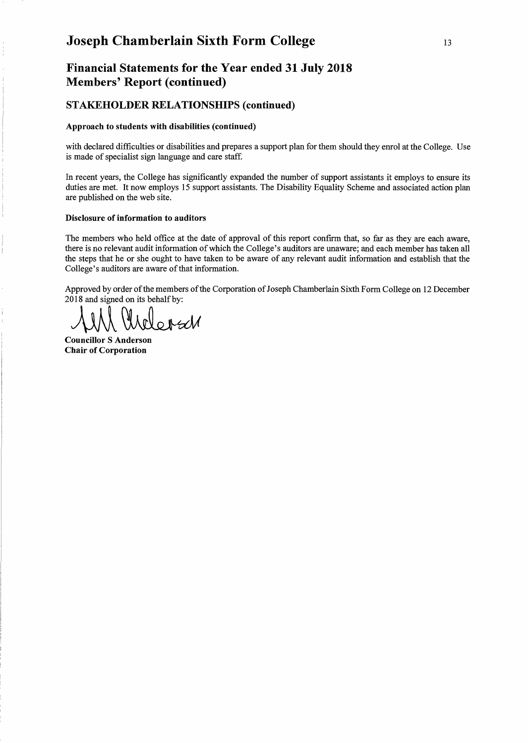## Financial Statements for the Year ended 31 July 2018
## Members' Report (continued)

### STAKEHOLDER RELATIONSHIPS (continued)

**Approach to students with disabilities (continued)**

with declared difficulties or disabilities and prepares a support plan for them should they enrol at the College. Use is made of specialist sign language and care staff.

In recent years, the College has significantly expanded the number of support assistants it employs to ensure its duties are met. It now employs 15 support assistants. The Disability Equality Scheme and associated action plan are published on the web site.

**Disclosure of information to auditors**

The members who held office at the date of approval of this report confirm that, so far as they are each aware, there is no relevant audit information of which the College's auditors are unaware; and each member has taken all the steps that he or she ought to have taken to be aware of any relevant audit information and establish that the College's auditors are aware of that information.

Approved by order of the members of the Corporation of Joseph Chamberlain Sixth Form College on 12 December 2018 and signed on its behalf by:

**Councillor S Anderson**
**Chair of Corporation**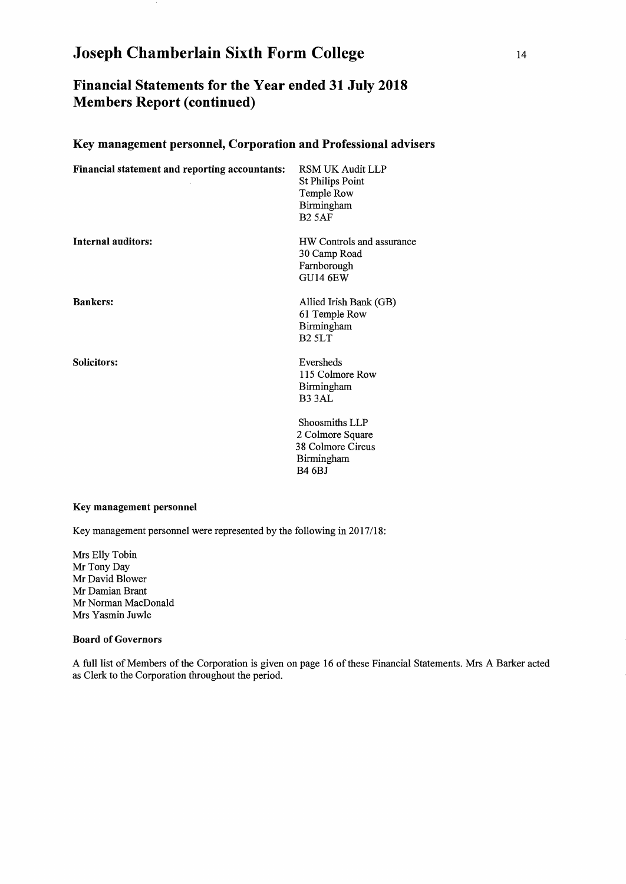# Joseph Chamberlain Sixth Form College

## Financial Statements for the Year ended 31 July 2018
## Members Report (continued)

### Key management personnel, Corporation and Professional advisers

| | |
|---|---|
| **Financial statement and reporting accountants:** | RSM UK Audit LLP<br>St Philips Point<br>Temple Row<br>Birmingham<br>B2 5AF |
| **Internal auditors:** | HW Controls and assurance<br>30 Camp Road<br>Farnborough<br>GU14 6EW |
| **Bankers:** | Allied Irish Bank (GB)<br>61 Temple Row<br>Birmingham<br>B2 5LT |
| **Solicitors:** | Eversheds<br>115 Colmore Row<br>Birmingham<br>B3 3AL |
| | Shoosmiths LLP<br>2 Colmore Square<br>38 Colmore Circus<br>Birmingham<br>B4 6BJ |

#### Key management personnel

Key management personnel were represented by the following in 2017/18:

Mrs Elly Tobin
Mr Tony Day
Mr David Blower
Mr Damian Brant
Mr Norman MacDonald
Mrs Yasmin Juwle

#### Board of Governors

A full list of Members of the Corporation is given on page 16 of these Financial Statements. Mrs A Barker acted as Clerk to the Corporation throughout the period.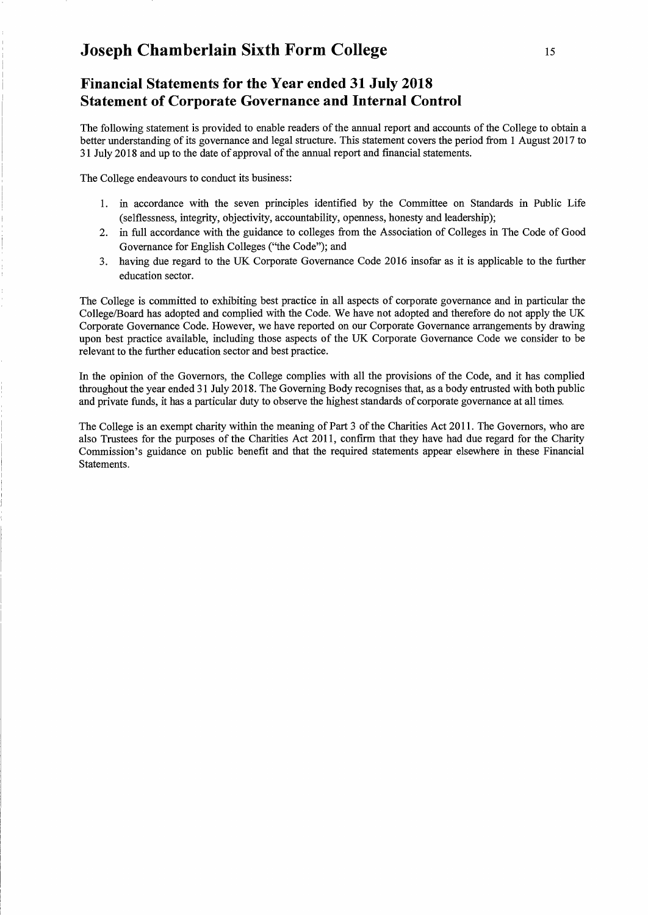# Joseph Chamberlain Sixth Form College

## Financial Statements for the Year ended 31 July 2018
## Statement of Corporate Governance and Internal Control

The following statement is provided to enable readers of the annual report and accounts of the College to obtain a better understanding of its governance and legal structure. This statement covers the period from 1 August 2017 to 31 July 2018 and up to the date of approval of the annual report and financial statements.

The College endeavours to conduct its business:

1. in accordance with the seven principles identified by the Committee on Standards in Public Life (selflessness, integrity, objectivity, accountability, openness, honesty and leadership);
2. in full accordance with the guidance to colleges from the Association of Colleges in The Code of Good Governance for English Colleges ("the Code"); and
3. having due regard to the UK Corporate Governance Code 2016 insofar as it is applicable to the further education sector.

The College is committed to exhibiting best practice in all aspects of corporate governance and in particular the College/Board has adopted and complied with the Code. We have not adopted and therefore do not apply the UK Corporate Governance Code. However, we have reported on our Corporate Governance arrangements by drawing upon best practice available, including those aspects of the UK Corporate Governance Code we consider to be relevant to the further education sector and best practice.

In the opinion of the Governors, the College complies with all the provisions of the Code, and it has complied throughout the year ended 31 July 2018. The Governing Body recognises that, as a body entrusted with both public and private funds, it has a particular duty to observe the highest standards of corporate governance at all times.

The College is an exempt charity within the meaning of Part 3 of the Charities Act 2011. The Governors, who are also Trustees for the purposes of the Charities Act 2011, confirm that they have had due regard for the Charity Commission's guidance on public benefit and that the required statements appear elsewhere in these Financial Statements.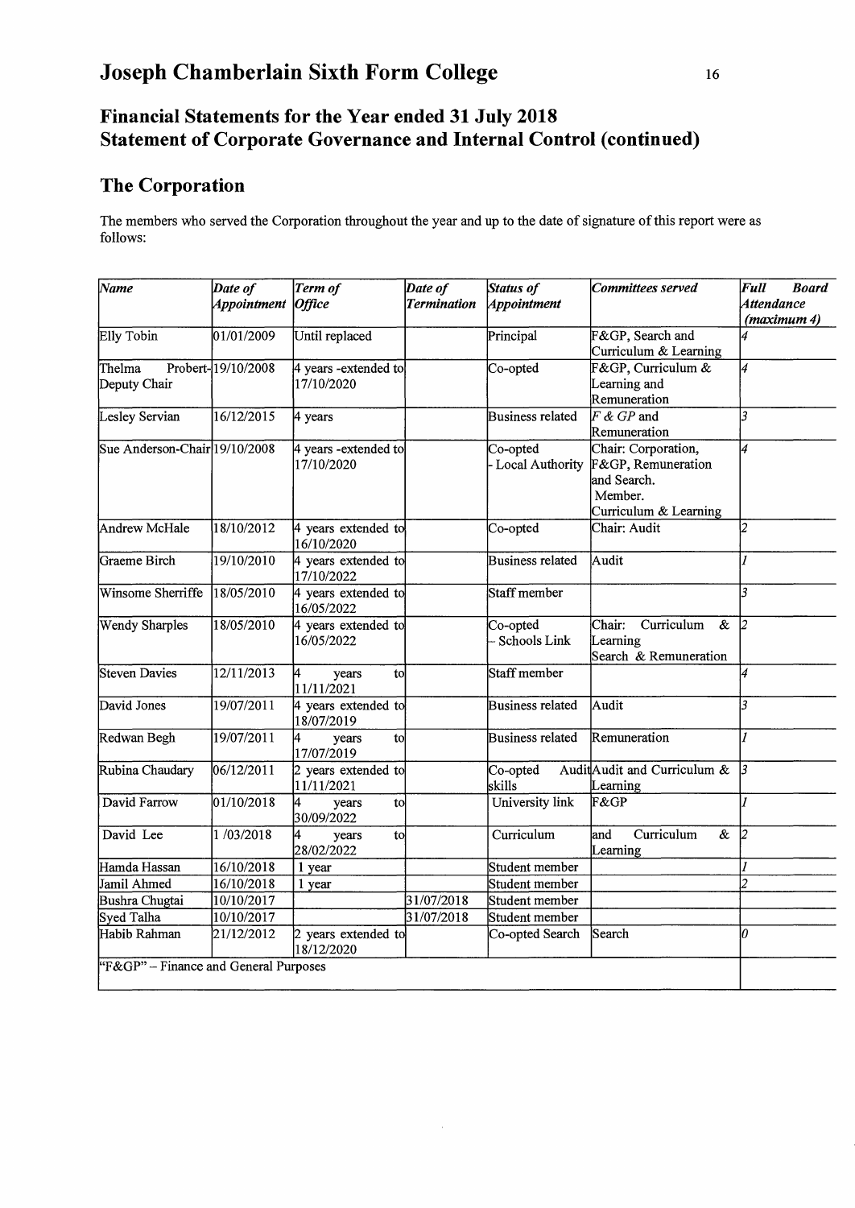# Joseph Chamberlain Sixth Form College

## Financial Statements for the Year ended 31 July 2018
## Statement of Corporate Governance and Internal Control (continued)

## The Corporation

The members who served the Corporation throughout the year and up to the date of signature of this report were as follows:

| *Name* | *Date of Appointment* | *Term of Office* | *Date of Termination* | *Status of Appointment* | *Committees served* | *Full Board Attendance (maximum 4)* |
|---|---|---|---|---|---|---|
| Elly Tobin | 01/01/2009 | Until replaced | | Principal | F&GP, Search and Curriculum & Learning | *4* |
| Thelma Probert-Deputy Chair | 19/10/2008 | 4 years -extended to 17/10/2020 | | Co-opted | F&GP, Curriculum & Learning and Remuneration | *4* |
| Lesley Servian | 16/12/2015 | 4 years | | Business related | *F & GP* and Remuneration | *3* |
| Sue Anderson-Chair | 19/10/2008 | 4 years -extended to 17/10/2020 | | Co-opted - Local Authority | Chair: Corporation, F&GP, Remuneration and Search. Member. Curriculum & Learning | *4* |
| Andrew McHale | 18/10/2012 | 4 years extended to 16/10/2020 | | Co-opted | Chair: Audit | *2* |
| Graeme Birch | 19/10/2010 | 4 years extended to 17/10/2022 | | Business related | Audit | *1* |
| Winsome Sherriffe | 18/05/2010 | 4 years extended to 16/05/2022 | | Staff member | | *3* |
| Wendy Sharples | 18/05/2010 | 4 years extended to 16/05/2022 | | Co-opted - Schools Link | Chair: Curriculum & Learning Search & Remuneration | *2* |
| Steven Davies | 12/11/2013 | 4 years to 11/11/2021 | | Staff member | | *4* |
| David Jones | 19/07/2011 | 4 years extended to 18/07/2019 | | Business related | Audit | *3* |
| Redwan Begh | 19/07/2011 | 4 years to 17/07/2019 | | Business related | Remuneration | *1* |
| Rubina Chaudary | 06/12/2011 | 2 years extended to 11/11/2021 | | Co-opted Audit skills | Audit and Curriculum & Learning | *3* |
| David Farrow | 01/10/2018 | 4 years to 30/09/2022 | | University link | F&GP | *1* |
| David Lee | 1 /03/2018 | 4 years to 28/02/2022 | | Curriculum | and Curriculum & Learning | *2* |
| Hamda Hassan | 16/10/2018 | 1 year | | Student member | | *1* |
| Jamil Ahmed | 16/10/2018 | 1 year | | Student member | | *2* |
| Bushra Chugtai | 10/10/2017 | | 31/07/2018 | Student member | | |
| Syed Talha | 10/10/2017 | | 31/07/2018 | Student member | | |
| Habib Rahman | 21/12/2012 | 2 years extended to 18/12/2020 | | Co-opted Search | Search | *0* |
| "F&GP" – Finance and General Purposes | | | | | | |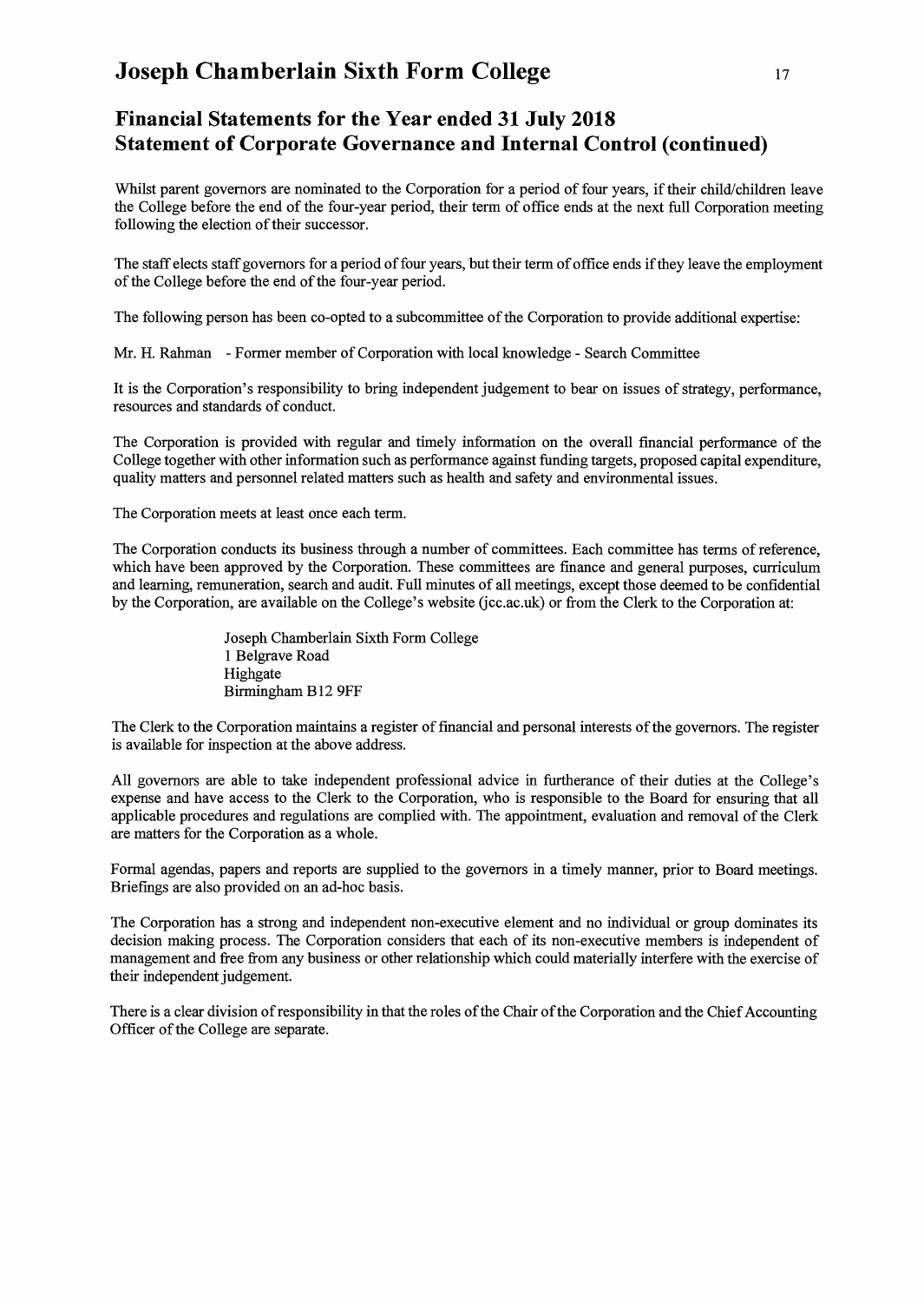# Joseph Chamberlain Sixth Form College

## Financial Statements for the Year ended 31 July 2018
## Statement of Corporate Governance and Internal Control (continued)

Whilst parent governors are nominated to the Corporation for a period of four years, if their child/children leave the College before the end of the four-year period, their term of office ends at the next full Corporation meeting following the election of their successor.

The staff elects staff governors for a period of four years, but their term of office ends if they leave the employment of the College before the end of the four-year period.

The following person has been co-opted to a subcommittee of the Corporation to provide additional expertise:

Mr. H. Rahman - Former member of Corporation with local knowledge - Search Committee

It is the Corporation's responsibility to bring independent judgement to bear on issues of strategy, performance, resources and standards of conduct.

The Corporation is provided with regular and timely information on the overall financial performance of the College together with other information such as performance against funding targets, proposed capital expenditure, quality matters and personnel related matters such as health and safety and environmental issues.

The Corporation meets at least once each term.

The Corporation conducts its business through a number of committees. Each committee has terms of reference, which have been approved by the Corporation. These committees are finance and general purposes, curriculum and learning, remuneration, search and audit. Full minutes of all meetings, except those deemed to be confidential by the Corporation, are available on the College's website (jcc.ac.uk) or from the Clerk to the Corporation at:

Joseph Chamberlain Sixth Form College
1 Belgrave Road
Highgate
Birmingham B12 9FF

The Clerk to the Corporation maintains a register of financial and personal interests of the governors. The register is available for inspection at the above address.

All governors are able to take independent professional advice in furtherance of their duties at the College's expense and have access to the Clerk to the Corporation, who is responsible to the Board for ensuring that all applicable procedures and regulations are complied with. The appointment, evaluation and removal of the Clerk are matters for the Corporation as a whole.

Formal agendas, papers and reports are supplied to the governors in a timely manner, prior to Board meetings. Briefings are also provided on an ad-hoc basis.

The Corporation has a strong and independent non-executive element and no individual or group dominates its decision making process. The Corporation considers that each of its non-executive members is independent of management and free from any business or other relationship which could materially interfere with the exercise of their independent judgement.

There is a clear division of responsibility in that the roles of the Chair of the Corporation and the Chief Accounting Officer of the College are separate.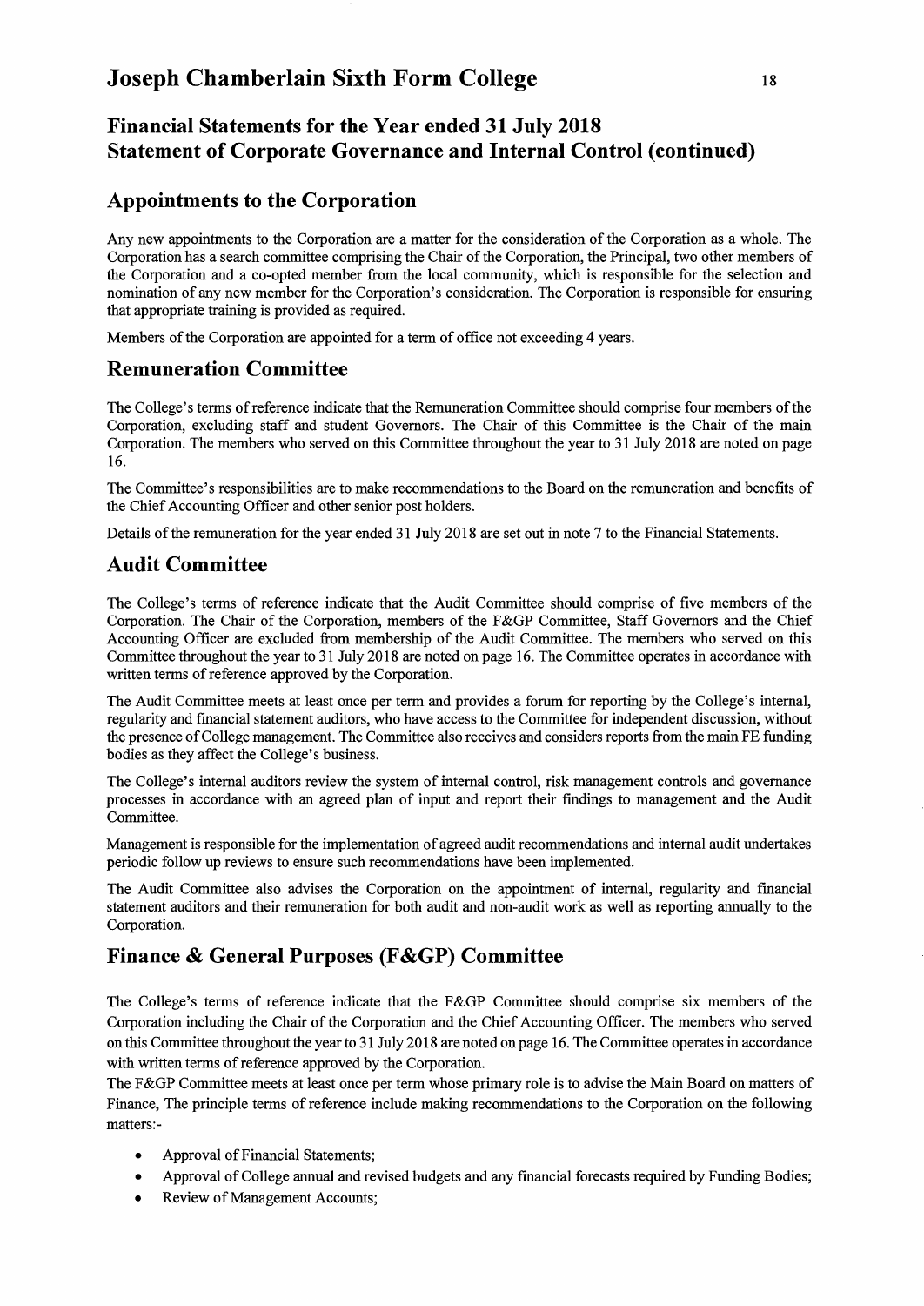## Financial Statements for the Year ended 31 July 2018
## Statement of Corporate Governance and Internal Control (continued)

### Appointments to the Corporation

Any new appointments to the Corporation are a matter for the consideration of the Corporation as a whole. The Corporation has a search committee comprising the Chair of the Corporation, the Principal, two other members of the Corporation and a co-opted member from the local community, which is responsible for the selection and nomination of any new member for the Corporation's consideration. The Corporation is responsible for ensuring that appropriate training is provided as required.

Members of the Corporation are appointed for a term of office not exceeding 4 years.

### Remuneration Committee

The College's terms of reference indicate that the Remuneration Committee should comprise four members of the Corporation, excluding staff and student Governors. The Chair of this Committee is the Chair of the main Corporation. The members who served on this Committee throughout the year to 31 July 2018 are noted on page 16.

The Committee's responsibilities are to make recommendations to the Board on the remuneration and benefits of the Chief Accounting Officer and other senior post holders.

Details of the remuneration for the year ended 31 July 2018 are set out in note 7 to the Financial Statements.

### Audit Committee

The College's terms of reference indicate that the Audit Committee should comprise of five members of the Corporation. The Chair of the Corporation, members of the F&GP Committee, Staff Governors and the Chief Accounting Officer are excluded from membership of the Audit Committee. The members who served on this Committee throughout the year to 31 July 2018 are noted on page 16. The Committee operates in accordance with written terms of reference approved by the Corporation.

The Audit Committee meets at least once per term and provides a forum for reporting by the College's internal, regularity and financial statement auditors, who have access to the Committee for independent discussion, without the presence of College management. The Committee also receives and considers reports from the main FE funding bodies as they affect the College's business.

The College's internal auditors review the system of internal control, risk management controls and governance processes in accordance with an agreed plan of input and report their findings to management and the Audit Committee.

Management is responsible for the implementation of agreed audit recommendations and internal audit undertakes periodic follow up reviews to ensure such recommendations have been implemented.

The Audit Committee also advises the Corporation on the appointment of internal, regularity and financial statement auditors and their remuneration for both audit and non-audit work as well as reporting annually to the Corporation.

### Finance & General Purposes (F&GP) Committee

The College's terms of reference indicate that the F&GP Committee should comprise six members of the Corporation including the Chair of the Corporation and the Chief Accounting Officer. The members who served on this Committee throughout the year to 31 July 2018 are noted on page 16. The Committee operates in accordance with written terms of reference approved by the Corporation.

The F&GP Committee meets at least once per term whose primary role is to advise the Main Board on matters of Finance, The principle terms of reference include making recommendations to the Corporation on the following matters:-

- Approval of Financial Statements;
- Approval of College annual and revised budgets and any financial forecasts required by Funding Bodies;
- Review of Management Accounts;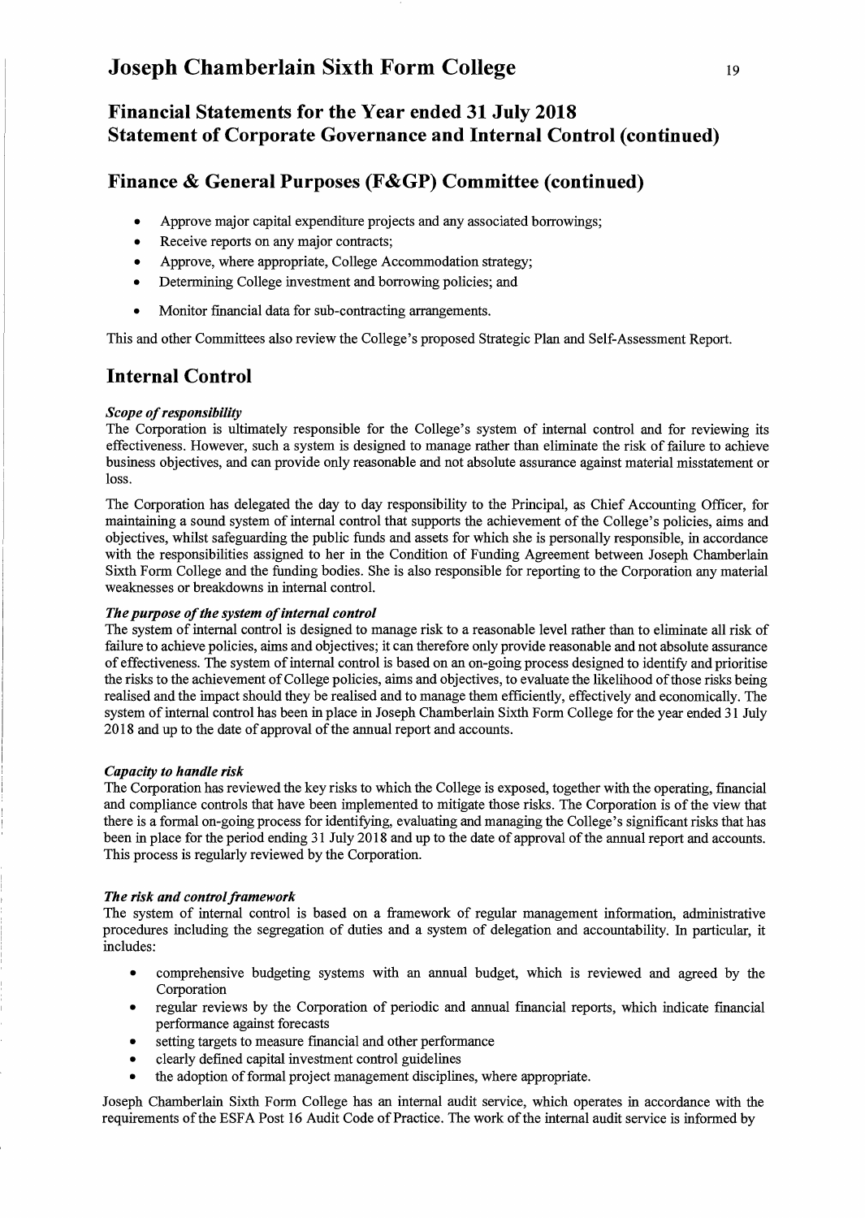## Finance & General Purposes (F&GP) Committee (continued)

- Approve major capital expenditure projects and any associated borrowings;
- Receive reports on any major contracts;
- Approve, where appropriate, College Accommodation strategy;
- Determining College investment and borrowing policies; and
- Monitor financial data for sub-contracting arrangements.

This and other Committees also review the College's proposed Strategic Plan and Self-Assessment Report.

## Internal Control

***Scope of responsibility***

The Corporation is ultimately responsible for the College's system of internal control and for reviewing its effectiveness. However, such a system is designed to manage rather than eliminate the risk of failure to achieve business objectives, and can provide only reasonable and not absolute assurance against material misstatement or loss.

The Corporation has delegated the day to day responsibility to the Principal, as Chief Accounting Officer, for maintaining a sound system of internal control that supports the achievement of the College's policies, aims and objectives, whilst safeguarding the public funds and assets for which she is personally responsible, in accordance with the responsibilities assigned to her in the Condition of Funding Agreement between Joseph Chamberlain Sixth Form College and the funding bodies. She is also responsible for reporting to the Corporation any material weaknesses or breakdowns in internal control.

***The purpose of the system of internal control***

The system of internal control is designed to manage risk to a reasonable level rather than to eliminate all risk of failure to achieve policies, aims and objectives; it can therefore only provide reasonable and not absolute assurance of effectiveness. The system of internal control is based on an on-going process designed to identify and prioritise the risks to the achievement of College policies, aims and objectives, to evaluate the likelihood of those risks being realised and the impact should they be realised and to manage them efficiently, effectively and economically. The system of internal control has been in place in Joseph Chamberlain Sixth Form College for the year ended 31 July 2018 and up to the date of approval of the annual report and accounts.

***Capacity to handle risk***

The Corporation has reviewed the key risks to which the College is exposed, together with the operating, financial and compliance controls that have been implemented to mitigate those risks. The Corporation is of the view that there is a formal on-going process for identifying, evaluating and managing the College's significant risks that has been in place for the period ending 31 July 2018 and up to the date of approval of the annual report and accounts. This process is regularly reviewed by the Corporation.

***The risk and control framework***

The system of internal control is based on a framework of regular management information, administrative procedures including the segregation of duties and a system of delegation and accountability. In particular, it includes:

- comprehensive budgeting systems with an annual budget, which is reviewed and agreed by the Corporation
- regular reviews by the Corporation of periodic and annual financial reports, which indicate financial performance against forecasts
- setting targets to measure financial and other performance
- clearly defined capital investment control guidelines
- the adoption of formal project management disciplines, where appropriate.

Joseph Chamberlain Sixth Form College has an internal audit service, which operates in accordance with the requirements of the ESFA Post 16 Audit Code of Practice. The work of the internal audit service is informed by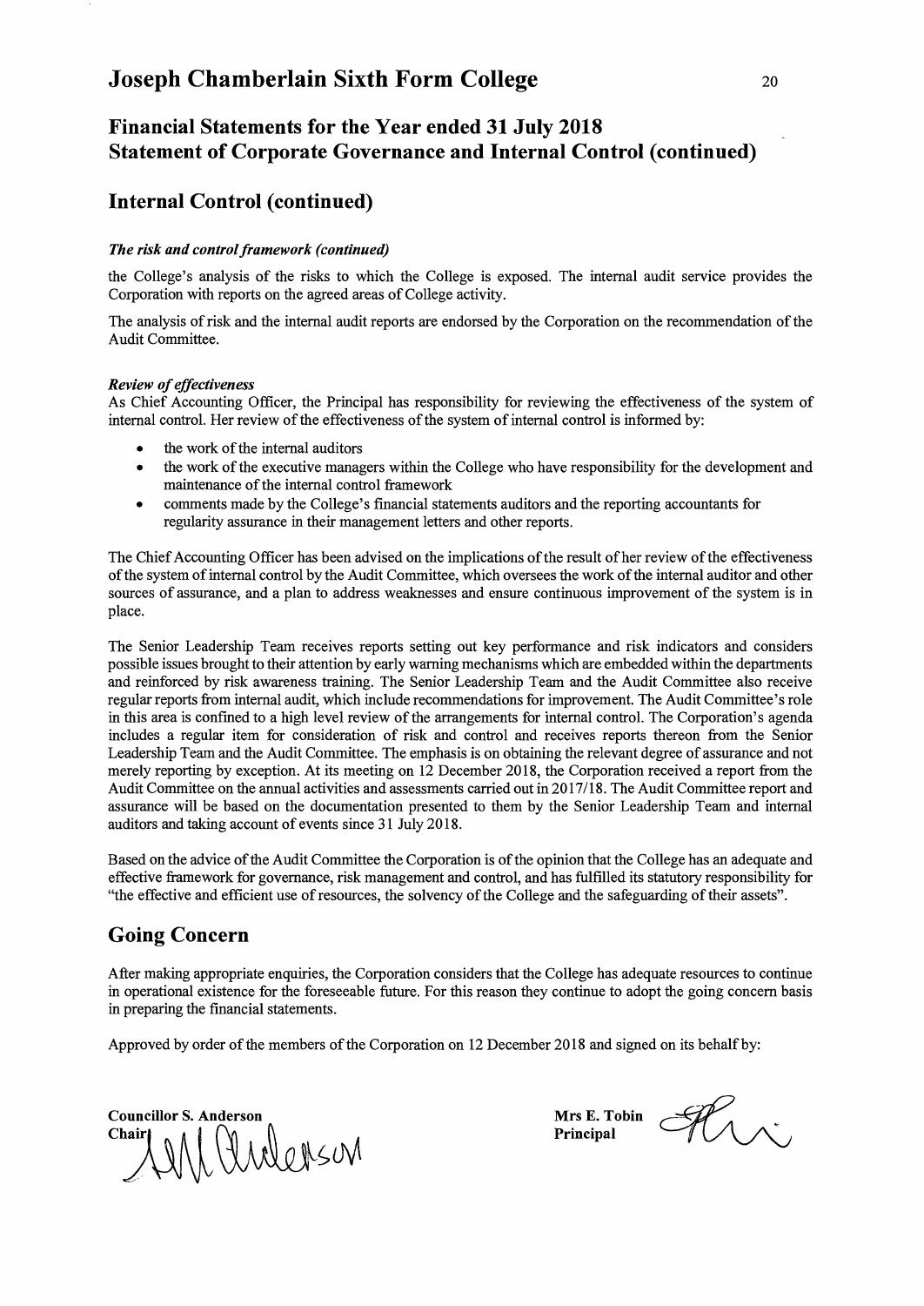# Joseph Chamberlain Sixth Form College

## Financial Statements for the Year ended 31 July 2018
## Statement of Corporate Governance and Internal Control (continued)

## Internal Control (continued)

***The risk and control framework (continued)***

the College's analysis of the risks to which the College is exposed. The internal audit service provides the Corporation with reports on the agreed areas of College activity.

The analysis of risk and the internal audit reports are endorsed by the Corporation on the recommendation of the Audit Committee.

***Review of effectiveness***

As Chief Accounting Officer, the Principal has responsibility for reviewing the effectiveness of the system of internal control. Her review of the effectiveness of the system of internal control is informed by:

- the work of the internal auditors
- the work of the executive managers within the College who have responsibility for the development and maintenance of the internal control framework
- comments made by the College's financial statements auditors and the reporting accountants for regularity assurance in their management letters and other reports.

The Chief Accounting Officer has been advised on the implications of the result of her review of the effectiveness of the system of internal control by the Audit Committee, which oversees the work of the internal auditor and other sources of assurance, and a plan to address weaknesses and ensure continuous improvement of the system is in place.

The Senior Leadership Team receives reports setting out key performance and risk indicators and considers possible issues brought to their attention by early warning mechanisms which are embedded within the departments and reinforced by risk awareness training. The Senior Leadership Team and the Audit Committee also receive regular reports from internal audit, which include recommendations for improvement. The Audit Committee's role in this area is confined to a high level review of the arrangements for internal control. The Corporation's agenda includes a regular item for consideration of risk and control and receives reports thereon from the Senior Leadership Team and the Audit Committee. The emphasis is on obtaining the relevant degree of assurance and not merely reporting by exception. At its meeting on 12 December 2018, the Corporation received a report from the Audit Committee on the annual activities and assessments carried out in 2017/18. The Audit Committee report and assurance will be based on the documentation presented to them by the Senior Leadership Team and internal auditors and taking account of events since 31 July 2018.

Based on the advice of the Audit Committee the Corporation is of the opinion that the College has an adequate and effective framework for governance, risk management and control, and has fulfilled its statutory responsibility for "the effective and efficient use of resources, the solvency of the College and the safeguarding of their assets".

## Going Concern

After making appropriate enquiries, the Corporation considers that the College has adequate resources to continue in operational existence for the foreseeable future. For this reason they continue to adopt the going concern basis in preparing the financial statements.

Approved by order of the members of the Corporation on 12 December 2018 and signed on its behalf by:

**Councillor S. Anderson**
**Chair**

**Mrs E. Tobin**
**Principal**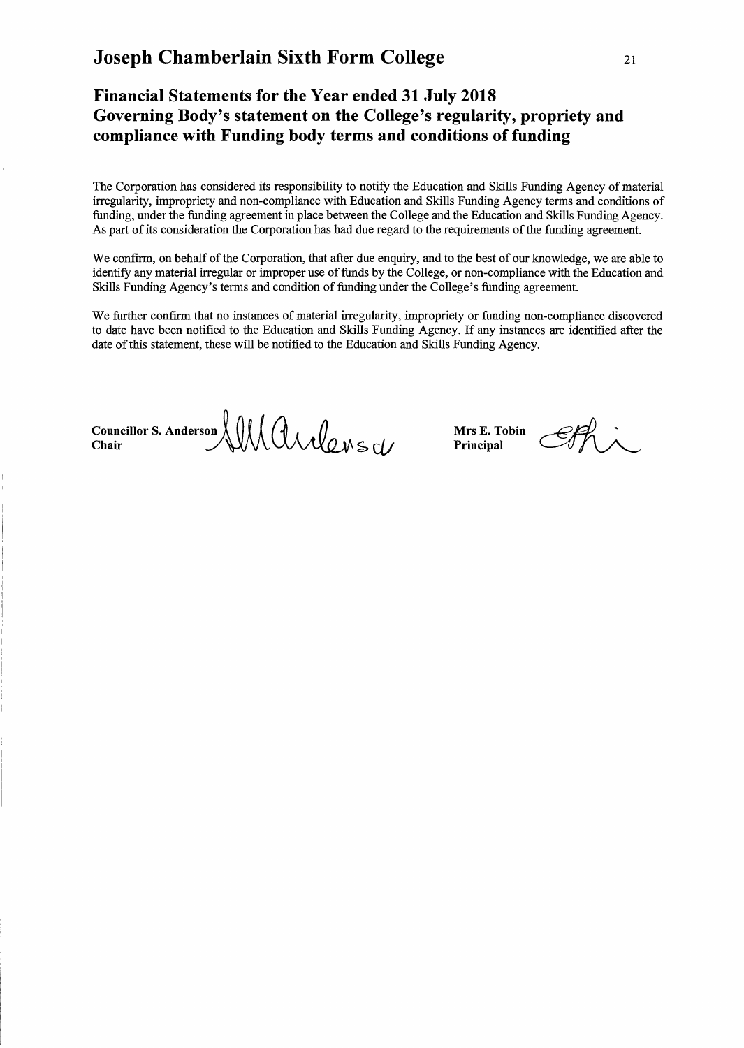# Joseph Chamberlain Sixth Form College

## Financial Statements for the Year ended 31 July 2018
## Governing Body's statement on the College's regularity, propriety and compliance with Funding body terms and conditions of funding

The Corporation has considered its responsibility to notify the Education and Skills Funding Agency of material irregularity, impropriety and non-compliance with Education and Skills Funding Agency terms and conditions of funding, under the funding agreement in place between the College and the Education and Skills Funding Agency. As part of its consideration the Corporation has had due regard to the requirements of the funding agreement.

We confirm, on behalf of the Corporation, that after due enquiry, and to the best of our knowledge, we are able to identify any material irregular or improper use of funds by the College, or non-compliance with the Education and Skills Funding Agency's terms and condition of funding under the College's funding agreement.

We further confirm that no instances of material irregularity, impropriety or funding non-compliance discovered to date have been notified to the Education and Skills Funding Agency. If any instances are identified after the date of this statement, these will be notified to the Education and Skills Funding Agency.

**Councillor S. Anderson**
**Chair**

**Mrs E. Tobin**
**Principal**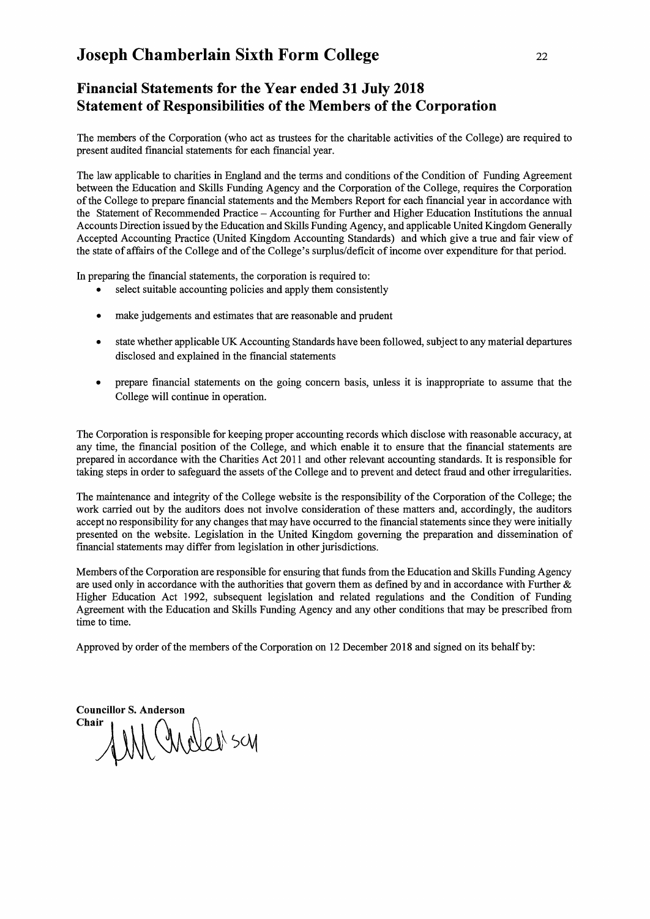# Joseph Chamberlain Sixth Form College

## Financial Statements for the Year ended 31 July 2018
## Statement of Responsibilities of the Members of the Corporation

The members of the Corporation (who act as trustees for the charitable activities of the College) are required to present audited financial statements for each financial year.

The law applicable to charities in England and the terms and conditions of the Condition of Funding Agreement between the Education and Skills Funding Agency and the Corporation of the College, requires the Corporation of the College to prepare financial statements and the Members Report for each financial year in accordance with the Statement of Recommended Practice – Accounting for Further and Higher Education Institutions the annual Accounts Direction issued by the Education and Skills Funding Agency, and applicable United Kingdom Generally Accepted Accounting Practice (United Kingdom Accounting Standards) and which give a true and fair view of the state of affairs of the College and of the College's surplus/deficit of income over expenditure for that period.

In preparing the financial statements, the corporation is required to:

- select suitable accounting policies and apply them consistently
- make judgements and estimates that are reasonable and prudent
- state whether applicable UK Accounting Standards have been followed, subject to any material departures disclosed and explained in the financial statements
- prepare financial statements on the going concern basis, unless it is inappropriate to assume that the College will continue in operation.

The Corporation is responsible for keeping proper accounting records which disclose with reasonable accuracy, at any time, the financial position of the College, and which enable it to ensure that the financial statements are prepared in accordance with the Charities Act 2011 and other relevant accounting standards. It is responsible for taking steps in order to safeguard the assets of the College and to prevent and detect fraud and other irregularities.

The maintenance and integrity of the College website is the responsibility of the Corporation of the College; the work carried out by the auditors does not involve consideration of these matters and, accordingly, the auditors accept no responsibility for any changes that may have occurred to the financial statements since they were initially presented on the website. Legislation in the United Kingdom governing the preparation and dissemination of financial statements may differ from legislation in other jurisdictions.

Members of the Corporation are responsible for ensuring that funds from the Education and Skills Funding Agency are used only in accordance with the authorities that govern them as defined by and in accordance with Further & Higher Education Act 1992, subsequent legislation and related regulations and the Condition of Funding Agreement with the Education and Skills Funding Agency and any other conditions that may be prescribed from time to time.

Approved by order of the members of the Corporation on 12 December 2018 and signed on its behalf by:

**Councillor S. Anderson**
**Chair**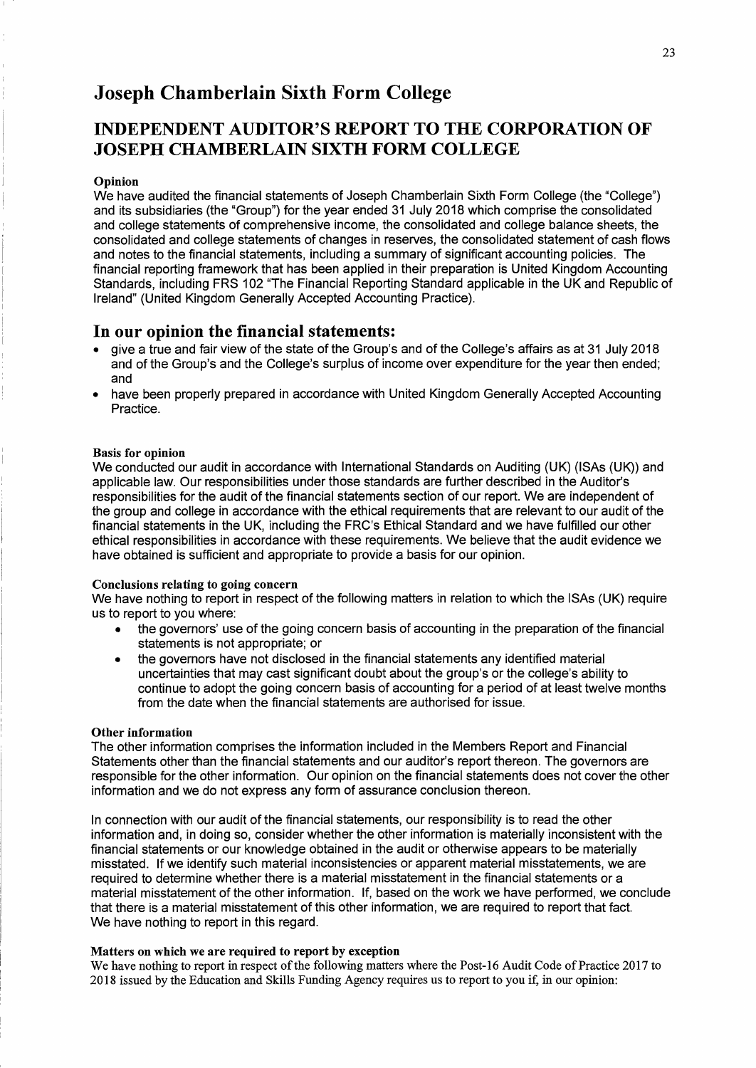# Joseph Chamberlain Sixth Form College

## INDEPENDENT AUDITOR'S REPORT TO THE CORPORATION OF JOSEPH CHAMBERLAIN SIXTH FORM COLLEGE

#### Opinion

We have audited the financial statements of Joseph Chamberlain Sixth Form College (the "College") and its subsidiaries (the "Group") for the year ended 31 July 2018 which comprise the consolidated and college statements of comprehensive income, the consolidated and college balance sheets, the consolidated and college statements of changes in reserves, the consolidated statement of cash flows and notes to the financial statements, including a summary of significant accounting policies. The financial reporting framework that has been applied in their preparation is United Kingdom Accounting Standards, including FRS 102 "The Financial Reporting Standard applicable in the UK and Republic of Ireland" (United Kingdom Generally Accepted Accounting Practice).

### In our opinion the financial statements:

- give a true and fair view of the state of the Group's and of the College's affairs as at 31 July 2018 and of the Group's and the College's surplus of income over expenditure for the year then ended; and
- have been properly prepared in accordance with United Kingdom Generally Accepted Accounting Practice.

#### Basis for opinion

We conducted our audit in accordance with International Standards on Auditing (UK) (ISAs (UK)) and applicable law. Our responsibilities under those standards are further described in the Auditor's responsibilities for the audit of the financial statements section of our report. We are independent of the group and college in accordance with the ethical requirements that are relevant to our audit of the financial statements in the UK, including the FRC's Ethical Standard and we have fulfilled our other ethical responsibilities in accordance with these requirements. We believe that the audit evidence we have obtained is sufficient and appropriate to provide a basis for our opinion.

#### Conclusions relating to going concern

We have nothing to report in respect of the following matters in relation to which the ISAs (UK) require us to report to you where:

- the governors' use of the going concern basis of accounting in the preparation of the financial statements is not appropriate; or
- the governors have not disclosed in the financial statements any identified material uncertainties that may cast significant doubt about the group's or the college's ability to continue to adopt the going concern basis of accounting for a period of at least twelve months from the date when the financial statements are authorised for issue.

#### Other information

The other information comprises the information included in the Members Report and Financial Statements other than the financial statements and our auditor's report thereon. The governors are responsible for the other information. Our opinion on the financial statements does not cover the other information and we do not express any form of assurance conclusion thereon.

In connection with our audit of the financial statements, our responsibility is to read the other information and, in doing so, consider whether the other information is materially inconsistent with the financial statements or our knowledge obtained in the audit or otherwise appears to be materially misstated. If we identify such material inconsistencies or apparent material misstatements, we are required to determine whether there is a material misstatement in the financial statements or a material misstatement of the other information. If, based on the work we have performed, we conclude that there is a material misstatement of this other information, we are required to report that fact. We have nothing to report in this regard.

#### Matters on which we are required to report by exception

We have nothing to report in respect of the following matters where the Post-16 Audit Code of Practice 2017 to 2018 issued by the Education and Skills Funding Agency requires us to report to you if, in our opinion: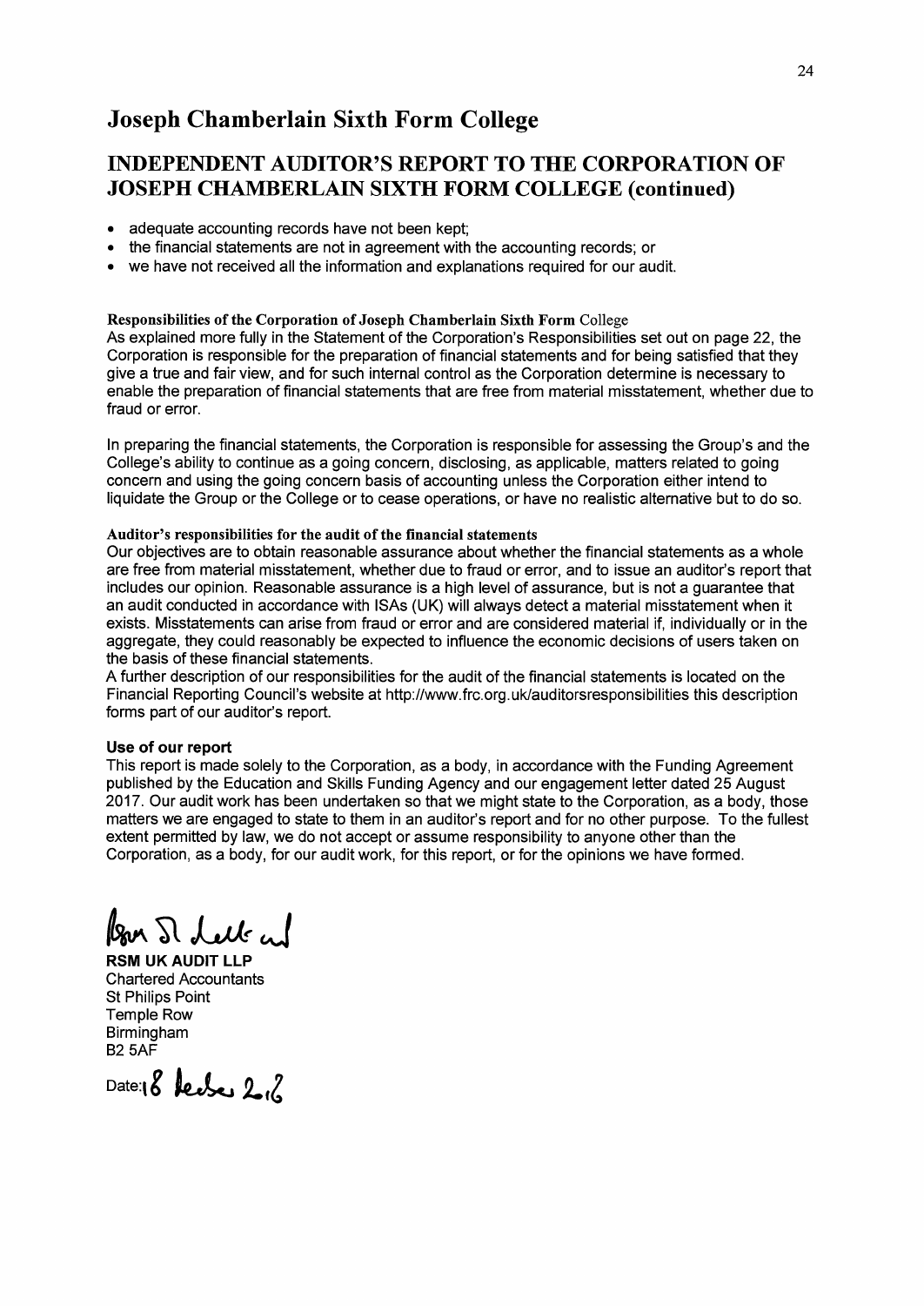# Joseph Chamberlain Sixth Form College

## INDEPENDENT AUDITOR'S REPORT TO THE CORPORATION OF JOSEPH CHAMBERLAIN SIXTH FORM COLLEGE (continued)

- adequate accounting records have not been kept;
- the financial statements are not in agreement with the accounting records; or
- we have not received all the information and explanations required for our audit.

**Responsibilities of the Corporation of Joseph Chamberlain Sixth Form College**

As explained more fully in the Statement of the Corporation's Responsibilities set out on page 22, the Corporation is responsible for the preparation of financial statements and for being satisfied that they give a true and fair view, and for such internal control as the Corporation determine is necessary to enable the preparation of financial statements that are free from material misstatement, whether due to fraud or error.

In preparing the financial statements, the Corporation is responsible for assessing the Group's and the College's ability to continue as a going concern, disclosing, as applicable, matters related to going concern and using the going concern basis of accounting unless the Corporation either intend to liquidate the Group or the College or to cease operations, or have no realistic alternative but to do so.

**Auditor's responsibilities for the audit of the financial statements**

Our objectives are to obtain reasonable assurance about whether the financial statements as a whole are free from material misstatement, whether due to fraud or error, and to issue an auditor's report that includes our opinion. Reasonable assurance is a high level of assurance, but is not a guarantee that an audit conducted in accordance with ISAs (UK) will always detect a material misstatement when it exists. Misstatements can arise from fraud or error and are considered material if, individually or in the aggregate, they could reasonably be expected to influence the economic decisions of users taken on the basis of these financial statements.

A further description of our responsibilities for the audit of the financial statements is located on the Financial Reporting Council's website at http://www.frc.org.uk/auditorsresponsibilities this description forms part of our auditor's report.

**Use of our report**

This report is made solely to the Corporation, as a body, in accordance with the Funding Agreement published by the Education and Skills Funding Agency and our engagement letter dated 25 August 2017. Our audit work has been undertaken so that we might state to the Corporation, as a body, those matters we are engaged to state to them in an auditor's report and for no other purpose. To the fullest extent permitted by law, we do not accept or assume responsibility to anyone other than the Corporation, as a body, for our audit work, for this report, or for the opinions we have formed.

RSM UK Audit LLP

**RSM UK AUDIT LLP**
Chartered Accountants
St Philips Point
Temple Row
Birmingham
B2 5AF

Date: 18 December 2018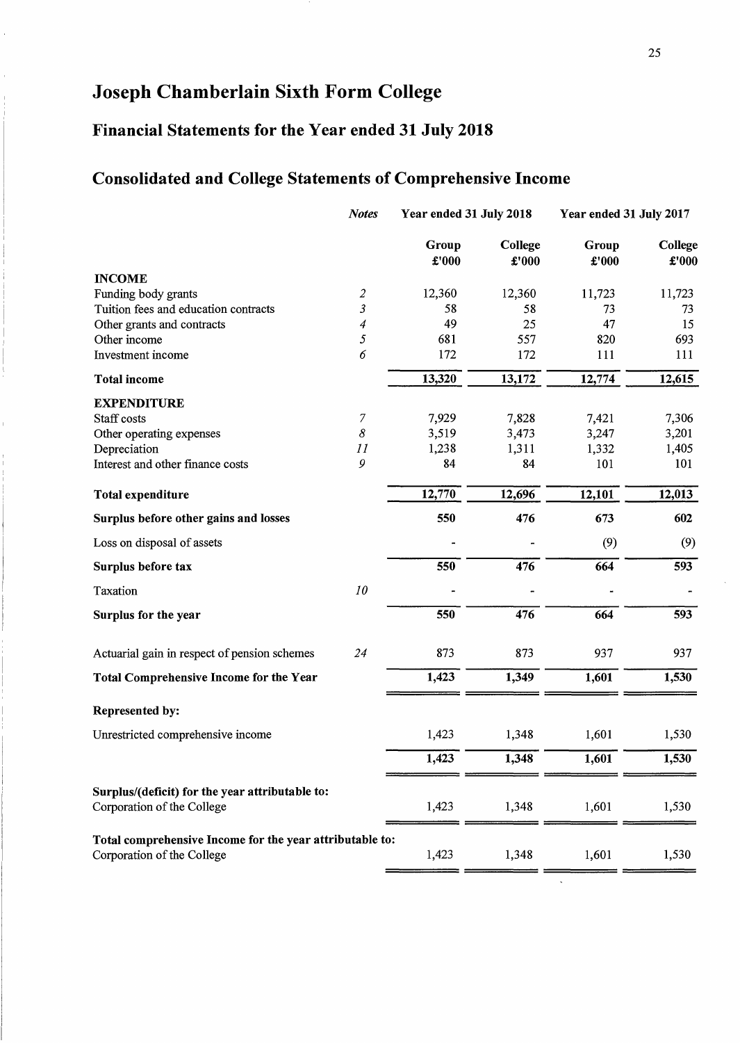# Joseph Chamberlain Sixth Form College

## Financial Statements for the Year ended 31 July 2018

## Consolidated and College Statements of Comprehensive Income

| | *Notes* | Year ended 31 July 2018 | | Year ended 31 July 2017 | |
|---|---|---|---|---|---|
| | | **Group £'000** | **College £'000** | **Group £'000** | **College £'000** |
| **INCOME** | | | | | |
| Funding body grants | *2* | 12,360 | 12,360 | 11,723 | 11,723 |
| Tuition fees and education contracts | *3* | 58 | 58 | 73 | 73 |
| Other grants and contracts | *4* | 49 | 25 | 47 | 15 |
| Other income | *5* | 681 | 557 | 820 | 693 |
| Investment income | *6* | 172 | 172 | 111 | 111 |
| **Total income** | | **13,320** | **13,172** | **12,774** | **12,615** |
| **EXPENDITURE** | | | | | |
| Staff costs | *7* | 7,929 | 7,828 | 7,421 | 7,306 |
| Other operating expenses | *8* | 3,519 | 3,473 | 3,247 | 3,201 |
| Depreciation | *11* | 1,238 | 1,311 | 1,332 | 1,405 |
| Interest and other finance costs | *9* | 84 | 84 | 101 | 101 |
| **Total expenditure** | | **12,770** | **12,696** | **12,101** | **12,013** |
| **Surplus before other gains and losses** | | **550** | **476** | **673** | **602** |
| Loss on disposal of assets | | - | - | (9) | (9) |
| **Surplus before tax** | | **550** | **476** | **664** | **593** |
| Taxation | *10* | - | - | - | - |
| **Surplus for the year** | | **550** | **476** | **664** | **593** |
| Actuarial gain in respect of pension schemes | *24* | 873 | 873 | 937 | 937 |
| **Total Comprehensive Income for the Year** | | **1,423** | **1,349** | **1,601** | **1,530** |
| **Represented by:** | | | | | |
| Unrestricted comprehensive income | | 1,423 | 1,348 | 1,601 | 1,530 |
| | | **1,423** | **1,348** | **1,601** | **1,530** |
| **Surplus/(deficit) for the year attributable to:** | | | | | |
| Corporation of the College | | 1,423 | 1,348 | 1,601 | 1,530 |
| **Total comprehensive Income for the year attributable to:** | | | | | |
| Corporation of the College | | 1,423 | 1,348 | 1,601 | 1,530 |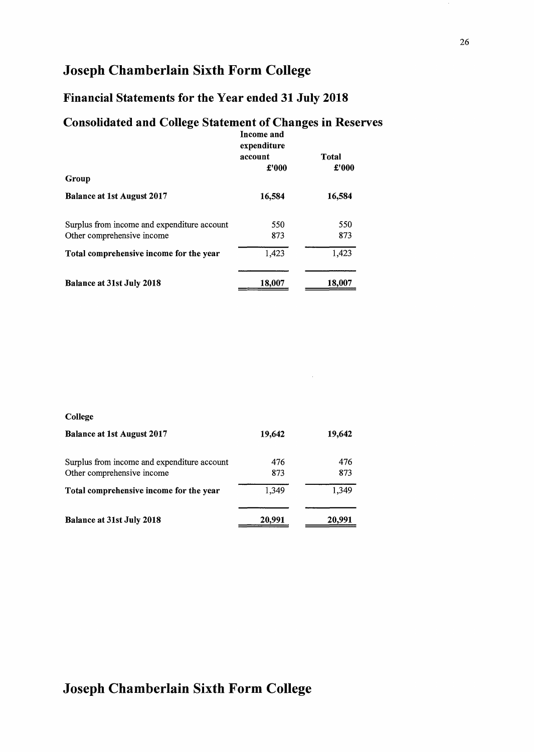# Joseph Chamberlain Sixth Form College

## Financial Statements for the Year ended 31 July 2018

## Consolidated and College Statement of Changes in Reserves

| | Income and expenditure account £'000 | Total £'000 |
|---|---|---|
| **Group** | | |
| **Balance at 1st August 2017** | **16,584** | **16,584** |
| Surplus from income and expenditure account | 550 | 550 |
| Other comprehensive income | 873 | 873 |
| **Total comprehensive income for the year** | 1,423 | 1,423 |
| **Balance at 31st July 2018** | 18,007 | 18,007 |

| | Income and expenditure account £'000 | Total £'000 |
|---|---|---|
| **College** | | |
| **Balance at 1st August 2017** | **19,642** | **19,642** |
| Surplus from income and expenditure account | 476 | 476 |
| Other comprehensive income | 873 | 873 |
| **Total comprehensive income for the year** | 1,349 | 1,349 |
| **Balance at 31st July 2018** | 20,991 | 20,991 |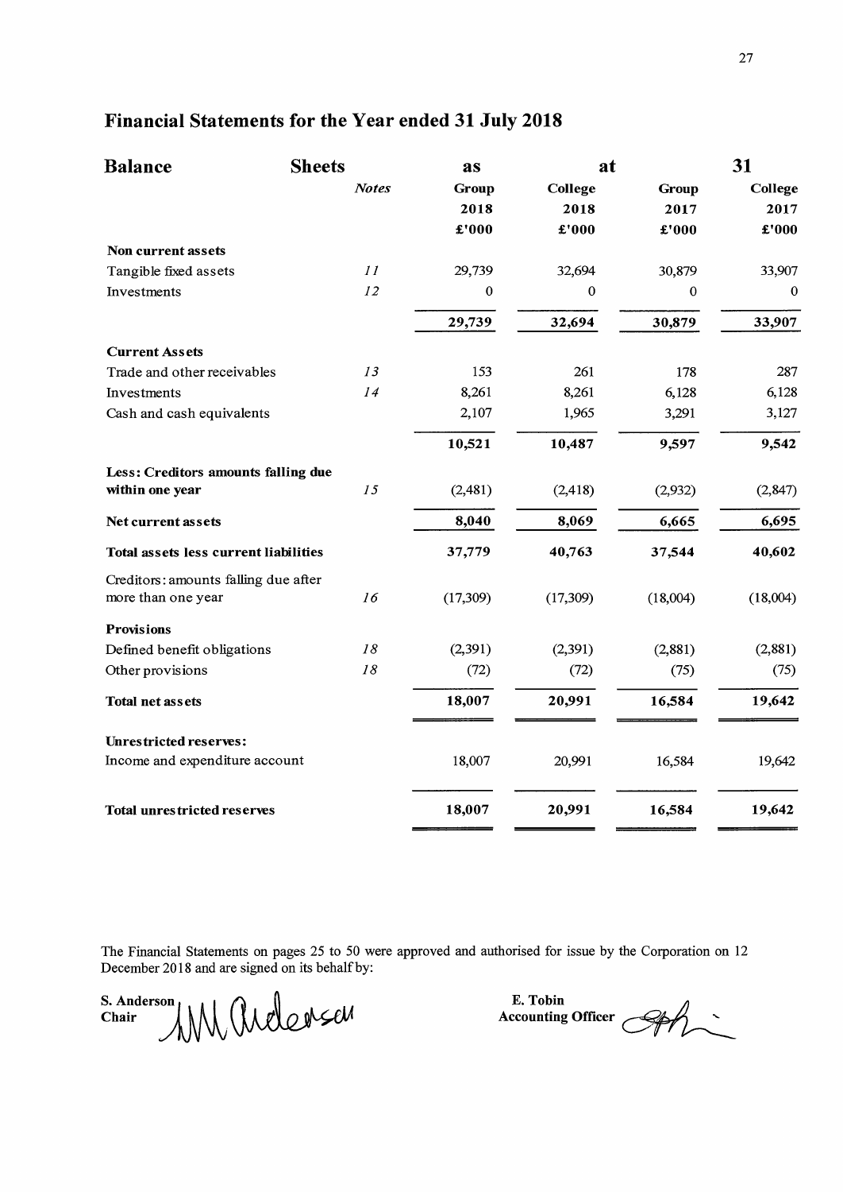## Financial Statements for the Year ended 31 July 2018

### Balance Sheets as at 31 July

| | Notes | Group 2018 £'000 | College 2018 £'000 | Group 2017 £'000 | College 2017 £'000 |
|---|---|---|---|---|---|
| **Non current assets** | | | | | |
| Tangible fixed assets | *11* | 29,739 | 32,694 | 30,879 | 33,907 |
| Investments | *12* | 0 | 0 | 0 | 0 |
| | | **29,739** | **32,694** | **30,879** | **33,907** |
| **Current Assets** | | | | | |
| Trade and other receivables | *13* | 153 | 261 | 178 | 287 |
| Investments | *14* | 8,261 | 8,261 | 6,128 | 6,128 |
| Cash and cash equivalents | | 2,107 | 1,965 | 3,291 | 3,127 |
| | | **10,521** | **10,487** | **9,597** | **9,542** |
| **Less: Creditors amounts falling due within one year** | *15* | (2,481) | (2,418) | (2,932) | (2,847) |
| **Net current assets** | | **8,040** | **8,069** | **6,665** | **6,695** |
| **Total assets less current liabilities** | | **37,779** | **40,763** | **37,544** | **40,602** |
| Creditors: amounts falling due after more than one year | *16* | (17,309) | (17,309) | (18,004) | (18,004) |
| **Provisions** | | | | | |
| Defined benefit obligations | *18* | (2,391) | (2,391) | (2,881) | (2,881) |
| Other provisions | *18* | (72) | (72) | (75) | (75) |
| **Total net assets** | | **18,007** | **20,991** | **16,584** | **19,642** |
| **Unrestricted reserves:** | | | | | |
| Income and expenditure account | | 18,007 | 20,991 | 16,584 | 19,642 |
| **Total unrestricted reserves** | | **18,007** | **20,991** | **16,584** | **19,642** |

The Financial Statements on pages 25 to 50 were approved and authorised for issue by the Corporation on 12 December 2018 and are signed on its behalf by:

**S. Anderson**
**Chair**

**E. Tobin**
**Accounting Officer**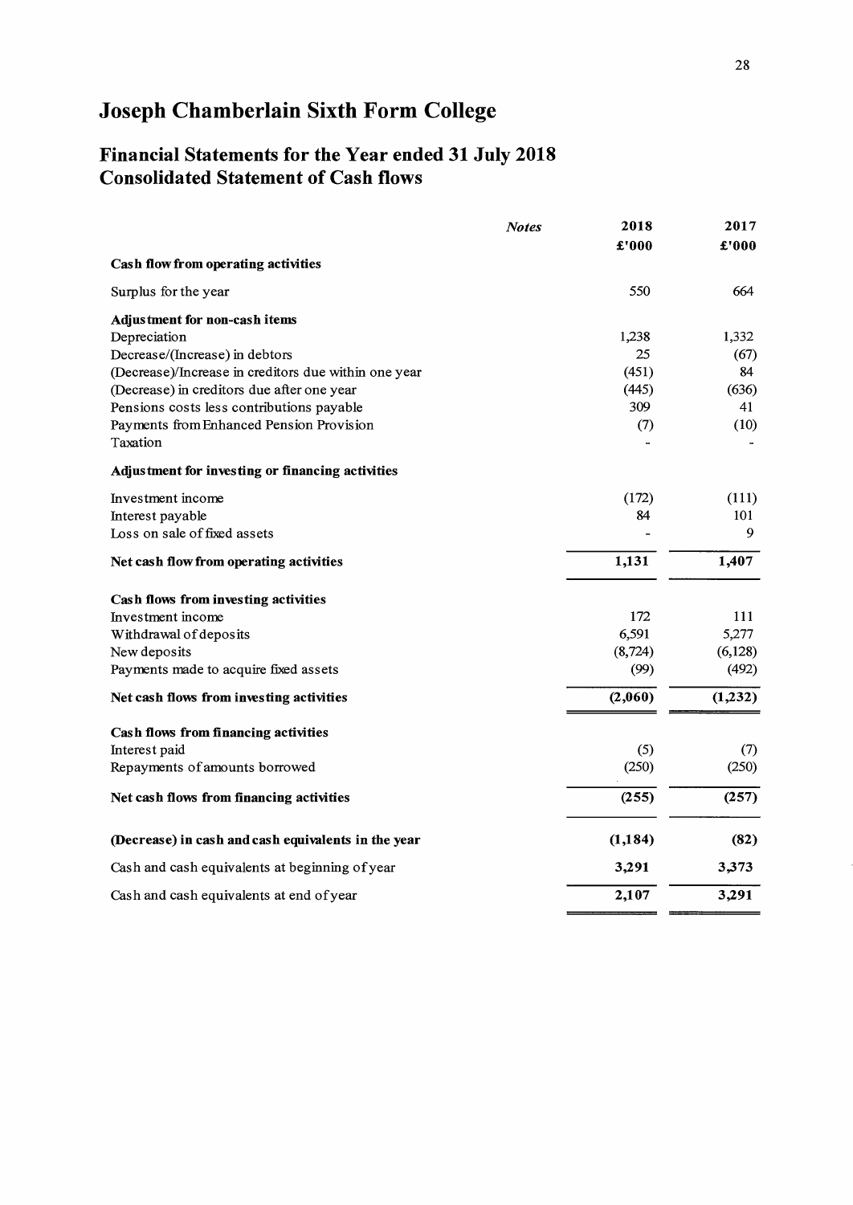# Joseph Chamberlain Sixth Form College

## Financial Statements for the Year ended 31 July 2018
## Consolidated Statement of Cash flows

| | *Notes* | 2018 | 2017 |
|---|---|---|---|
| | | £'000 | £'000 |
| **Cash flow from operating activities** | | | |
| Surplus for the year | | 550 | 664 |
| **Adjustment for non-cash items** | | | |
| Depreciation | | 1,238 | 1,332 |
| Decrease/(Increase) in debtors | | 25 | (67) |
| (Decrease)/Increase in creditors due within one year | | (451) | 84 |
| (Decrease) in creditors due after one year | | (445) | (636) |
| Pensions costs less contributions payable | | 309 | 41 |
| Payments from Enhanced Pension Provision | | (7) | (10) |
| Taxation | | - | - |
| **Adjustment for investing or financing activities** | | | |
| Investment income | | (172) | (111) |
| Interest payable | | 84 | 101 |
| Loss on sale of fixed assets | | - | 9 |
| **Net cash flow from operating activities** | | **1,131** | **1,407** |
| **Cash flows from investing activities** | | | |
| Investment income | | 172 | 111 |
| Withdrawal of deposits | | 6,591 | 5,277 |
| New deposits | | (8,724) | (6,128) |
| Payments made to acquire fixed assets | | (99) | (492) |
| **Net cash flows from investing activities** | | **(2,060)** | **(1,232)** |
| **Cash flows from financing activities** | | | |
| Interest paid | | (5) | (7) |
| Repayments of amounts borrowed | | (250) | (250) |
| **Net cash flows from financing activities** | | **(255)** | **(257)** |
| **(Decrease) in cash and cash equivalents in the year** | | **(1,184)** | **(82)** |
| Cash and cash equivalents at beginning of year | | **3,291** | **3,373** |
| Cash and cash equivalents at end of year | | **2,107** | **3,291** |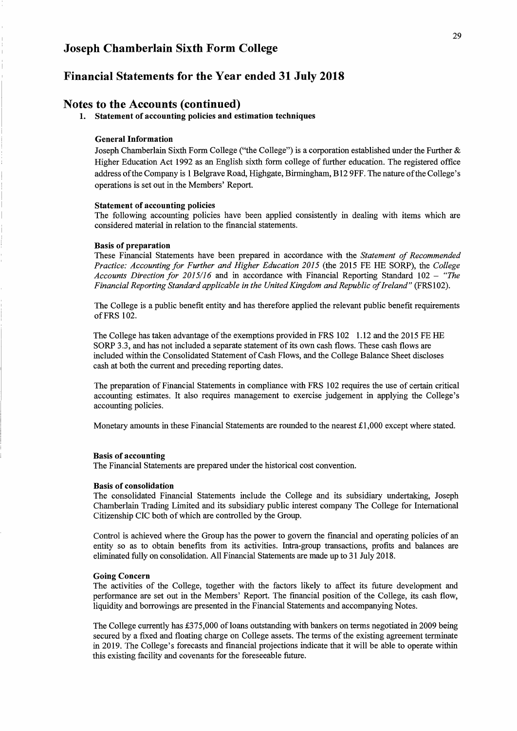# Joseph Chamberlain Sixth Form College

## Financial Statements for the Year ended 31 July 2018

## Notes to the Accounts (continued)

### 1. Statement of accounting policies and estimation techniques

**General Information**

Joseph Chamberlain Sixth Form College ("the College") is a corporation established under the Further & Higher Education Act 1992 as an English sixth form college of further education. The registered office address of the Company is 1 Belgrave Road, Highgate, Birmingham, B12 9FF. The nature of the College's operations is set out in the Members' Report.

**Statement of accounting policies**

The following accounting policies have been applied consistently in dealing with items which are considered material in relation to the financial statements.

**Basis of preparation**

These Financial Statements have been prepared in accordance with the *Statement of Recommended Practice: Accounting for Further and Higher Education 2015* (the 2015 FE HE SORP), the *College Accounts Direction for 2015/16* and in accordance with Financial Reporting Standard 102 – *"The Financial Reporting Standard applicable in the United Kingdom and Republic of Ireland"* (FRS102).

The College is a public benefit entity and has therefore applied the relevant public benefit requirements of FRS 102.

The College has taken advantage of the exemptions provided in FRS 102 1.12 and the 2015 FE HE SORP 3.3, and has not included a separate statement of its own cash flows. These cash flows are included within the Consolidated Statement of Cash Flows, and the College Balance Sheet discloses cash at both the current and preceding reporting dates.

The preparation of Financial Statements in compliance with FRS 102 requires the use of certain critical accounting estimates. It also requires management to exercise judgement in applying the College's accounting policies.

Monetary amounts in these Financial Statements are rounded to the nearest £1,000 except where stated.

**Basis of accounting**

The Financial Statements are prepared under the historical cost convention.

**Basis of consolidation**

The consolidated Financial Statements include the College and its subsidiary undertaking, Joseph Chamberlain Trading Limited and its subsidiary public interest company The College for International Citizenship CIC both of which are controlled by the Group.

Control is achieved where the Group has the power to govern the financial and operating policies of an entity so as to obtain benefits from its activities. Intra-group transactions, profits and balances are eliminated fully on consolidation. All Financial Statements are made up to 31 July 2018.

**Going Concern**

The activities of the College, together with the factors likely to affect its future development and performance are set out in the Members' Report. The financial position of the College, its cash flow, liquidity and borrowings are presented in the Financial Statements and accompanying Notes.

The College currently has £375,000 of loans outstanding with bankers on terms negotiated in 2009 being secured by a fixed and floating charge on College assets. The terms of the existing agreement terminate in 2019. The College's forecasts and financial projections indicate that it will be able to operate within this existing facility and covenants for the foreseeable future.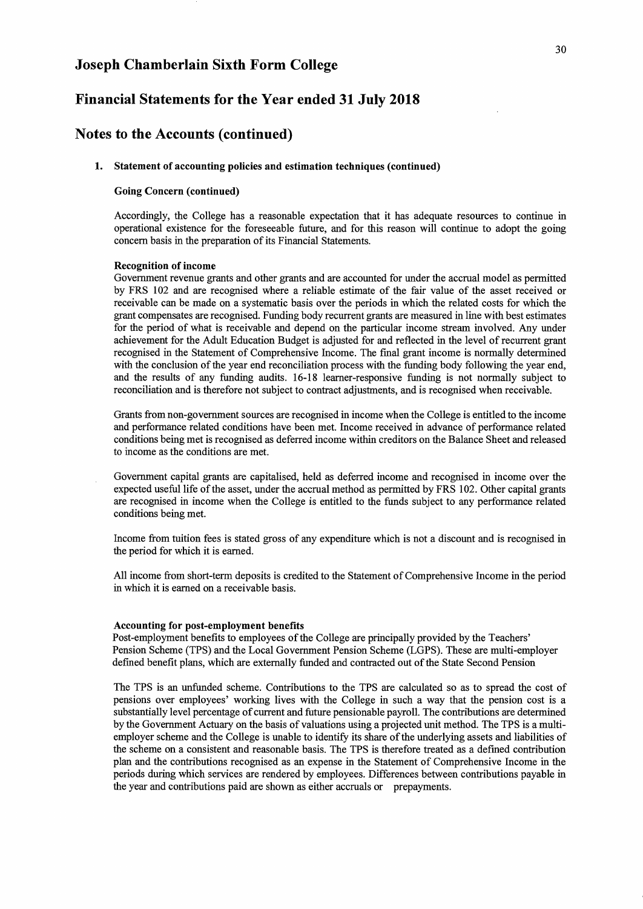# Joseph Chamberlain Sixth Form College

## Financial Statements for the Year ended 31 July 2018

## Notes to the Accounts (continued)

### 1. Statement of accounting policies and estimation techniques (continued)

**Going Concern (continued)**

Accordingly, the College has a reasonable expectation that it has adequate resources to continue in operational existence for the foreseeable future, and for this reason will continue to adopt the going concern basis in the preparation of its Financial Statements.

**Recognition of income**

Government revenue grants and other grants and are accounted for under the accrual model as permitted by FRS 102 and are recognised where a reliable estimate of the fair value of the asset received or receivable can be made on a systematic basis over the periods in which the related costs for which the grant compensates are recognised. Funding body recurrent grants are measured in line with best estimates for the period of what is receivable and depend on the particular income stream involved. Any under achievement for the Adult Education Budget is adjusted for and reflected in the level of recurrent grant recognised in the Statement of Comprehensive Income. The final grant income is normally determined with the conclusion of the year end reconciliation process with the funding body following the year end, and the results of any funding audits. 16-18 learner-responsive funding is not normally subject to reconciliation and is therefore not subject to contract adjustments, and is recognised when receivable.

Grants from non-government sources are recognised in income when the College is entitled to the income and performance related conditions have been met. Income received in advance of performance related conditions being met is recognised as deferred income within creditors on the Balance Sheet and released to income as the conditions are met.

Government capital grants are capitalised, held as deferred income and recognised in income over the expected useful life of the asset, under the accrual method as permitted by FRS 102. Other capital grants are recognised in income when the College is entitled to the funds subject to any performance related conditions being met.

Income from tuition fees is stated gross of any expenditure which is not a discount and is recognised in the period for which it is earned.

All income from short-term deposits is credited to the Statement of Comprehensive Income in the period in which it is earned on a receivable basis.

**Accounting for post-employment benefits**

Post-employment benefits to employees of the College are principally provided by the Teachers' Pension Scheme (TPS) and the Local Government Pension Scheme (LGPS). These are multi-employer defined benefit plans, which are externally funded and contracted out of the State Second Pension

The TPS is an unfunded scheme. Contributions to the TPS are calculated so as to spread the cost of pensions over employees' working lives with the College in such a way that the pension cost is a substantially level percentage of current and future pensionable payroll. The contributions are determined by the Government Actuary on the basis of valuations using a projected unit method. The TPS is a multi-employer scheme and the College is unable to identify its share of the underlying assets and liabilities of the scheme on a consistent and reasonable basis. The TPS is therefore treated as a defined contribution plan and the contributions recognised as an expense in the Statement of Comprehensive Income in the periods during which services are rendered by employees. Differences between contributions payable in the year and contributions paid are shown as either accruals or prepayments.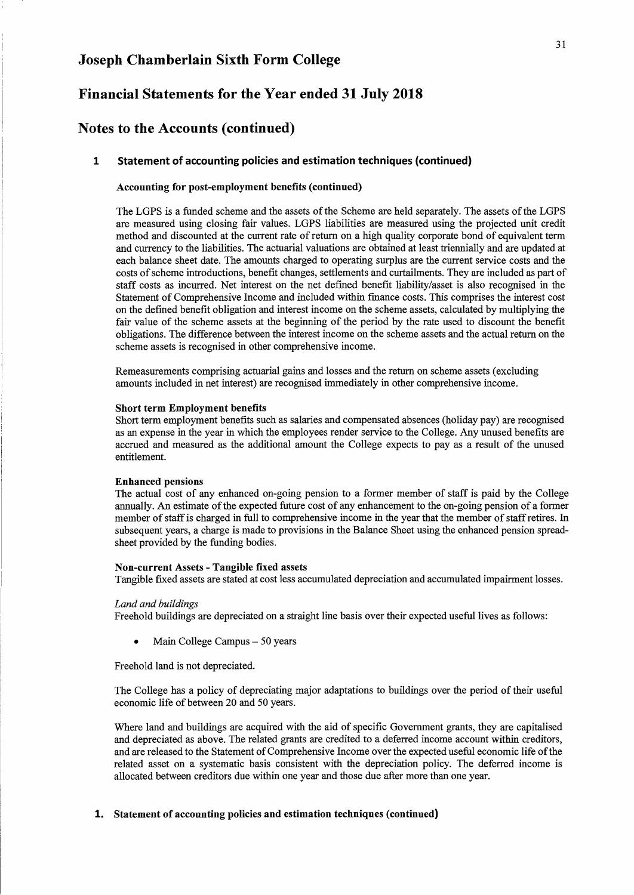## 1 Statement of accounting policies and estimation techniques (continued)

### Accounting for post-employment benefits (continued)

The LGPS is a funded scheme and the assets of the Scheme are held separately. The assets of the LGPS are measured using closing fair values. LGPS liabilities are measured using the projected unit credit method and discounted at the current rate of return on a high quality corporate bond of equivalent term and currency to the liabilities. The actuarial valuations are obtained at least triennially and are updated at each balance sheet date. The amounts charged to operating surplus are the current service costs and the costs of scheme introductions, benefit changes, settlements and curtailments. They are included as part of staff costs as incurred. Net interest on the net defined benefit liability/asset is also recognised in the Statement of Comprehensive Income and included within finance costs. This comprises the interest cost on the defined benefit obligation and interest income on the scheme assets, calculated by multiplying the fair value of the scheme assets at the beginning of the period by the rate used to discount the benefit obligations. The difference between the interest income on the scheme assets and the actual return on the scheme assets is recognised in other comprehensive income.

Remeasurements comprising actuarial gains and losses and the return on scheme assets (excluding amounts included in net interest) are recognised immediately in other comprehensive income.

### Short term Employment benefits

Short term employment benefits such as salaries and compensated absences (holiday pay) are recognised as an expense in the year in which the employees render service to the College. Any unused benefits are accrued and measured as the additional amount the College expects to pay as a result of the unused entitlement.

### Enhanced pensions

The actual cost of any enhanced on-going pension to a former member of staff is paid by the College annually. An estimate of the expected future cost of any enhancement to the on-going pension of a former member of staff is charged in full to comprehensive income in the year that the member of staff retires. In subsequent years, a charge is made to provisions in the Balance Sheet using the enhanced pension spreadsheet provided by the funding bodies.

### Non-current Assets - Tangible fixed assets

Tangible fixed assets are stated at cost less accumulated depreciation and accumulated impairment losses.

*Land and buildings*

Freehold buildings are depreciated on a straight line basis over their expected useful lives as follows:

- Main College Campus – 50 years

Freehold land is not depreciated.

The College has a policy of depreciating major adaptations to buildings over the period of their useful economic life of between 20 and 50 years.

Where land and buildings are acquired with the aid of specific Government grants, they are capitalised and depreciated as above. The related grants are credited to a deferred income account within creditors, and are released to the Statement of Comprehensive Income over the expected useful economic life of the related asset on a systematic basis consistent with the depreciation policy. The deferred income is allocated between creditors due within one year and those due after more than one year.

## 1. Statement of accounting policies and estimation techniques (continued)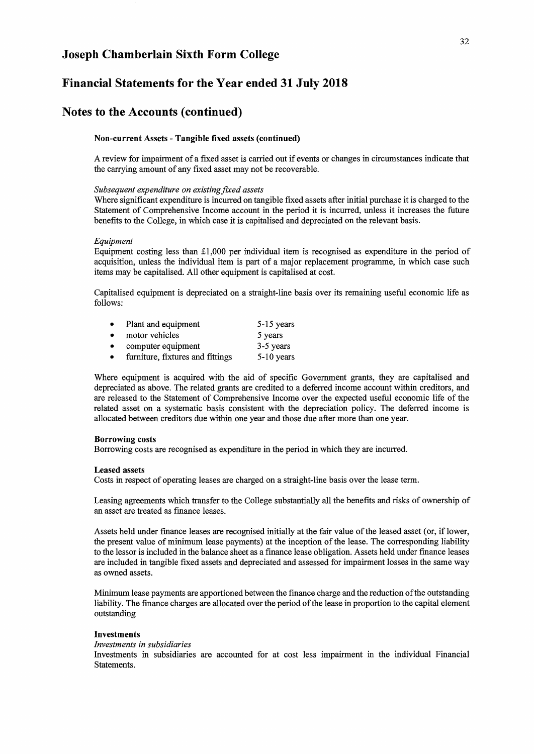# Joseph Chamberlain Sixth Form College

## Financial Statements for the Year ended 31 July 2018

## Notes to the Accounts (continued)

**Non-current Assets - Tangible fixed assets (continued)**

A review for impairment of a fixed asset is carried out if events or changes in circumstances indicate that the carrying amount of any fixed asset may not be recoverable.

*Subsequent expenditure on existing fixed assets*
Where significant expenditure is incurred on tangible fixed assets after initial purchase it is charged to the Statement of Comprehensive Income account in the period it is incurred, unless it increases the future benefits to the College, in which case it is capitalised and depreciated on the relevant basis.

*Equipment*
Equipment costing less than £1,000 per individual item is recognised as expenditure in the period of acquisition, unless the individual item is part of a major replacement programme, in which case such items may be capitalised. All other equipment is capitalised at cost.

Capitalised equipment is depreciated on a straight-line basis over its remaining useful economic life as follows:

- Plant and equipment 5-15 years
- motor vehicles 5 years
- computer equipment 3-5 years
- furniture, fixtures and fittings 5-10 years

Where equipment is acquired with the aid of specific Government grants, they are capitalised and depreciated as above. The related grants are credited to a deferred income account within creditors, and are released to the Statement of Comprehensive Income over the expected useful economic life of the related asset on a systematic basis consistent with the depreciation policy. The deferred income is allocated between creditors due within one year and those due after more than one year.

**Borrowing costs**
Borrowing costs are recognised as expenditure in the period in which they are incurred.

**Leased assets**
Costs in respect of operating leases are charged on a straight-line basis over the lease term.

Leasing agreements which transfer to the College substantially all the benefits and risks of ownership of an asset are treated as finance leases.

Assets held under finance leases are recognised initially at the fair value of the leased asset (or, if lower, the present value of minimum lease payments) at the inception of the lease. The corresponding liability to the lessor is included in the balance sheet as a finance lease obligation. Assets held under finance leases are included in tangible fixed assets and depreciated and assessed for impairment losses in the same way as owned assets.

Minimum lease payments are apportioned between the finance charge and the reduction of the outstanding liability. The finance charges are allocated over the period of the lease in proportion to the capital element outstanding

**Investments**
*Investments in subsidiaries*
Investments in subsidiaries are accounted for at cost less impairment in the individual Financial Statements.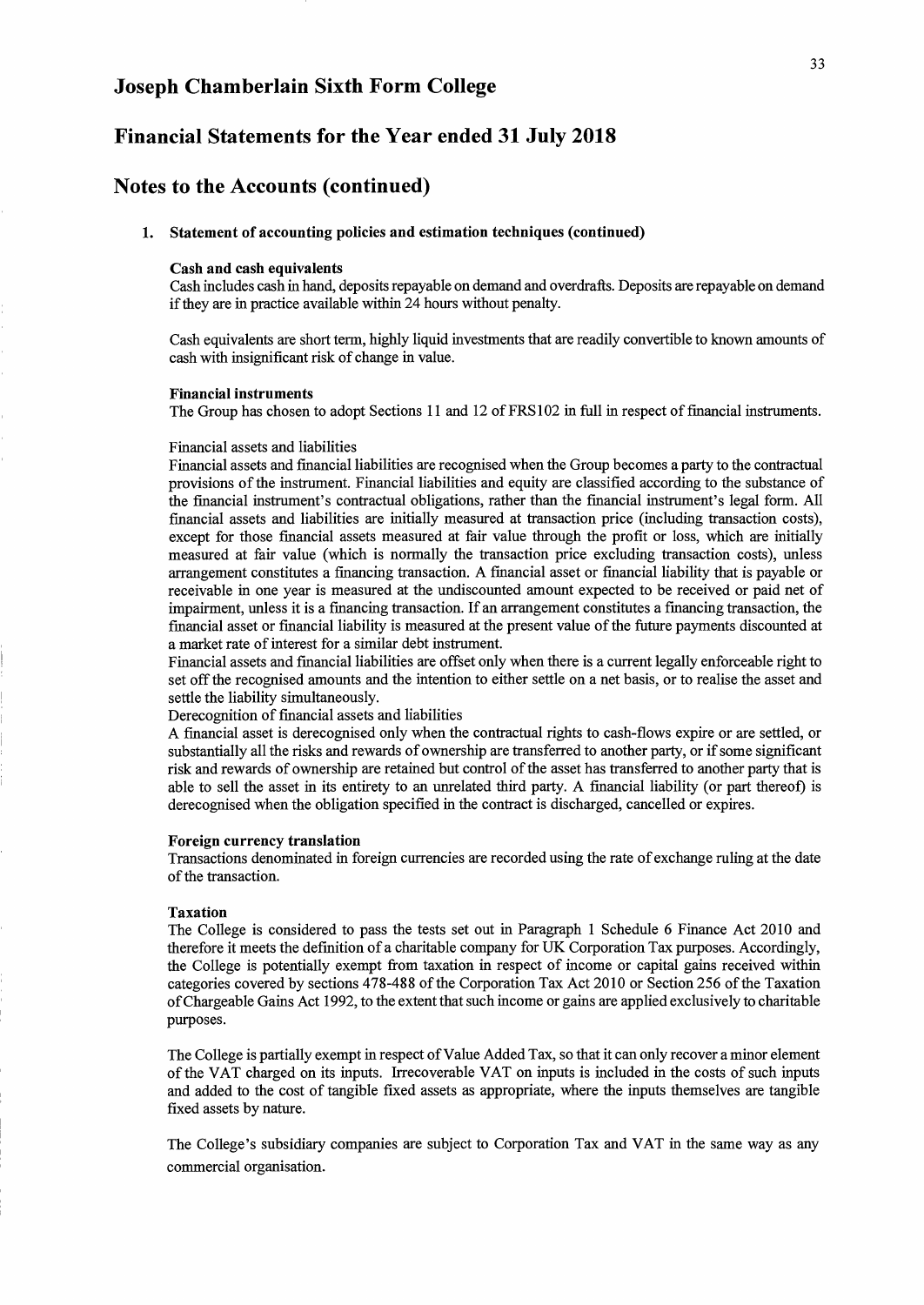# Joseph Chamberlain Sixth Form College

## Financial Statements for the Year ended 31 July 2018

## Notes to the Accounts (continued)

### 1. Statement of accounting policies and estimation techniques (continued)

**Cash and cash equivalents**

Cash includes cash in hand, deposits repayable on demand and overdrafts. Deposits are repayable on demand if they are in practice available within 24 hours without penalty.

Cash equivalents are short term, highly liquid investments that are readily convertible to known amounts of cash with insignificant risk of change in value.

**Financial instruments**

The Group has chosen to adopt Sections 11 and 12 of FRS102 in full in respect of financial instruments.

Financial assets and liabilities

Financial assets and financial liabilities are recognised when the Group becomes a party to the contractual provisions of the instrument. Financial liabilities and equity are classified according to the substance of the financial instrument's contractual obligations, rather than the financial instrument's legal form. All financial assets and liabilities are initially measured at transaction price (including transaction costs), except for those financial assets measured at fair value through the profit or loss, which are initially measured at fair value (which is normally the transaction price excluding transaction costs), unless arrangement constitutes a financing transaction. A financial asset or financial liability that is payable or receivable in one year is measured at the undiscounted amount expected to be received or paid net of impairment, unless it is a financing transaction. If an arrangement constitutes a financing transaction, the financial asset or financial liability is measured at the present value of the future payments discounted at a market rate of interest for a similar debt instrument.

Financial assets and financial liabilities are offset only when there is a current legally enforceable right to set off the recognised amounts and the intention to either settle on a net basis, or to realise the asset and settle the liability simultaneously.

Derecognition of financial assets and liabilities

A financial asset is derecognised only when the contractual rights to cash-flows expire or are settled, or substantially all the risks and rewards of ownership are transferred to another party, or if some significant risk and rewards of ownership are retained but control of the asset has transferred to another party that is able to sell the asset in its entirety to an unrelated third party. A financial liability (or part thereof) is derecognised when the obligation specified in the contract is discharged, cancelled or expires.

**Foreign currency translation**

Transactions denominated in foreign currencies are recorded using the rate of exchange ruling at the date of the transaction.

**Taxation**

The College is considered to pass the tests set out in Paragraph 1 Schedule 6 Finance Act 2010 and therefore it meets the definition of a charitable company for UK Corporation Tax purposes. Accordingly, the College is potentially exempt from taxation in respect of income or capital gains received within categories covered by sections 478-488 of the Corporation Tax Act 2010 or Section 256 of the Taxation of Chargeable Gains Act 1992, to the extent that such income or gains are applied exclusively to charitable purposes.

The College is partially exempt in respect of Value Added Tax, so that it can only recover a minor element of the VAT charged on its inputs. Irrecoverable VAT on inputs is included in the costs of such inputs and added to the cost of tangible fixed assets as appropriate, where the inputs themselves are tangible fixed assets by nature.

The College's subsidiary companies are subject to Corporation Tax and VAT in the same way as any commercial organisation.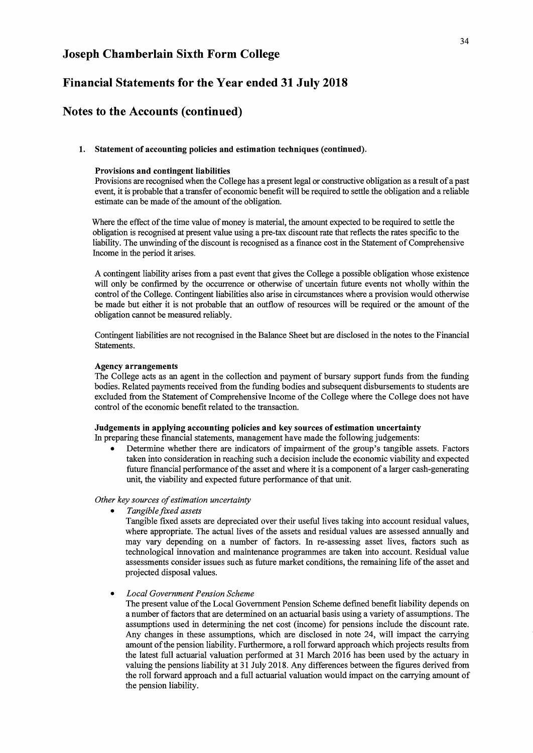# Joseph Chamberlain Sixth Form College

## Financial Statements for the Year ended 31 July 2018

## Notes to the Accounts (continued)

**1. Statement of accounting policies and estimation techniques (continued).**

**Provisions and contingent liabilities**

Provisions are recognised when the College has a present legal or constructive obligation as a result of a past event, it is probable that a transfer of economic benefit will be required to settle the obligation and a reliable estimate can be made of the amount of the obligation.

Where the effect of the time value of money is material, the amount expected to be required to settle the obligation is recognised at present value using a pre-tax discount rate that reflects the rates specific to the liability. The unwinding of the discount is recognised as a finance cost in the Statement of Comprehensive Income in the period it arises.

A contingent liability arises from a past event that gives the College a possible obligation whose existence will only be confirmed by the occurrence or otherwise of uncertain future events not wholly within the control of the College. Contingent liabilities also arise in circumstances where a provision would otherwise be made but either it is not probable that an outflow of resources will be required or the amount of the obligation cannot be measured reliably.

Contingent liabilities are not recognised in the Balance Sheet but are disclosed in the notes to the Financial Statements.

**Agency arrangements**

The College acts as an agent in the collection and payment of bursary support funds from the funding bodies. Related payments received from the funding bodies and subsequent disbursements to students are excluded from the Statement of Comprehensive Income of the College where the College does not have control of the economic benefit related to the transaction.

**Judgements in applying accounting policies and key sources of estimation uncertainty**

In preparing these financial statements, management have made the following judgements:

- Determine whether there are indicators of impairment of the group's tangible assets. Factors taken into consideration in reaching such a decision include the economic viability and expected future financial performance of the asset and where it is a component of a larger cash-generating unit, the viability and expected future performance of that unit.

*Other key sources of estimation uncertainty*

- *Tangible fixed assets*

  Tangible fixed assets are depreciated over their useful lives taking into account residual values, where appropriate. The actual lives of the assets and residual values are assessed annually and may vary depending on a number of factors. In re-assessing asset lives, factors such as technological innovation and maintenance programmes are taken into account. Residual value assessments consider issues such as future market conditions, the remaining life of the asset and projected disposal values.

- *Local Government Pension Scheme*

  The present value of the Local Government Pension Scheme defined benefit liability depends on a number of factors that are determined on an actuarial basis using a variety of assumptions. The assumptions used in determining the net cost (income) for pensions include the discount rate. Any changes in these assumptions, which are disclosed in note 24, will impact the carrying amount of the pension liability. Furthermore, a roll forward approach which projects results from the latest full actuarial valuation performed at 31 March 2016 has been used by the actuary in valuing the pensions liability at 31 July 2018. Any differences between the figures derived from the roll forward approach and a full actuarial valuation would impact on the carrying amount of the pension liability.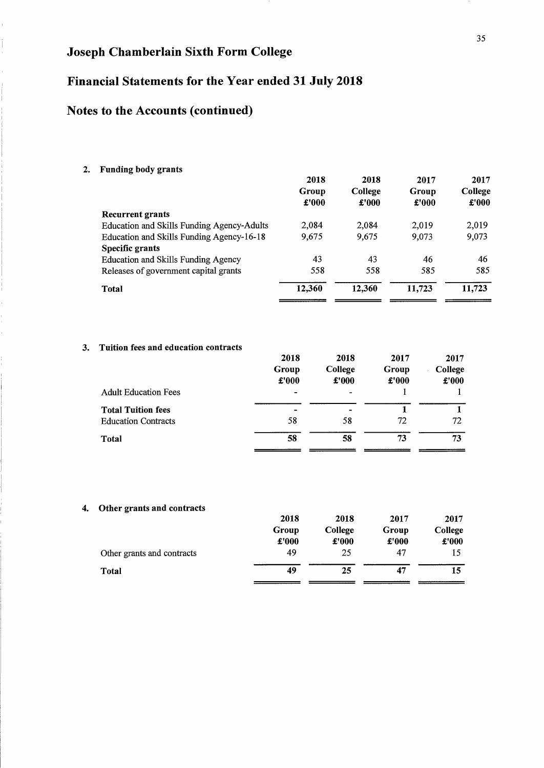# Joseph Chamberlain Sixth Form College

## Financial Statements for the Year ended 31 July 2018

## Notes to the Accounts (continued)

### 2. Funding body grants

| | 2018 Group £'000 | 2018 College £'000 | 2017 Group £'000 | 2017 College £'000 |
|---|---|---|---|---|
| **Recurrent grants** | | | | |
| Education and Skills Funding Agency-Adults | 2,084 | 2,084 | 2,019 | 2,019 |
| Education and Skills Funding Agency-16-18 | 9,675 | 9,675 | 9,073 | 9,073 |
| **Specific grants** | | | | |
| Education and Skills Funding Agency | 43 | 43 | 46 | 46 |
| Releases of government capital grants | 558 | 558 | 585 | 585 |
| **Total** | **12,360** | **12,360** | **11,723** | **11,723** |

### 3. Tuition fees and education contracts

| | 2018 Group £'000 | 2018 College £'000 | 2017 Group £'000 | 2017 College £'000 |
|---|---|---|---|---|
| Adult Education Fees | - | - | 1 | 1 |
| **Total Tuition fees** | **-** | **-** | **1** | **1** |
| Education Contracts | 58 | 58 | 72 | 72 |
| **Total** | **58** | **58** | **73** | **73** |

### 4. Other grants and contracts

| | 2018 Group £'000 | 2018 College £'000 | 2017 Group £'000 | 2017 College £'000 |
|---|---|---|---|---|
| Other grants and contracts | 49 | 25 | 47 | 15 |
| **Total** | **49** | **25** | **47** | **15** |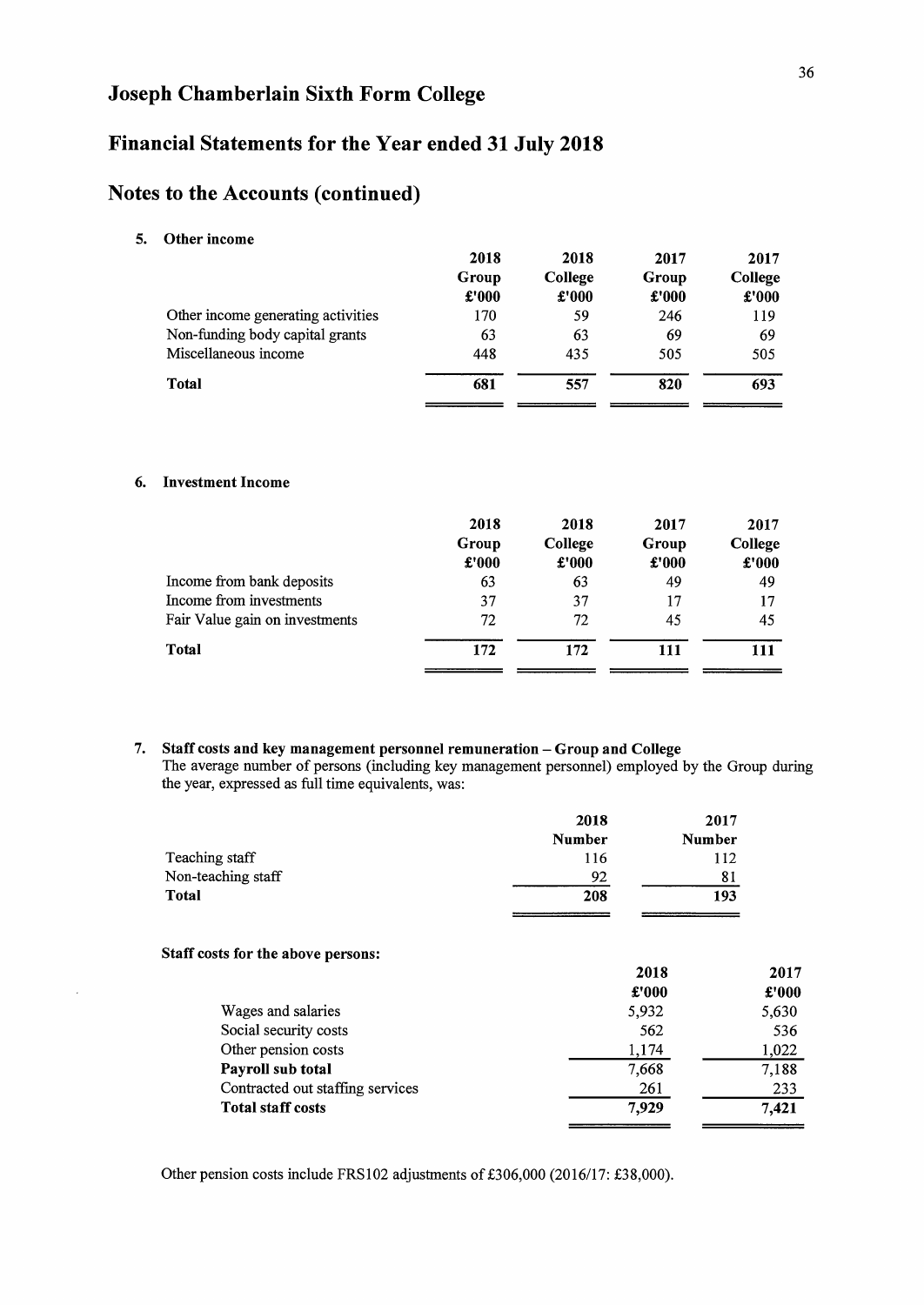# Joseph Chamberlain Sixth Form College

## Financial Statements for the Year ended 31 July 2018

## Notes to the Accounts (continued)

### 5. Other income

| | 2018 Group £'000 | 2018 College £'000 | 2017 Group £'000 | 2017 College £'000 |
|---|---|---|---|---|
| Other income generating activities | 170 | 59 | 246 | 119 |
| Non-funding body capital grants | 63 | 63 | 69 | 69 |
| Miscellaneous income | 448 | 435 | 505 | 505 |
| **Total** | **681** | **557** | **820** | **693** |

### 6. Investment Income

| | 2018 Group £'000 | 2018 College £'000 | 2017 Group £'000 | 2017 College £'000 |
|---|---|---|---|---|
| Income from bank deposits | 63 | 63 | 49 | 49 |
| Income from investments | 37 | 37 | 17 | 17 |
| Fair Value gain on investments | 72 | 72 | 45 | 45 |
| **Total** | **172** | **172** | **111** | **111** |

### 7. Staff costs and key management personnel remuneration – Group and College

The average number of persons (including key management personnel) employed by the Group during the year, expressed as full time equivalents, was:

| | 2018 Number | 2017 Number |
|---|---|---|
| Teaching staff | 116 | 112 |
| Non-teaching staff | 92 | 81 |
| **Total** | **208** | **193** |

**Staff costs for the above persons:**

| | 2018 £'000 | 2017 £'000 |
|---|---|---|
| Wages and salaries | 5,932 | 5,630 |
| Social security costs | 562 | 536 |
| Other pension costs | 1,174 | 1,022 |
| **Payroll sub total** | 7,668 | 7,188 |
| Contracted out staffing services | 261 | 233 |
| **Total staff costs** | 7,929 | 7,421 |

Other pension costs include FRS102 adjustments of £306,000 (2016/17: £38,000).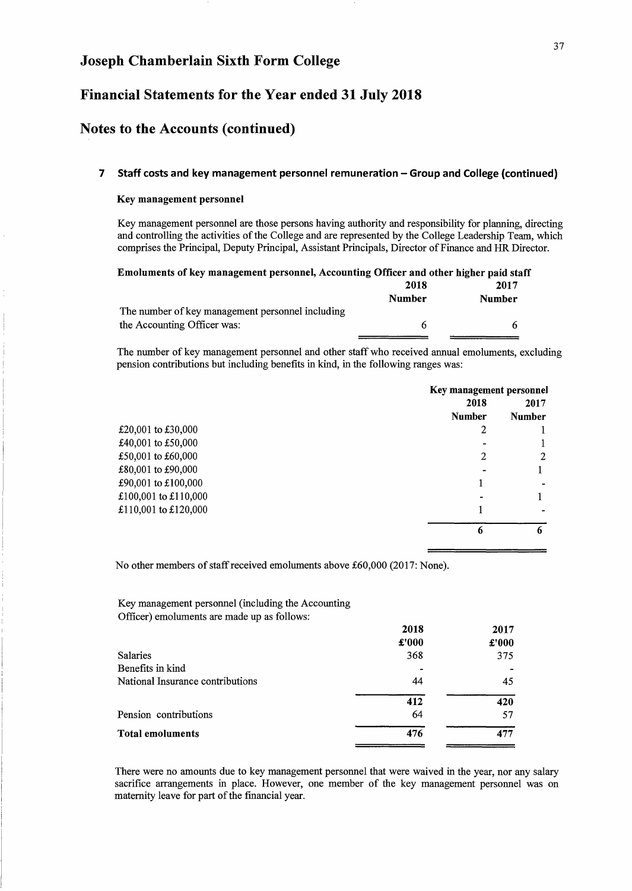# Joseph Chamberlain Sixth Form College

## Financial Statements for the Year ended 31 July 2018

## Notes to the Accounts (continued)

### 7 Staff costs and key management personnel remuneration – Group and College (continued)

**Key management personnel**

Key management personnel are those persons having authority and responsibility for planning, directing and controlling the activities of the College and are represented by the College Leadership Team, which comprises the Principal, Deputy Principal, Assistant Principals, Director of Finance and HR Director.

**Emoluments of key management personnel, Accounting Officer and other higher paid staff**

| | 2018 | 2017 |
|---|---|---|
| | **Number** | **Number** |
| The number of key management personnel including the Accounting Officer was: | 6 | 6 |

The number of key management personnel and other staff who received annual emoluments, excluding pension contributions but including benefits in kind, in the following ranges was:

| | Key management personnel | |
|---|---|---|
| | 2018 | 2017 |
| | **Number** | **Number** |
| £20,001 to £30,000 | 2 | 1 |
| £40,001 to £50,000 | - | 1 |
| £50,001 to £60,000 | 2 | 2 |
| £80,001 to £90,000 | - | 1 |
| £90,001 to £100,000 | 1 | - |
| £100,001 to £110,000 | - | 1 |
| £110,001 to £120,000 | 1 | - |
| | **6** | **6** |

No other members of staff received emoluments above £60,000 (2017: None).

Key management personnel (including the Accounting Officer) emoluments are made up as follows:

| | 2018 | 2017 |
|---|---|---|
| | **£'000** | **£'000** |
| Salaries | 368 | 375 |
| Benefits in kind | - | - |
| National Insurance contributions | 44 | 45 |
| | 412 | 420 |
| Pension contributions | 64 | 57 |
| **Total emoluments** | **476** | **477** |

There were no amounts due to key management personnel that were waived in the year, nor any salary sacrifice arrangements in place. However, one member of the key management personnel was on maternity leave for part of the financial year.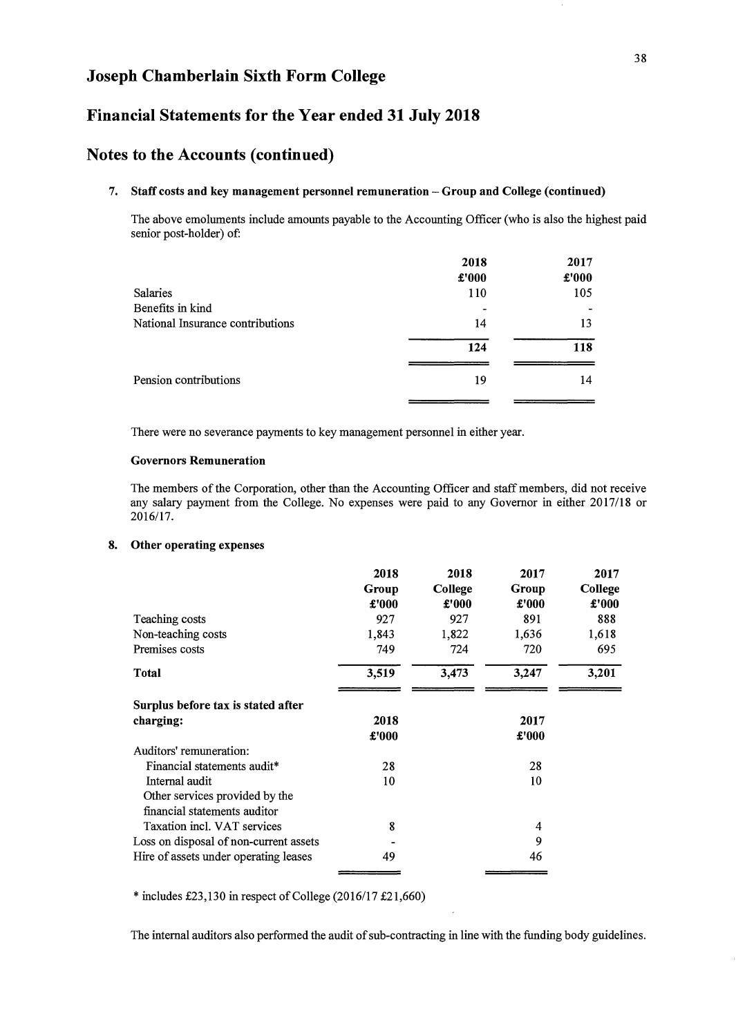# Joseph Chamberlain Sixth Form College

## Financial Statements for the Year ended 31 July 2018

## Notes to the Accounts (continued)

### 7. Staff costs and key management personnel remuneration – Group and College (continued)

The above emoluments include amounts payable to the Accounting Officer (who is also the highest paid senior post-holder) of:

| | 2018 £'000 | 2017 £'000 |
|---|---|---|
| Salaries | 110 | 105 |
| Benefits in kind | - | - |
| National Insurance contributions | 14 | 13 |
| | **124** | **118** |
| Pension contributions | 19 | 14 |

There were no severance payments to key management personnel in either year.

**Governors Remuneration**

The members of the Corporation, other than the Accounting Officer and staff members, did not receive any salary payment from the College. No expenses were paid to any Governor in either 2017/18 or 2016/17.

### 8. Other operating expenses

| | 2018 Group £'000 | 2018 College £'000 | 2017 Group £'000 | 2017 College £'000 |
|---|---|---|---|---|
| Teaching costs | 927 | 927 | 891 | 888 |
| Non-teaching costs | 1,843 | 1,822 | 1,636 | 1,618 |
| Premises costs | 749 | 724 | 720 | 695 |
| **Total** | **3,519** | **3,473** | **3,247** | **3,201** |

| **Surplus before tax is stated after charging:** | **2018 £'000** | **2017 £'000** |
|---|---|---|
| Auditors' remuneration: | | |
| Financial statements audit* | 28 | 28 |
| Internal audit | 10 | 10 |
| Other services provided by the financial statements auditor | | |
| Taxation incl. VAT services | 8 | 4 |
| Loss on disposal of non-current assets | - | 9 |
| Hire of assets under operating leases | 49 | 46 |

* includes £23,130 in respect of College (2016/17 £21,660)

The internal auditors also performed the audit of sub-contracting in line with the funding body guidelines.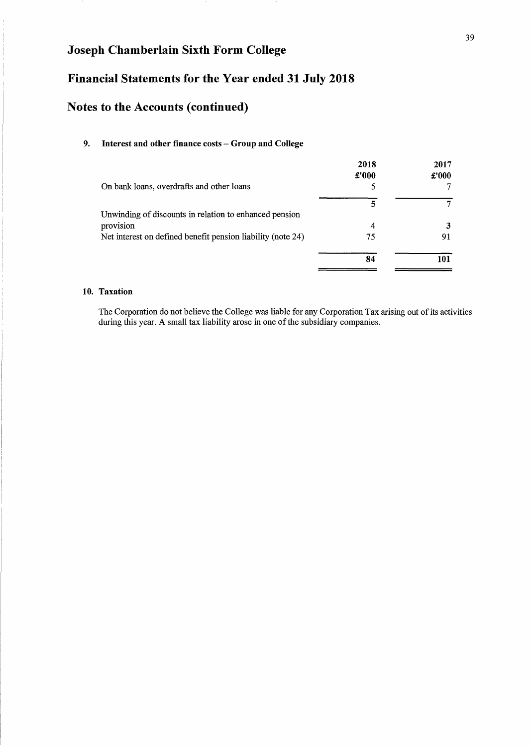# Joseph Chamberlain Sixth Form College

## Financial Statements for the Year ended 31 July 2018

## Notes to the Accounts (continued)

### 9. Interest and other finance costs – Group and College

| | 2018 £'000 | 2017 £'000 |
|---|---|---|
| On bank loans, overdrafts and other loans | 5 | 7 |
| | **5** | **7** |
| Unwinding of discounts in relation to enhanced pension provision | 4 | 3 |
| Net interest on defined benefit pension liability (note 24) | 75 | 91 |
| | **84** | **101** |

### 10. Taxation

The Corporation do not believe the College was liable for any Corporation Tax arising out of its activities during this year. A small tax liability arose in one of the subsidiary companies.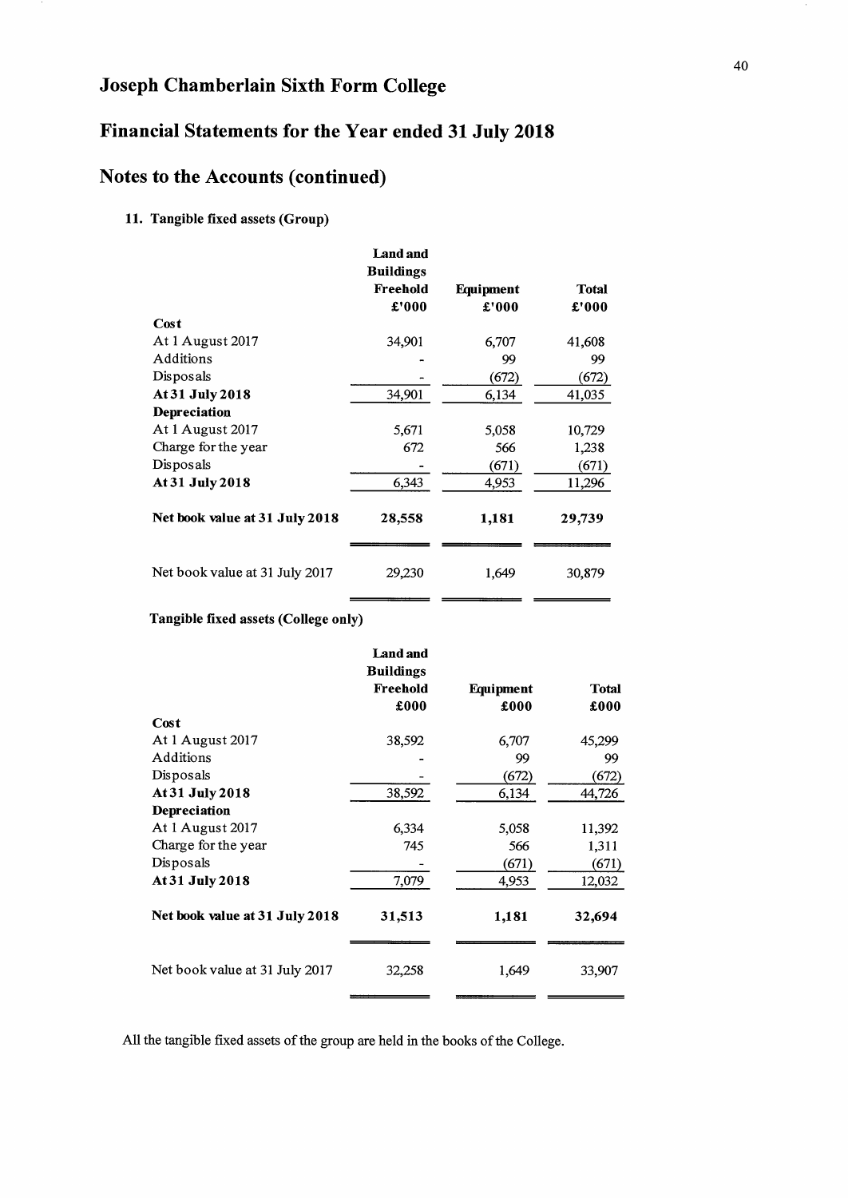# Joseph Chamberlain Sixth Form College

## Financial Statements for the Year ended 31 July 2018

## Notes to the Accounts (continued)

### 11. Tangible fixed assets (Group)

| | Land and Buildings Freehold £'000 | Equipment £'000 | Total £'000 |
|---|---|---|---|
| **Cost** | | | |
| At 1 August 2017 | 34,901 | 6,707 | 41,608 |
| Additions | - | 99 | 99 |
| Disposals | - | (672) | (672) |
| **At 31 July 2018** | 34,901 | 6,134 | 41,035 |
| **Depreciation** | | | |
| At 1 August 2017 | 5,671 | 5,058 | 10,729 |
| Charge for the year | 672 | 566 | 1,238 |
| Disposals | - | (671) | (671) |
| **At 31 July 2018** | 6,343 | 4,953 | 11,296 |
| **Net book value at 31 July 2018** | **28,558** | **1,181** | **29,739** |
| Net book value at 31 July 2017 | 29,230 | 1,649 | 30,879 |

**Tangible fixed assets (College only)**

| | Land and Buildings Freehold £000 | Equipment £000 | Total £000 |
|---|---|---|---|
| **Cost** | | | |
| At 1 August 2017 | 38,592 | 6,707 | 45,299 |
| Additions | - | 99 | 99 |
| Disposals | - | (672) | (672) |
| **At 31 July 2018** | 38,592 | 6,134 | 44,726 |
| **Depreciation** | | | |
| At 1 August 2017 | 6,334 | 5,058 | 11,392 |
| Charge for the year | 745 | 566 | 1,311 |
| Disposals | - | (671) | (671) |
| **At 31 July 2018** | 7,079 | 4,953 | 12,032 |
| **Net book value at 31 July 2018** | **31,513** | **1,181** | **32,694** |
| Net book value at 31 July 2017 | 32,258 | 1,649 | 33,907 |

All the tangible fixed assets of the group are held in the books of the College.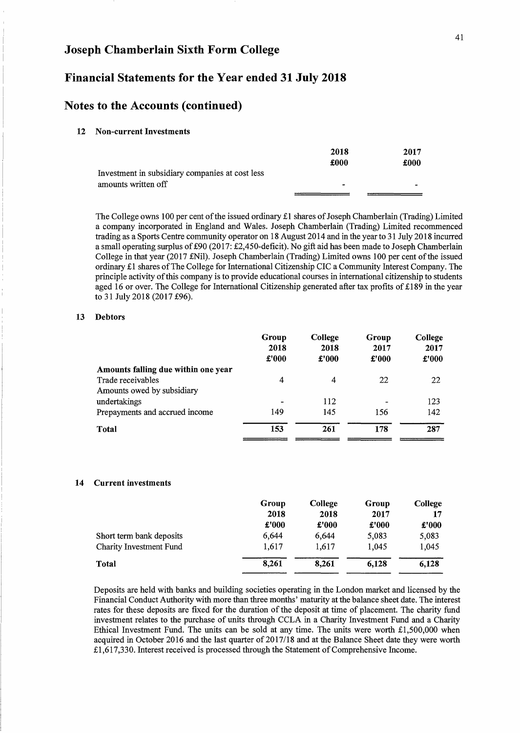## Joseph Chamberlain Sixth Form College

## Financial Statements for the Year ended 31 July 2018

## Notes to the Accounts (continued)

### 12 Non-current Investments

| | 2018 | 2017 |
|---|---|---|
| | £000 | £000 |
| Investment in subsidiary companies at cost less amounts written off | - | - |

The College owns 100 per cent of the issued ordinary £1 shares of Joseph Chamberlain (Trading) Limited a company incorporated in England and Wales. Joseph Chamberlain (Trading) Limited recommenced trading as a Sports Centre community operator on 18 August 2014 and in the year to 31 July 2018 incurred a small operating surplus of £90 (2017: £2,450-deficit). No gift aid has been made to Joseph Chamberlain College in that year (2017 £Nil). Joseph Chamberlain (Trading) Limited owns 100 per cent of the issued ordinary £1 shares of The College for International Citizenship CIC a Community Interest Company. The principle activity of this company is to provide educational courses in international citizenship to students aged 16 or over. The College for International Citizenship generated after tax profits of £189 in the year to 31 July 2018 (2017 £96).

### 13 Debtors

| | Group 2018 £'000 | College 2018 £'000 | Group 2017 £'000 | College 2017 £'000 |
|---|---|---|---|---|
| **Amounts falling due within one year** | | | | |
| Trade receivables | 4 | 4 | 22 | 22 |
| Amounts owed by subsidiary undertakings | - | 112 | - | 123 |
| Prepayments and accrued income | 149 | 145 | 156 | 142 |
| **Total** | **153** | **261** | **178** | **287** |

### 14 Current investments

| | Group 2018 £'000 | College 2018 £'000 | Group 2017 £'000 | College 17 £'000 |
|---|---|---|---|---|
| Short term bank deposits | 6,644 | 6,644 | 5,083 | 5,083 |
| Charity Investment Fund | 1,617 | 1,617 | 1,045 | 1,045 |
| **Total** | **8,261** | **8,261** | **6,128** | **6,128** |

Deposits are held with banks and building societies operating in the London market and licensed by the Financial Conduct Authority with more than three months' maturity at the balance sheet date. The interest rates for these deposits are fixed for the duration of the deposit at time of placement. The charity fund investment relates to the purchase of units through CCLA in a Charity Investment Fund and a Charity Ethical Investment Fund. The units can be sold at any time. The units were worth £1,500,000 when acquired in October 2016 and the last quarter of 2017/18 and at the Balance Sheet date they were worth £1,617,330. Interest received is processed through the Statement of Comprehensive Income.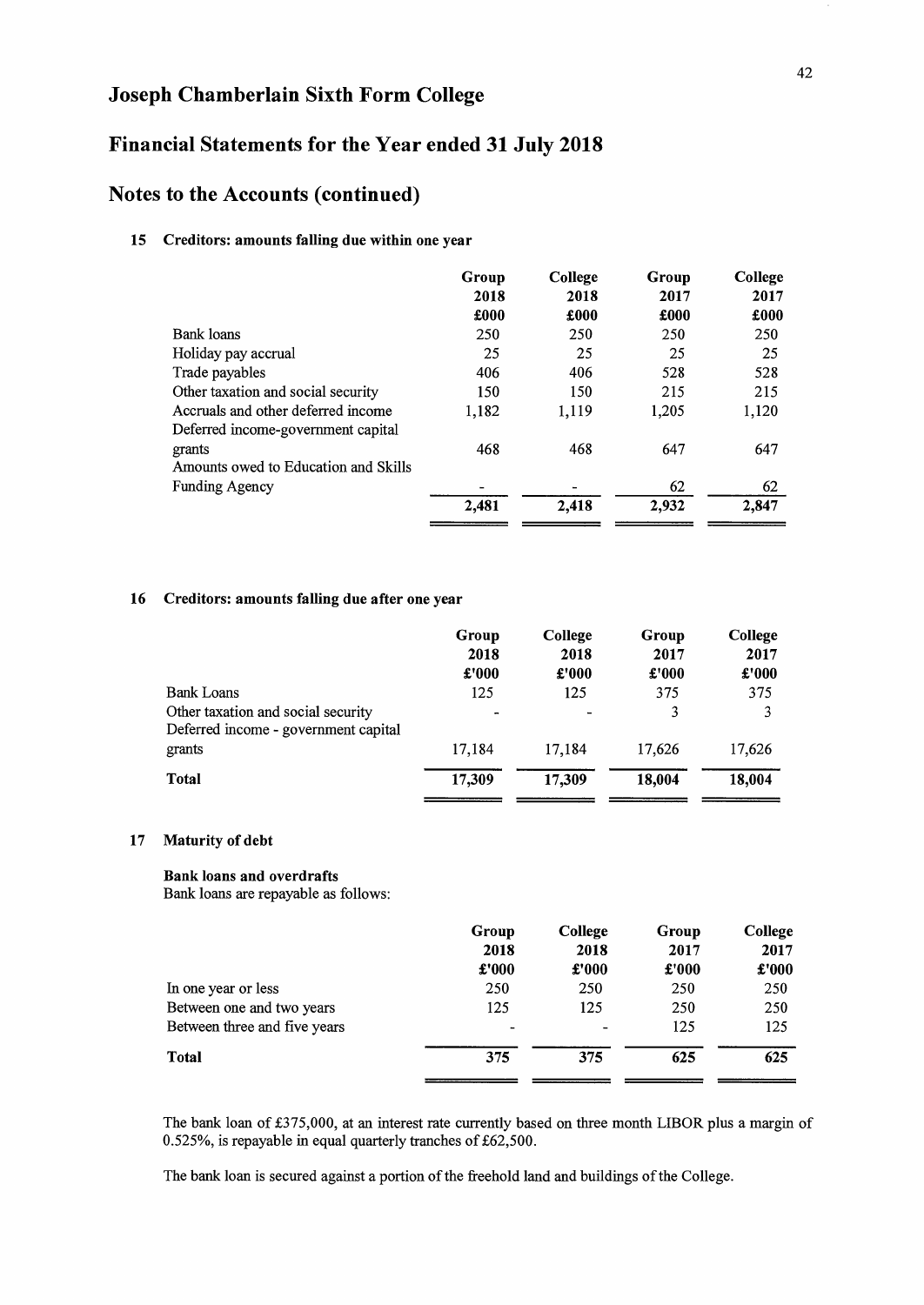# Joseph Chamberlain Sixth Form College

## Financial Statements for the Year ended 31 July 2018

## Notes to the Accounts (continued)

### 15 Creditors: amounts falling due within one year

| | Group 2018 £000 | College 2018 £000 | Group 2017 £000 | College 2017 £000 |
|---|---|---|---|---|
| Bank loans | 250 | 250 | 250 | 250 |
| Holiday pay accrual | 25 | 25 | 25 | 25 |
| Trade payables | 406 | 406 | 528 | 528 |
| Other taxation and social security | 150 | 150 | 215 | 215 |
| Accruals and other deferred income | 1,182 | 1,119 | 1,205 | 1,120 |
| Deferred income-government capital grants | 468 | 468 | 647 | 647 |
| Amounts owed to Education and Skills Funding Agency | - | - | 62 | 62 |
| | **2,481** | **2,418** | **2,932** | **2,847** |

### 16 Creditors: amounts falling due after one year

| | Group 2018 £'000 | College 2018 £'000 | Group 2017 £'000 | College 2017 £'000 |
|---|---|---|---|---|
| Bank Loans | 125 | 125 | 375 | 375 |
| Other taxation and social security | - | - | 3 | 3 |
| Deferred income - government capital grants | 17,184 | 17,184 | 17,626 | 17,626 |
| **Total** | **17,309** | **17,309** | **18,004** | **18,004** |

### 17 Maturity of debt

**Bank loans and overdrafts**
Bank loans are repayable as follows:

| | Group 2018 £'000 | College 2018 £'000 | Group 2017 £'000 | College 2017 £'000 |
|---|---|---|---|---|
| In one year or less | 250 | 250 | 250 | 250 |
| Between one and two years | 125 | 125 | 250 | 250 |
| Between three and five years | - | - | 125 | 125 |
| **Total** | **375** | **375** | **625** | **625** |

The bank loan of £375,000, at an interest rate currently based on three month LIBOR plus a margin of 0.525%, is repayable in equal quarterly tranches of £62,500.

The bank loan is secured against a portion of the freehold land and buildings of the College.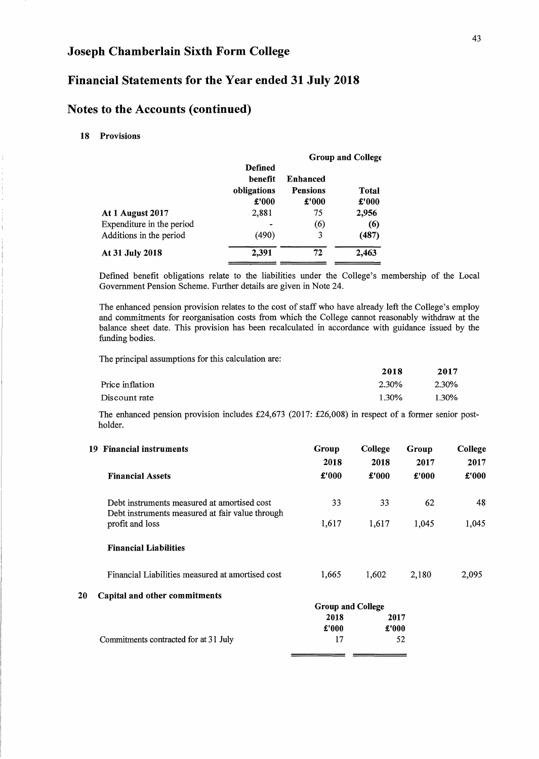# Joseph Chamberlain Sixth Form College

## Financial Statements for the Year ended 31 July 2018

## Notes to the Accounts (continued)

### 18 Provisions

| | Group and College | | |
|---|---|---|---|
| | **Defined benefit obligations** | **Enhanced Pensions** | **Total** |
| | **£'000** | **£'000** | **£'000** |
| **At 1 August 2017** | 2,881 | 75 | **2,956** |
| Expenditure in the period | - | (6) | **(6)** |
| Additions in the period | (490) | 3 | **(487)** |
| **At 31 July 2018** | **2,391** | **72** | **2,463** |

Defined benefit obligations relate to the liabilities under the College's membership of the Local Government Pension Scheme. Further details are given in Note 24.

The enhanced pension provision relates to the cost of staff who have already left the College's employ and commitments for reorganisation costs from which the College cannot reasonably withdraw at the balance sheet date. This provision has been recalculated in accordance with guidance issued by the funding bodies.

The principal assumptions for this calculation are:

| | **2018** | **2017** |
|---|---|---|
| Price inflation | 2.30% | 2.30% |
| Discount rate | 1.30% | 1.30% |

The enhanced pension provision includes £24,673 (2017: £26,008) in respect of a former senior post-holder.

### 19 Financial instruments

| | **Group 2018** | **College 2018** | **Group 2017** | **College 2017** |
|---|---|---|---|---|
| **Financial Assets** | **£'000** | **£'000** | **£'000** | **£'000** |
| Debt instruments measured at amortised cost | 33 | 33 | 62 | 48 |
| Debt instruments measured at fair value through profit and loss | 1,617 | 1,617 | 1,045 | 1,045 |
| **Financial Liabilities** | | | | |
| Financial Liabilities measured at amortised cost | 1,665 | 1,602 | 2,180 | 2,095 |

### 20 Capital and other commitments

| | Group and College | |
|---|---|---|
| | **2018** | **2017** |
| | **£'000** | **£'000** |
| Commitments contracted for at 31 July | 17 | 52 |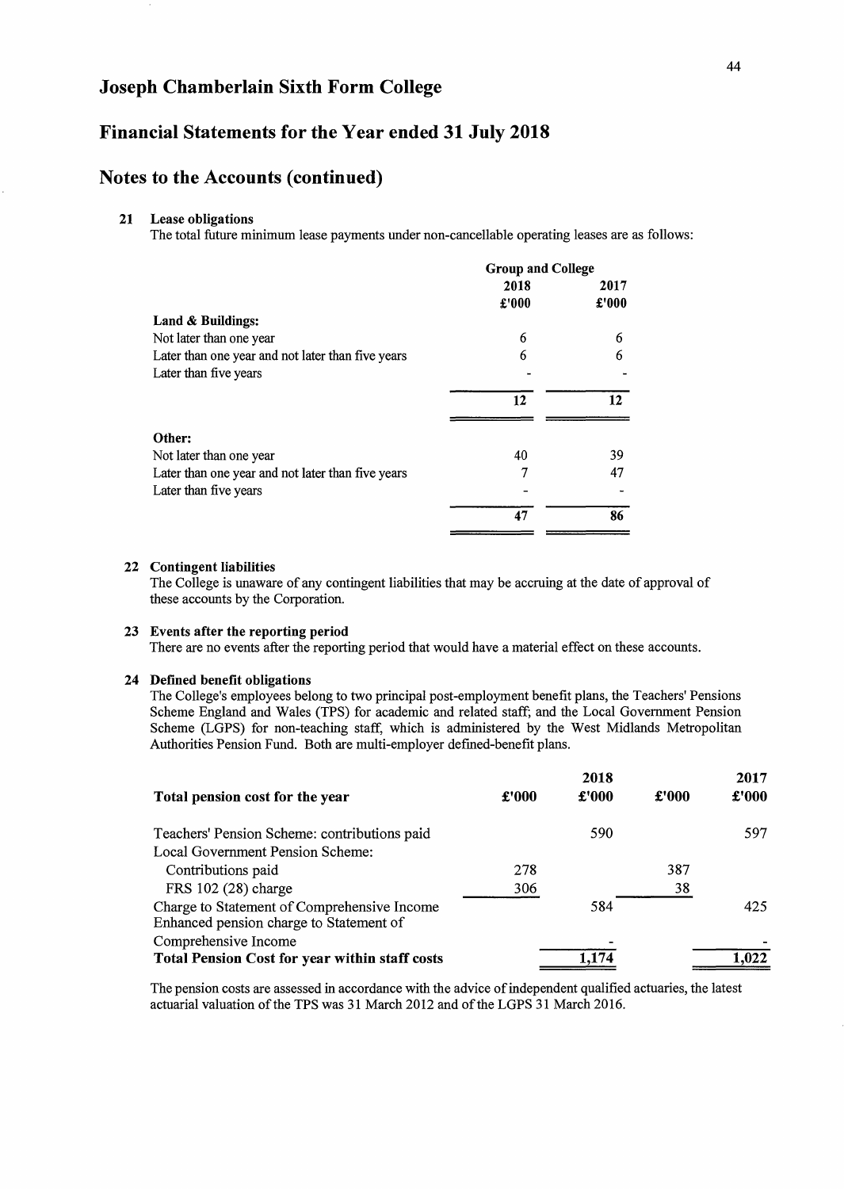# Joseph Chamberlain Sixth Form College

## Financial Statements for the Year ended 31 July 2018

## Notes to the Accounts (continued)

### 21 Lease obligations

The total future minimum lease payments under non-cancellable operating leases are as follows:

| | Group and College | |
|---|---|---|
| | 2018 | 2017 |
| | £'000 | £'000 |
| **Land & Buildings:** | | |
| Not later than one year | 6 | 6 |
| Later than one year and not later than five years | 6 | 6 |
| Later than five years | - | - |
| | **12** | **12** |
| **Other:** | | |
| Not later than one year | 40 | 39 |
| Later than one year and not later than five years | 7 | 47 |
| Later than five years | - | - |
| | **47** | **86** |

### 22 Contingent liabilities

The College is unaware of any contingent liabilities that may be accruing at the date of approval of these accounts by the Corporation.

### 23 Events after the reporting period

There are no events after the reporting period that would have a material effect on these accounts.

### 24 Defined benefit obligations

The College's employees belong to two principal post-employment benefit plans, the Teachers' Pensions Scheme England and Wales (TPS) for academic and related staff; and the Local Government Pension Scheme (LGPS) for non-teaching staff, which is administered by the West Midlands Metropolitan Authorities Pension Fund. Both are multi-employer defined-benefit plans.

| **Total pension cost for the year** | £'000 | 2018 £'000 | £'000 | 2017 £'000 |
|---|---|---|---|---|
| Teachers' Pension Scheme: contributions paid | | 590 | | 597 |
| Local Government Pension Scheme: | | | | |
| Contributions paid | 278 | | 387 | |
| FRS 102 (28) charge | 306 | | 38 | |
| Charge to Statement of Comprehensive Income | | 584 | | 425 |
| Enhanced pension charge to Statement of Comprehensive Income | | - | | - |
| **Total Pension Cost for year within staff costs** | | 1,174 | | 1,022 |

The pension costs are assessed in accordance with the advice of independent qualified actuaries, the latest actuarial valuation of the TPS was 31 March 2012 and of the LGPS 31 March 2016.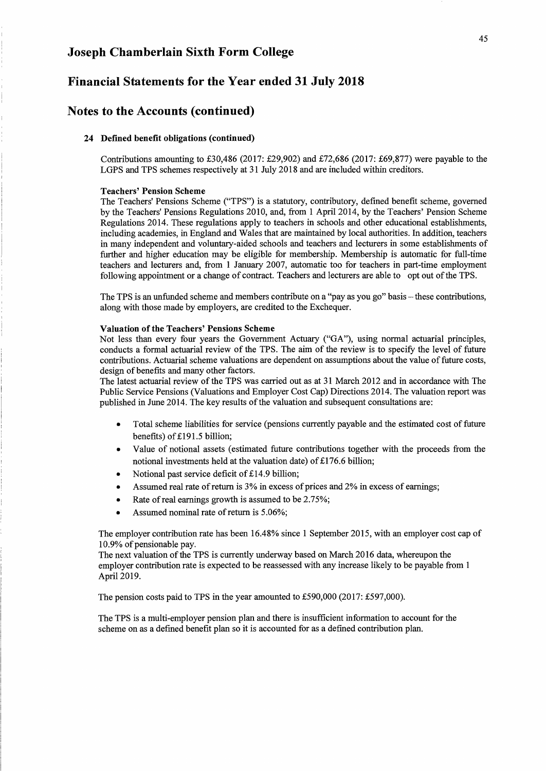# Joseph Chamberlain Sixth Form College

## Financial Statements for the Year ended 31 July 2018

## Notes to the Accounts (continued)

### 24 Defined benefit obligations (continued)

Contributions amounting to £30,486 (2017: £29,902) and £72,686 (2017: £69,877) were payable to the LGPS and TPS schemes respectively at 31 July 2018 and are included within creditors.

**Teachers' Pension Scheme**

The Teachers' Pensions Scheme ("TPS") is a statutory, contributory, defined benefit scheme, governed by the Teachers' Pensions Regulations 2010, and, from 1 April 2014, by the Teachers' Pension Scheme Regulations 2014. These regulations apply to teachers in schools and other educational establishments, including academies, in England and Wales that are maintained by local authorities. In addition, teachers in many independent and voluntary-aided schools and teachers and lecturers in some establishments of further and higher education may be eligible for membership. Membership is automatic for full-time teachers and lecturers and, from 1 January 2007, automatic too for teachers in part-time employment following appointment or a change of contract. Teachers and lecturers are able to opt out of the TPS.

The TPS is an unfunded scheme and members contribute on a "pay as you go" basis – these contributions, along with those made by employers, are credited to the Exchequer.

**Valuation of the Teachers' Pensions Scheme**

Not less than every four years the Government Actuary ("GA"), using normal actuarial principles, conducts a formal actuarial review of the TPS. The aim of the review is to specify the level of future contributions. Actuarial scheme valuations are dependent on assumptions about the value of future costs, design of benefits and many other factors.

The latest actuarial review of the TPS was carried out as at 31 March 2012 and in accordance with The Public Service Pensions (Valuations and Employer Cost Cap) Directions 2014. The valuation report was published in June 2014. The key results of the valuation and subsequent consultations are:

- Total scheme liabilities for service (pensions currently payable and the estimated cost of future benefits) of £191.5 billion;
- Value of notional assets (estimated future contributions together with the proceeds from the notional investments held at the valuation date) of £176.6 billion;
- Notional past service deficit of £14.9 billion;
- Assumed real rate of return is 3% in excess of prices and 2% in excess of earnings;
- Rate of real earnings growth is assumed to be 2.75%;
- Assumed nominal rate of return is 5.06%;

The employer contribution rate has been 16.48% since 1 September 2015, with an employer cost cap of 10.9% of pensionable pay.

The next valuation of the TPS is currently underway based on March 2016 data, whereupon the employer contribution rate is expected to be reassessed with any increase likely to be payable from 1 April 2019.

The pension costs paid to TPS in the year amounted to £590,000 (2017: £597,000).

The TPS is a multi-employer pension plan and there is insufficient information to account for the scheme on as a defined benefit plan so it is accounted for as a defined contribution plan.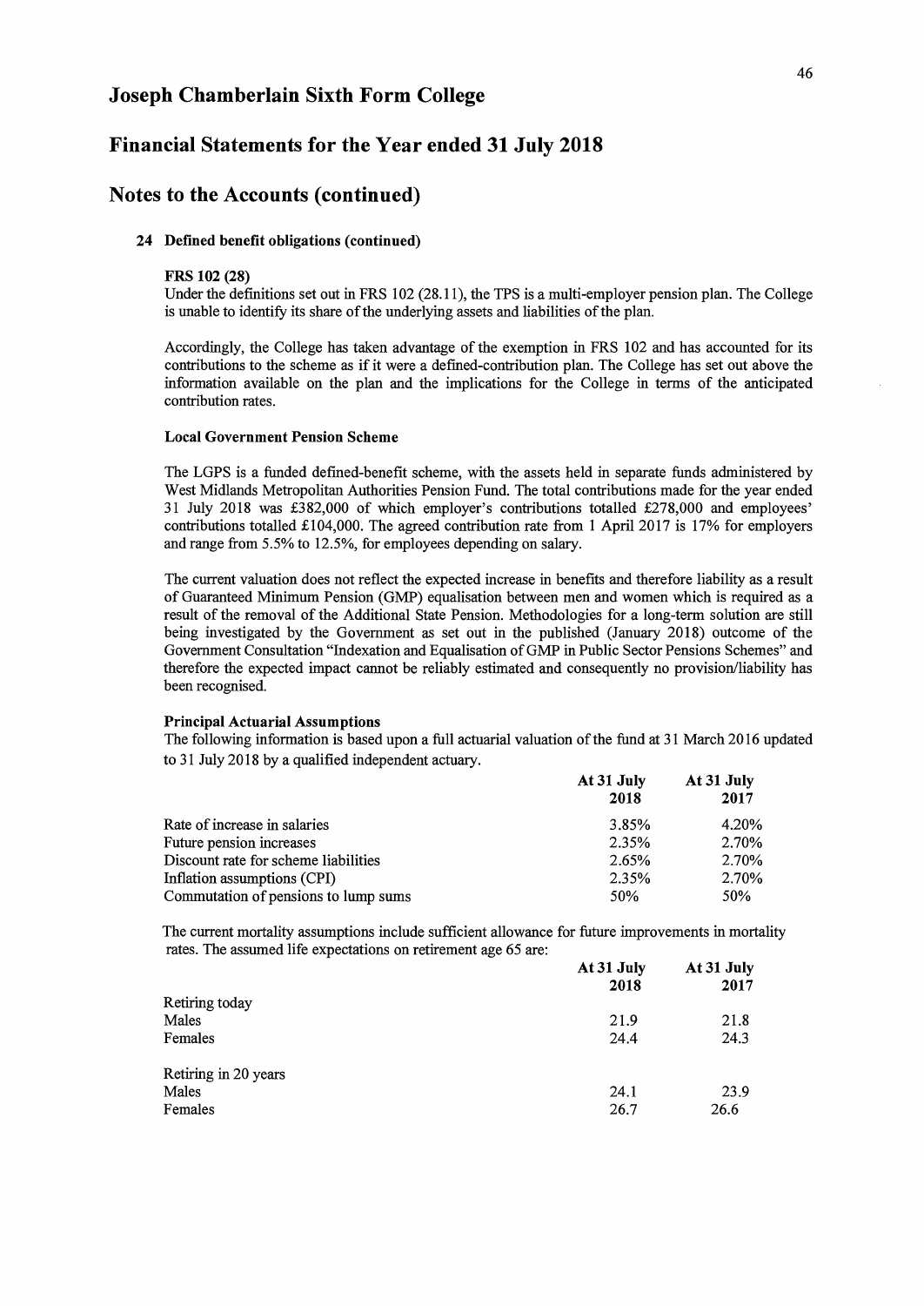# Joseph Chamberlain Sixth Form College

## Financial Statements for the Year ended 31 July 2018

## Notes to the Accounts (continued)

### 24 Defined benefit obligations (continued)

**FRS 102 (28)**

Under the definitions set out in FRS 102 (28.11), the TPS is a multi-employer pension plan. The College is unable to identify its share of the underlying assets and liabilities of the plan.

Accordingly, the College has taken advantage of the exemption in FRS 102 and has accounted for its contributions to the scheme as if it were a defined-contribution plan. The College has set out above the information available on the plan and the implications for the College in terms of the anticipated contribution rates.

**Local Government Pension Scheme**

The LGPS is a funded defined-benefit scheme, with the assets held in separate funds administered by West Midlands Metropolitan Authorities Pension Fund. The total contributions made for the year ended 31 July 2018 was £382,000 of which employer's contributions totalled £278,000 and employees' contributions totalled £104,000. The agreed contribution rate from 1 April 2017 is 17% for employers and range from 5.5% to 12.5%, for employees depending on salary.

The current valuation does not reflect the expected increase in benefits and therefore liability as a result of Guaranteed Minimum Pension (GMP) equalisation between men and women which is required as a result of the removal of the Additional State Pension. Methodologies for a long-term solution are still being investigated by the Government as set out in the published (January 2018) outcome of the Government Consultation "Indexation and Equalisation of GMP in Public Sector Pensions Schemes" and therefore the expected impact cannot be reliably estimated and consequently no provision/liability has been recognised.

**Principal Actuarial Assumptions**

The following information is based upon a full actuarial valuation of the fund at 31 March 2016 updated to 31 July 2018 by a qualified independent actuary.

| | At 31 July 2018 | At 31 July 2017 |
|---|---|---|
| Rate of increase in salaries | 3.85% | 4.20% |
| Future pension increases | 2.35% | 2.70% |
| Discount rate for scheme liabilities | 2.65% | 2.70% |
| Inflation assumptions (CPI) | 2.35% | 2.70% |
| Commutation of pensions to lump sums | 50% | 50% |

The current mortality assumptions include sufficient allowance for future improvements in mortality rates. The assumed life expectations on retirement age 65 are:

| | At 31 July 2018 | At 31 July 2017 |
|---|---|---|
| Retiring today | | |
| Males | 21.9 | 21.8 |
| Females | 24.4 | 24.3 |
| | | |
| Retiring in 20 years | | |
| Males | 24.1 | 23.9 |
| Females | 26.7 | 26.6 |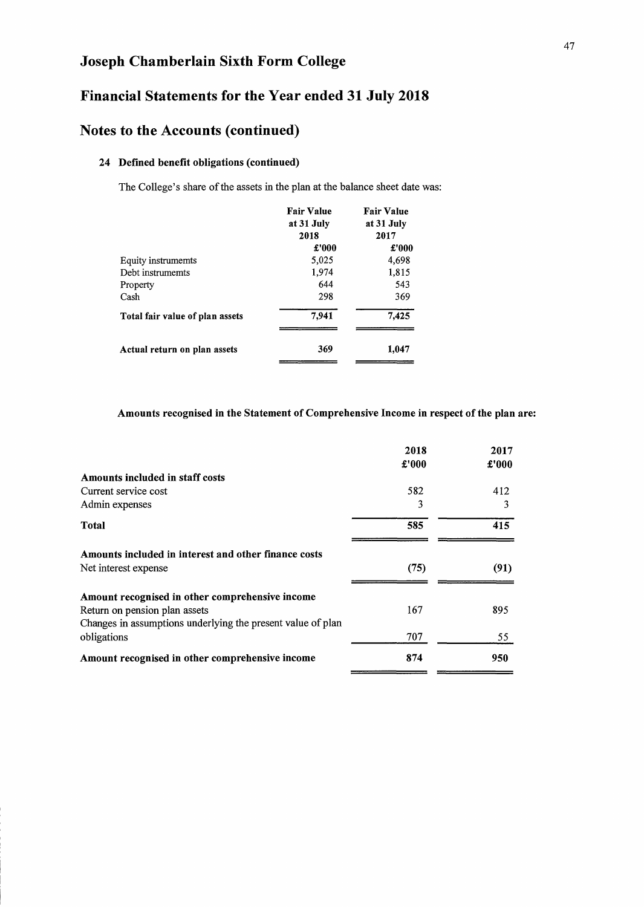# Joseph Chamberlain Sixth Form College

## Financial Statements for the Year ended 31 July 2018

## Notes to the Accounts (continued)

### 24 Defined benefit obligations (continued)

The College's share of the assets in the plan at the balance sheet date was:

| | Fair Value at 31 July 2018 | Fair Value at 31 July 2017 |
|---|---|---|
| | £'000 | £'000 |
| Equity instrumemts | 5,025 | 4,698 |
| Debt instrumemts | 1,974 | 1,815 |
| Property | 644 | 543 |
| Cash | 298 | 369 |
| **Total fair value of plan assets** | **7,941** | **7,425** |
| **Actual return on plan assets** | **369** | **1,047** |

**Amounts recognised in the Statement of Comprehensive Income in respect of the plan are:**

| | 2018 | 2017 |
|---|---|---|
| | £'000 | £'000 |
| **Amounts included in staff costs** | | |
| Current service cost | 582 | 412 |
| Admin expenses | 3 | 3 |
| **Total** | **585** | **415** |
| **Amounts included in interest and other finance costs** | | |
| Net interest expense | **(75)** | **(91)** |
| **Amount recognised in other comprehensive income** | | |
| Return on pension plan assets | 167 | 895 |
| Changes in assumptions underlying the present value of plan obligations | 707 | 55 |
| **Amount recognised in other comprehensive income** | **874** | **950** |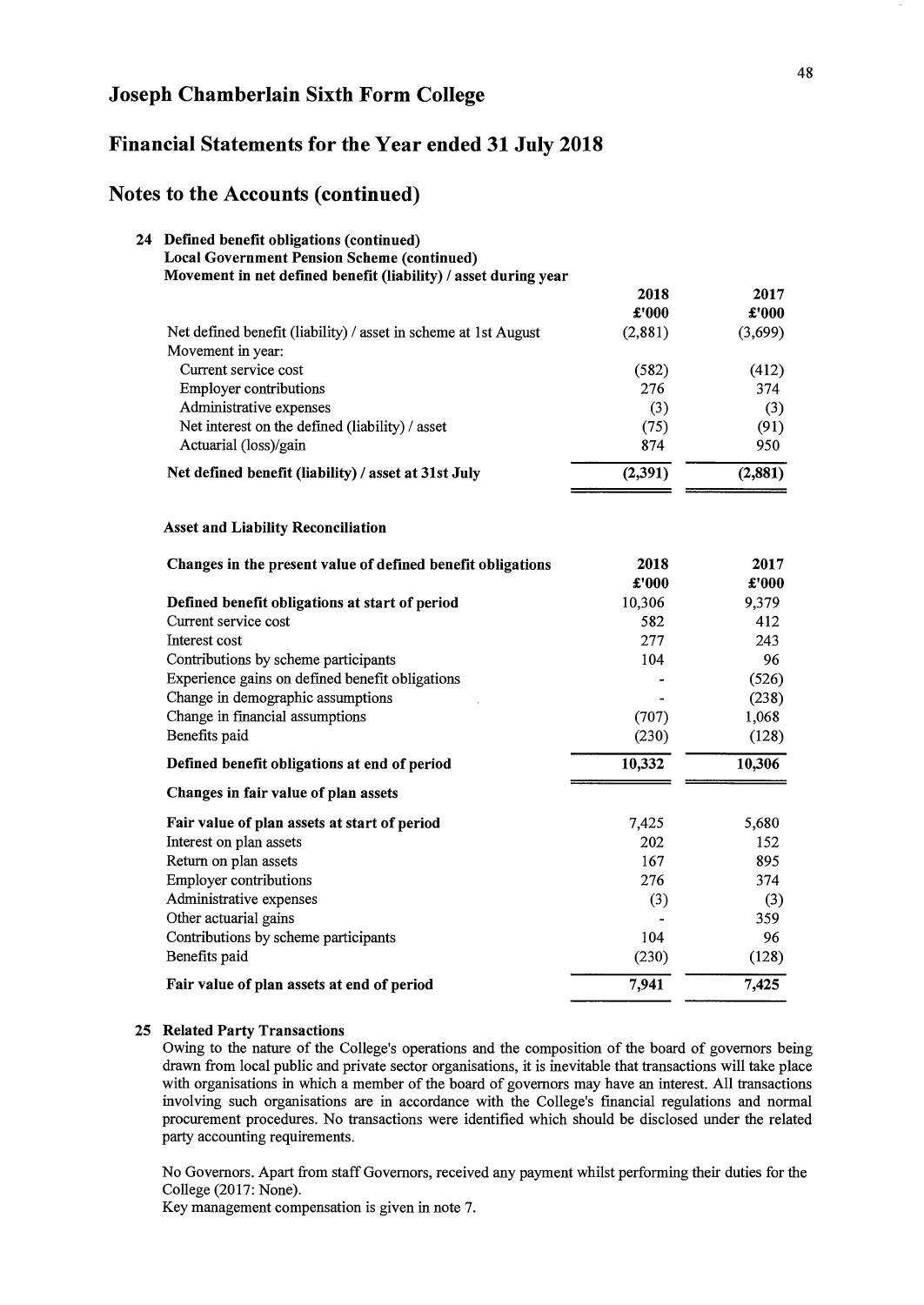# Joseph Chamberlain Sixth Form College

## Financial Statements for the Year ended 31 July 2018

## Notes to the Accounts (continued)

### 24 Defined benefit obligations (continued)

**Local Government Pension Scheme (continued)**

**Movement in net defined benefit (liability) / asset during year**

| | 2018 £'000 | 2017 £'000 |
|---|---|---|
| Net defined benefit (liability) / asset in scheme at 1st August | (2,881) | (3,699) |
| Movement in year: | | |
| Current service cost | (582) | (412) |
| Employer contributions | 276 | 374 |
| Administrative expenses | (3) | (3) |
| Net interest on the defined (liability) / asset | (75) | (91) |
| Actuarial (loss)/gain | 874 | 950 |
| **Net defined benefit (liability) / asset at 31st July** | **(2,391)** | **(2,881)** |

**Asset and Liability Reconciliation**

| **Changes in the present value of defined benefit obligations** | 2018 £'000 | 2017 £'000 |
|---|---|---|
| **Defined benefit obligations at start of period** | 10,306 | 9,379 |
| Current service cost | 582 | 412 |
| Interest cost | 277 | 243 |
| Contributions by scheme participants | 104 | 96 |
| Experience gains on defined benefit obligations | - | (526) |
| Change in demographic assumptions | - | (238) |
| Change in financial assumptions | (707) | 1,068 |
| Benefits paid | (230) | (128) |
| **Defined benefit obligations at end of period** | **10,332** | **10,306** |
| **Changes in fair value of plan assets** | | |
| **Fair value of plan assets at start of period** | 7,425 | 5,680 |
| Interest on plan assets | 202 | 152 |
| Return on plan assets | 167 | 895 |
| Employer contributions | 276 | 374 |
| Administrative expenses | (3) | (3) |
| Other actuarial gains | - | 359 |
| Contributions by scheme participants | 104 | 96 |
| Benefits paid | (230) | (128) |
| **Fair value of plan assets at end of period** | **7,941** | **7,425** |

### 25 Related Party Transactions

Owing to the nature of the College's operations and the composition of the board of governors being drawn from local public and private sector organisations, it is inevitable that transactions will take place with organisations in which a member of the board of governors may have an interest. All transactions involving such organisations are in accordance with the College's financial regulations and normal procurement procedures. No transactions were identified which should be disclosed under the related party accounting requirements.

No Governors. Apart from staff Governors, received any payment whilst performing their duties for the College (2017: None).

Key management compensation is given in note 7.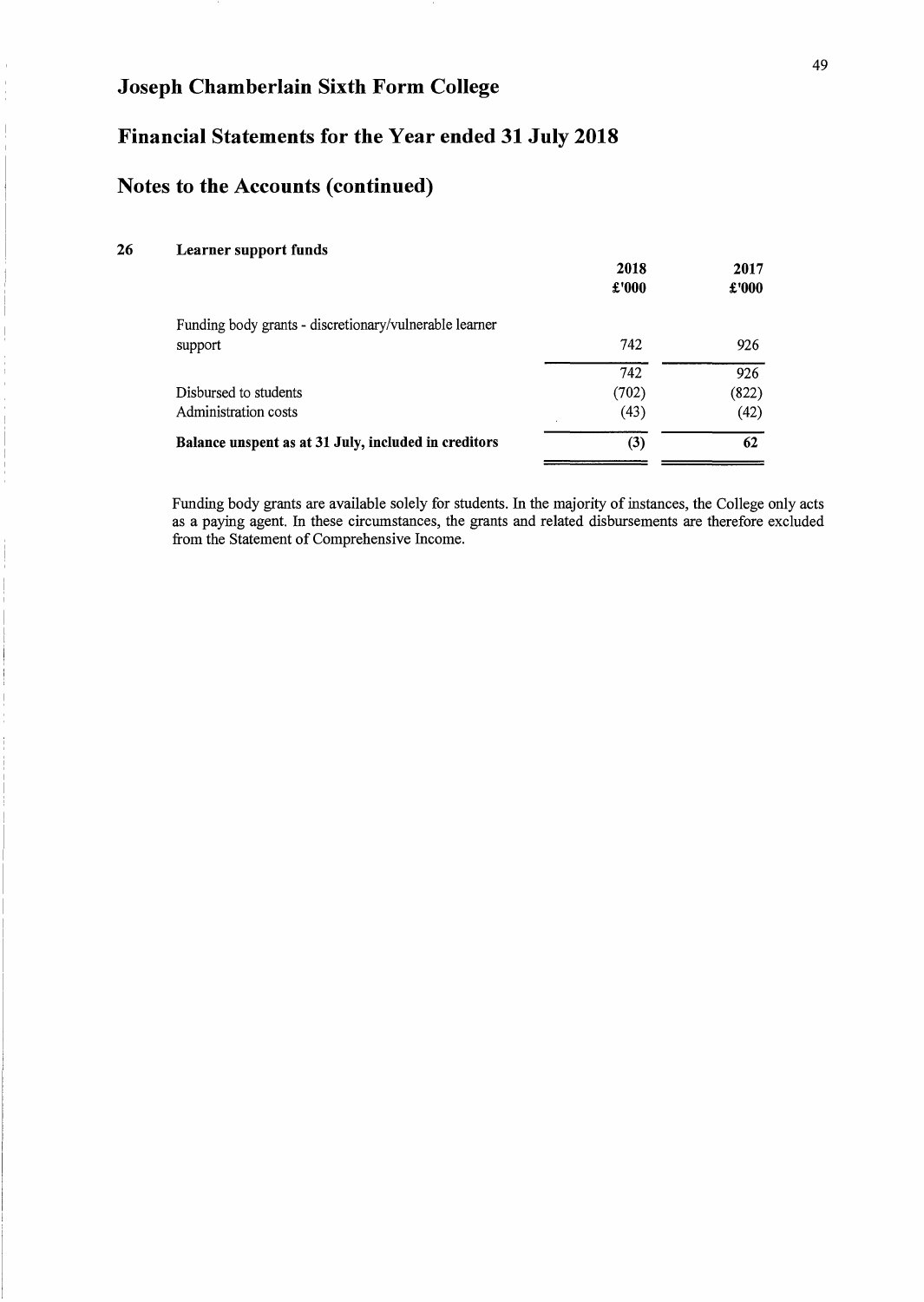# Joseph Chamberlain Sixth Form College

## Financial Statements for the Year ended 31 July 2018

## Notes to the Accounts (continued)

### 26 Learner support funds

| | 2018 | 2017 |
|---|---|---|
| | £'000 | £'000 |
| Funding body grants - discretionary/vulnerable learner support | 742 | 926 |
| | 742 | 926 |
| Disbursed to students | (702) | (822) |
| Administration costs | (43) | (42) |
| **Balance unspent as at 31 July, included in creditors** | **(3)** | **62** |

Funding body grants are available solely for students. In the majority of instances, the College only acts as a paying agent. In these circumstances, the grants and related disbursements are therefore excluded from the Statement of Comprehensive Income.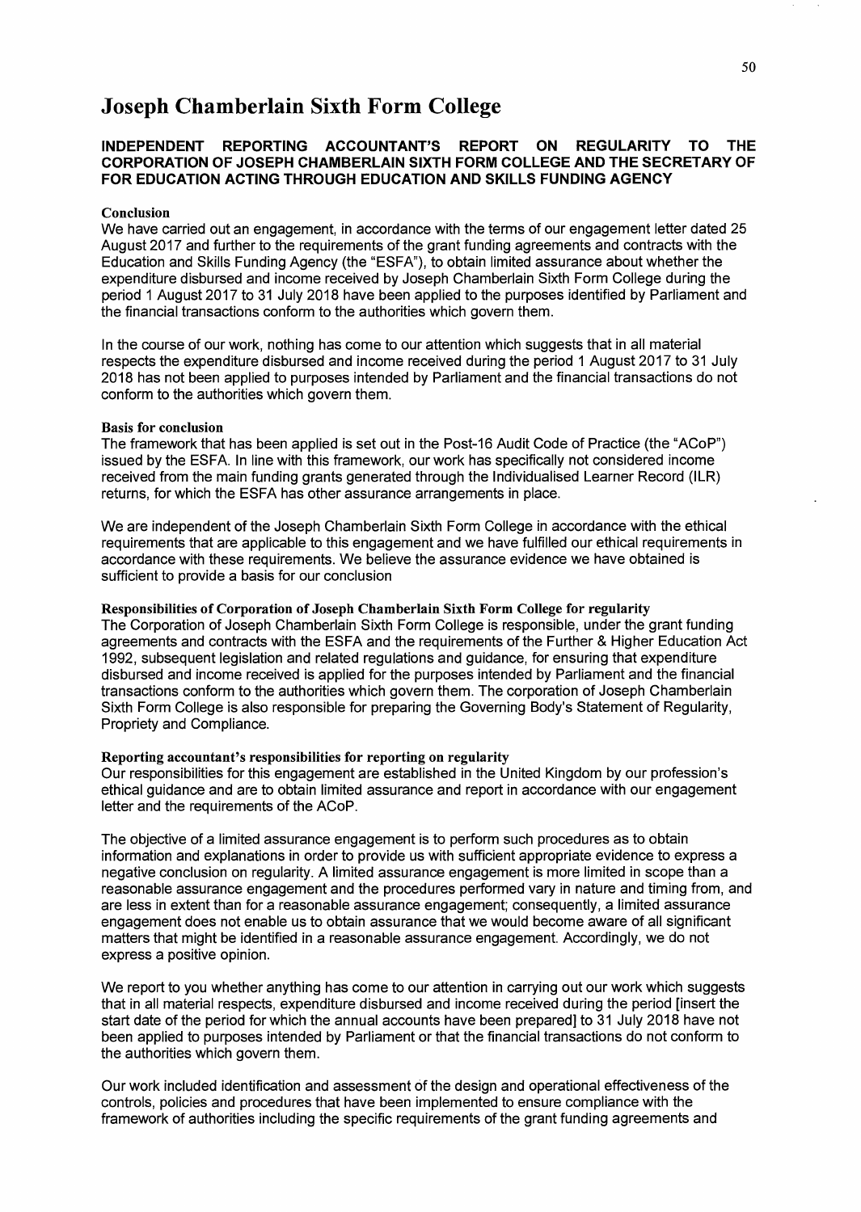# Joseph Chamberlain Sixth Form College

## INDEPENDENT REPORTING ACCOUNTANT'S REPORT ON REGULARITY TO THE CORPORATION OF JOSEPH CHAMBERLAIN SIXTH FORM COLLEGE AND THE SECRETARY OF FOR EDUCATION ACTING THROUGH EDUCATION AND SKILLS FUNDING AGENCY

### Conclusion

We have carried out an engagement, in accordance with the terms of our engagement letter dated 25 August 2017 and further to the requirements of the grant funding agreements and contracts with the Education and Skills Funding Agency (the "ESFA"), to obtain limited assurance about whether the expenditure disbursed and income received by Joseph Chamberlain Sixth Form College during the period 1 August 2017 to 31 July 2018 have been applied to the purposes identified by Parliament and the financial transactions conform to the authorities which govern them.

In the course of our work, nothing has come to our attention which suggests that in all material respects the expenditure disbursed and income received during the period 1 August 2017 to 31 July 2018 has not been applied to purposes intended by Parliament and the financial transactions do not conform to the authorities which govern them.

### Basis for conclusion

The framework that has been applied is set out in the Post-16 Audit Code of Practice (the "ACoP") issued by the ESFA. In line with this framework, our work has specifically not considered income received from the main funding grants generated through the Individualised Learner Record (ILR) returns, for which the ESFA has other assurance arrangements in place.

We are independent of the Joseph Chamberlain Sixth Form College in accordance with the ethical requirements that are applicable to this engagement and we have fulfilled our ethical requirements in accordance with these requirements. We believe the assurance evidence we have obtained is sufficient to provide a basis for our conclusion

### Responsibilities of Corporation of Joseph Chamberlain Sixth Form College for regularity

The Corporation of Joseph Chamberlain Sixth Form College is responsible, under the grant funding agreements and contracts with the ESFA and the requirements of the Further & Higher Education Act 1992, subsequent legislation and related regulations and guidance, for ensuring that expenditure disbursed and income received is applied for the purposes intended by Parliament and the financial transactions conform to the authorities which govern them. The corporation of Joseph Chamberlain Sixth Form College is also responsible for preparing the Governing Body's Statement of Regularity, Propriety and Compliance.

### Reporting accountant's responsibilities for reporting on regularity

Our responsibilities for this engagement are established in the United Kingdom by our profession's ethical guidance and are to obtain limited assurance and report in accordance with our engagement letter and the requirements of the ACoP.

The objective of a limited assurance engagement is to perform such procedures as to obtain information and explanations in order to provide us with sufficient appropriate evidence to express a negative conclusion on regularity. A limited assurance engagement is more limited in scope than a reasonable assurance engagement and the procedures performed vary in nature and timing from, and are less in extent than for a reasonable assurance engagement; consequently, a limited assurance engagement does not enable us to obtain assurance that we would become aware of all significant matters that might be identified in a reasonable assurance engagement. Accordingly, we do not express a positive opinion.

We report to you whether anything has come to our attention in carrying out our work which suggests that in all material respects, expenditure disbursed and income received during the period [insert the start date of the period for which the annual accounts have been prepared] to 31 July 2018 have not been applied to purposes intended by Parliament or that the financial transactions do not conform to the authorities which govern them.

Our work included identification and assessment of the design and operational effectiveness of the controls, policies and procedures that have been implemented to ensure compliance with the framework of authorities including the specific requirements of the grant funding agreements and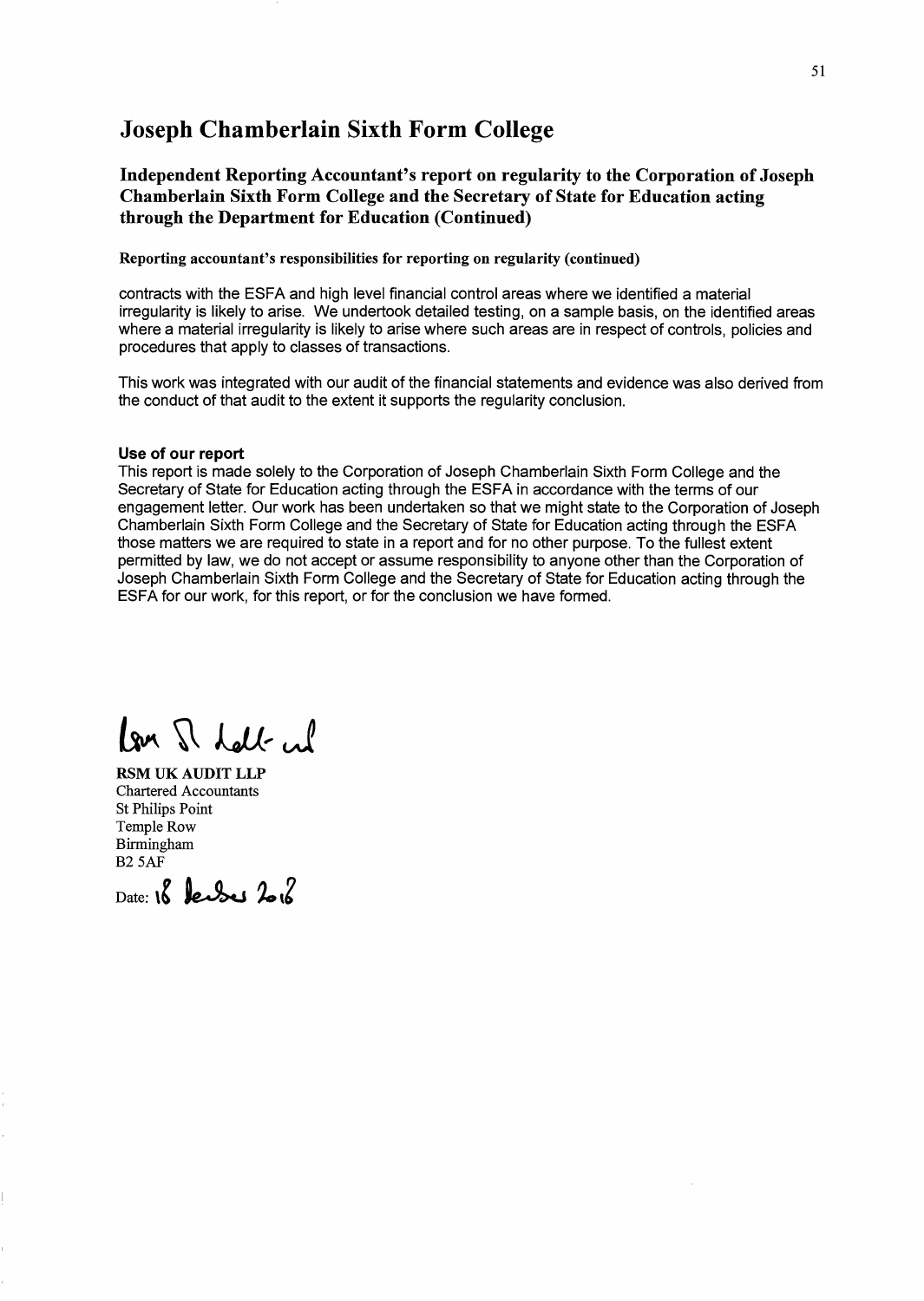# Joseph Chamberlain Sixth Form College

## Independent Reporting Accountant's report on regularity to the Corporation of Joseph Chamberlain Sixth Form College and the Secretary of State for Education acting through the Department for Education (Continued)

**Reporting accountant's responsibilities for reporting on regularity (continued)**

contracts with the ESFA and high level financial control areas where we identified a material irregularity is likely to arise. We undertook detailed testing, on a sample basis, on the identified areas where a material irregularity is likely to arise where such areas are in respect of controls, policies and procedures that apply to classes of transactions.

This work was integrated with our audit of the financial statements and evidence was also derived from the conduct of that audit to the extent it supports the regularity conclusion.

**Use of our report**

This report is made solely to the Corporation of Joseph Chamberlain Sixth Form College and the Secretary of State for Education acting through the ESFA in accordance with the terms of our engagement letter. Our work has been undertaken so that we might state to the Corporation of Joseph Chamberlain Sixth Form College and the Secretary of State for Education acting through the ESFA those matters we are required to state in a report and for no other purpose. To the fullest extent permitted by law, we do not accept or assume responsibility to anyone other than the Corporation of Joseph Chamberlain Sixth Form College and the Secretary of State for Education acting through the ESFA for our work, for this report, or for the conclusion we have formed.

**RSM UK AUDIT LLP**
Chartered Accountants
St Philips Point
Temple Row
Birmingham
B2 5AF

Date: 18 December 2018